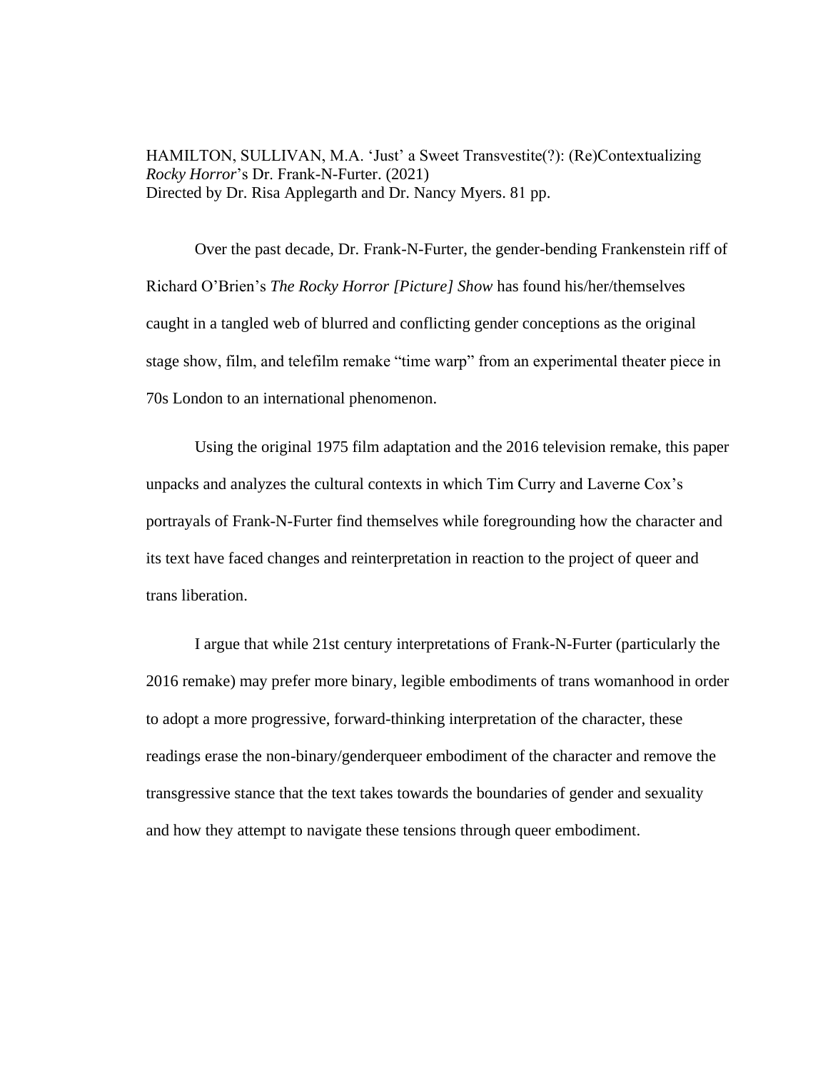HAMILTON, SULLIVAN, M.A. 'Just' a Sweet Transvestite(?): (Re)Contextualizing *Rocky Horror*'s Dr. Frank-N-Furter. (2021)
Directed by Dr. Risa Applegarth and Dr. Nancy Myers. 81 pp.

Over the past decade, Dr. Frank-N-Furter, the gender-bending Frankenstein riff of Richard O'Brien's *The Rocky Horror [Picture] Show* has found his/her/themselves caught in a tangled web of blurred and conflicting gender conceptions as the original stage show, film, and telefilm remake "time warp" from an experimental theater piece in 70s London to an international phenomenon.

Using the original 1975 film adaptation and the 2016 television remake, this paper unpacks and analyzes the cultural contexts in which Tim Curry and Laverne Cox's portrayals of Frank-N-Furter find themselves while foregrounding how the character and its text have faced changes and reinterpretation in reaction to the project of queer and trans liberation.

I argue that while 21st century interpretations of Frank-N-Furter (particularly the 2016 remake) may prefer more binary, legible embodiments of trans womanhood in order to adopt a more progressive, forward-thinking interpretation of the character, these readings erase the non-binary/genderqueer embodiment of the character and remove the transgressive stance that the text takes towards the boundaries of gender and sexuality and how they attempt to navigate these tensions through queer embodiment.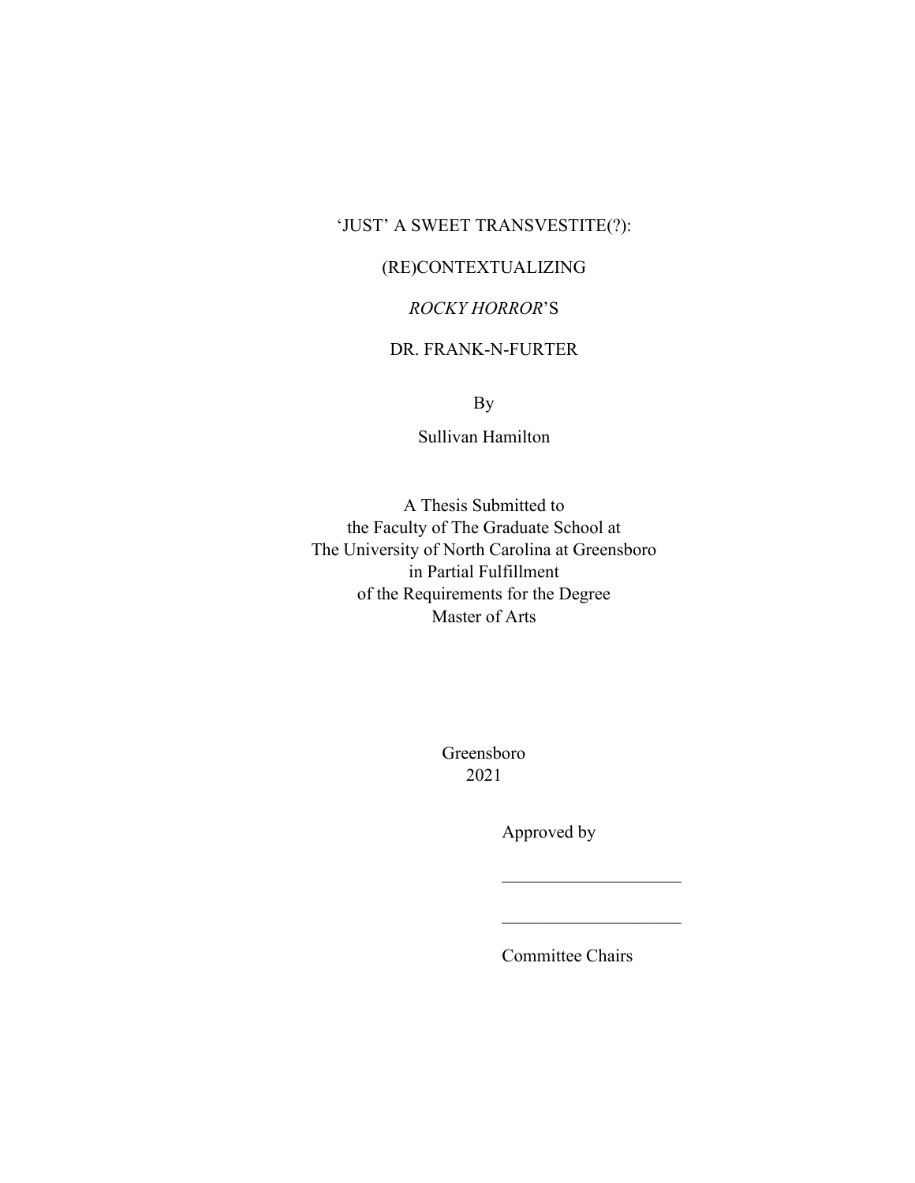# ‘JUST’ A SWEET TRANSVESTITE(?):

# (RE)CONTEXTUALIZING

# *ROCKY HORROR*’S

# DR. FRANK-N-FURTER

By

Sullivan Hamilton

A Thesis Submitted to
the Faculty of The Graduate School at
The University of North Carolina at Greensboro
in Partial Fulfillment
of the Requirements for the Degree
Master of Arts

Greensboro
2021

Approved by

____________________

____________________

Committee Chairs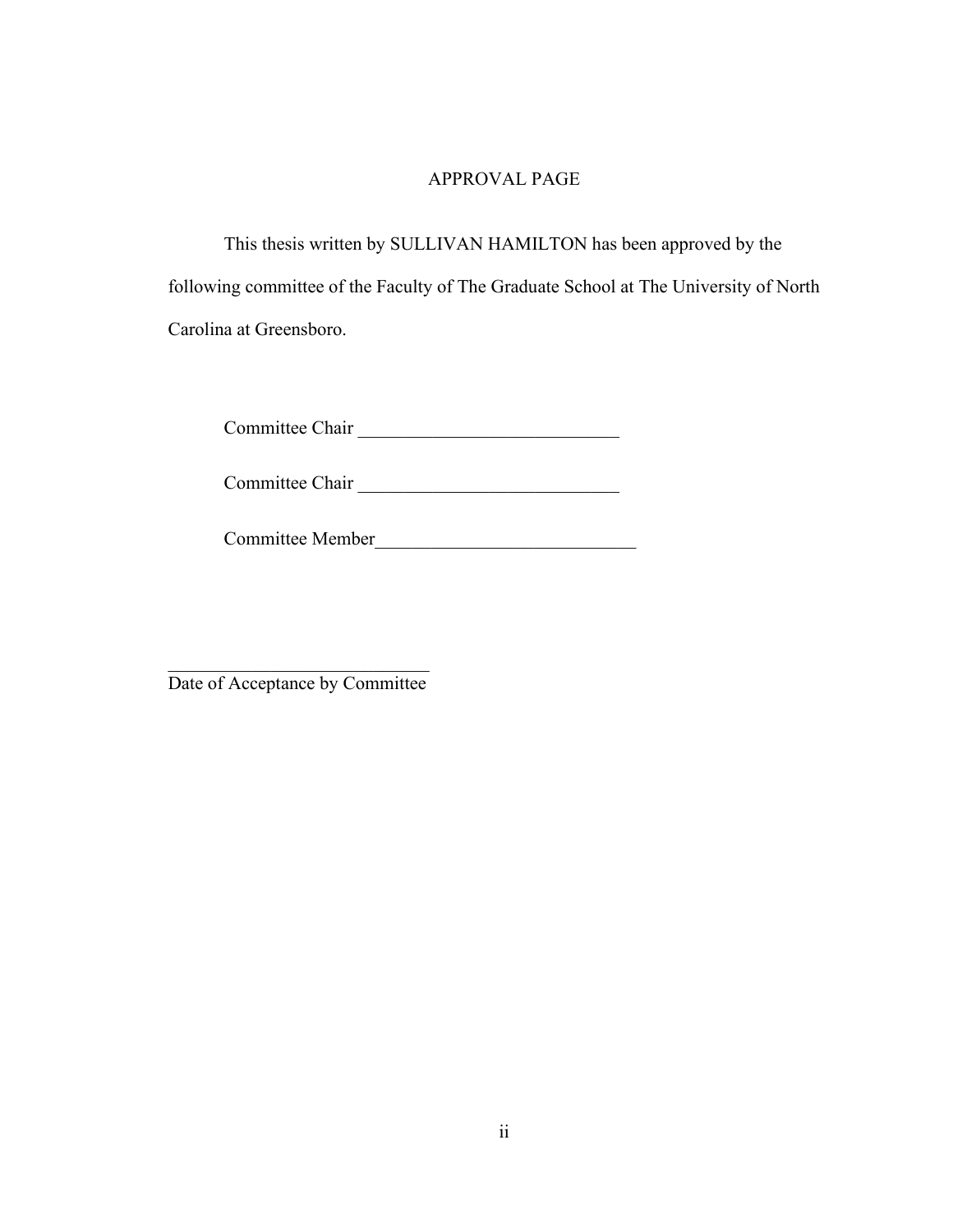# APPROVAL PAGE

This thesis written by SULLIVAN HAMILTON has been approved by the following committee of the Faculty of The Graduate School at The University of North Carolina at Greensboro.

Committee Chair ____________________________

Committee Chair ____________________________

Committee Member____________________________

____________________________
Date of Acceptance by Committee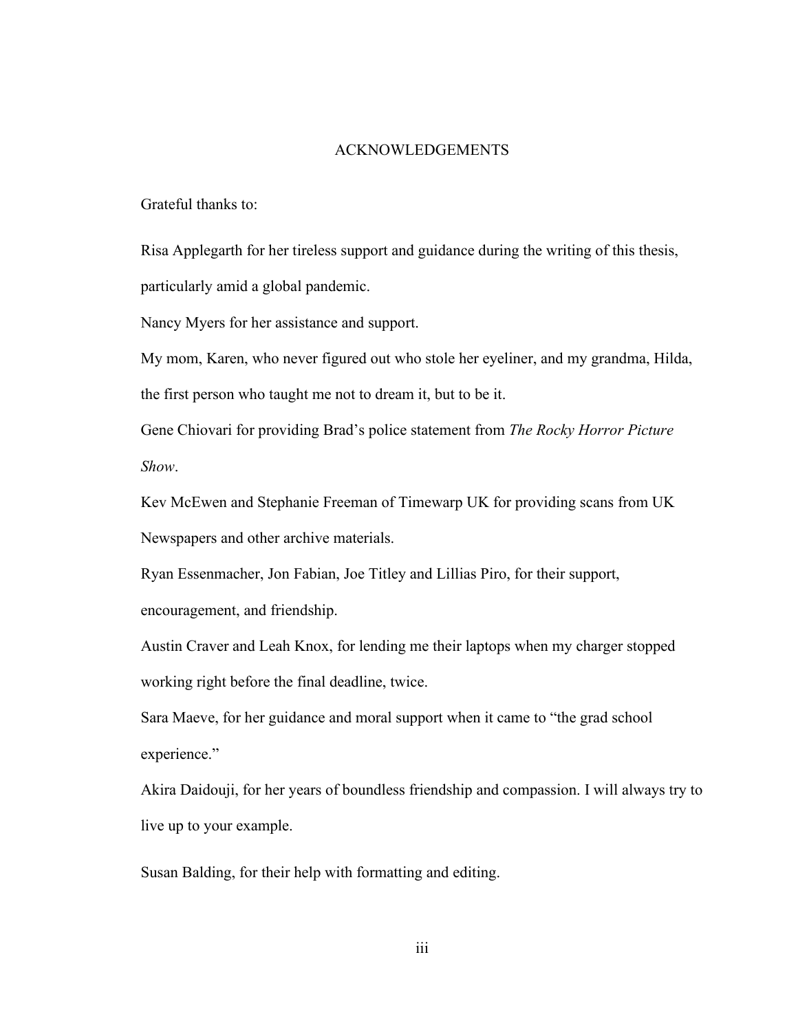# ACKNOWLEDGEMENTS

Grateful thanks to:

Risa Applegarth for her tireless support and guidance during the writing of this thesis, particularly amid a global pandemic.

Nancy Myers for her assistance and support.

My mom, Karen, who never figured out who stole her eyeliner, and my grandma, Hilda, the first person who taught me not to dream it, but to be it.

Gene Chiovari for providing Brad's police statement from *The Rocky Horror Picture Show*.

Kev McEwen and Stephanie Freeman of Timewarp UK for providing scans from UK Newspapers and other archive materials.

Ryan Essenmacher, Jon Fabian, Joe Titley and Lillias Piro, for their support, encouragement, and friendship.

Austin Craver and Leah Knox, for lending me their laptops when my charger stopped working right before the final deadline, twice.

Sara Maeve, for her guidance and moral support when it came to "the grad school experience."

Akira Daidouji, for her years of boundless friendship and compassion. I will always try to live up to your example.

Susan Balding, for their help with formatting and editing.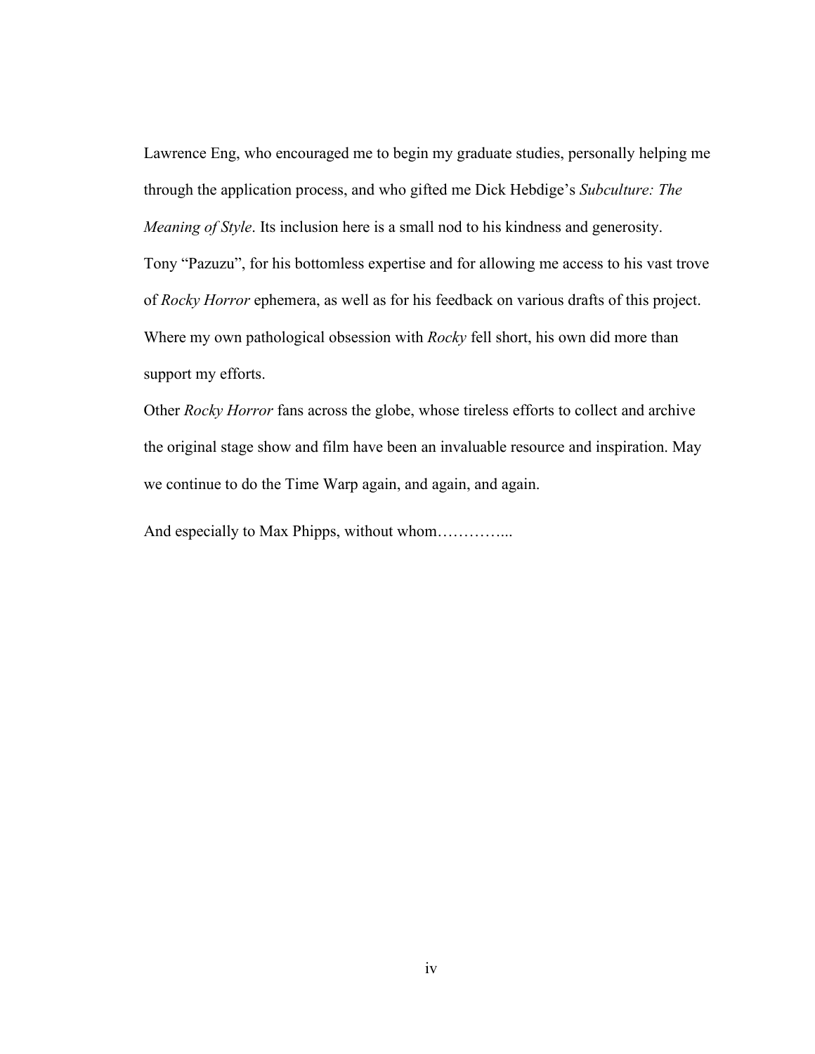Lawrence Eng, who encouraged me to begin my graduate studies, personally helping me through the application process, and who gifted me Dick Hebdige's *Subculture: The Meaning of Style*. Its inclusion here is a small nod to his kindness and generosity.

Tony "Pazuzu", for his bottomless expertise and for allowing me access to his vast trove of *Rocky Horror* ephemera, as well as for his feedback on various drafts of this project. Where my own pathological obsession with *Rocky* fell short, his own did more than support my efforts.

Other *Rocky Horror* fans across the globe, whose tireless efforts to collect and archive the original stage show and film have been an invaluable resource and inspiration. May we continue to do the Time Warp again, and again, and again.

And especially to Max Phipps, without whom…………...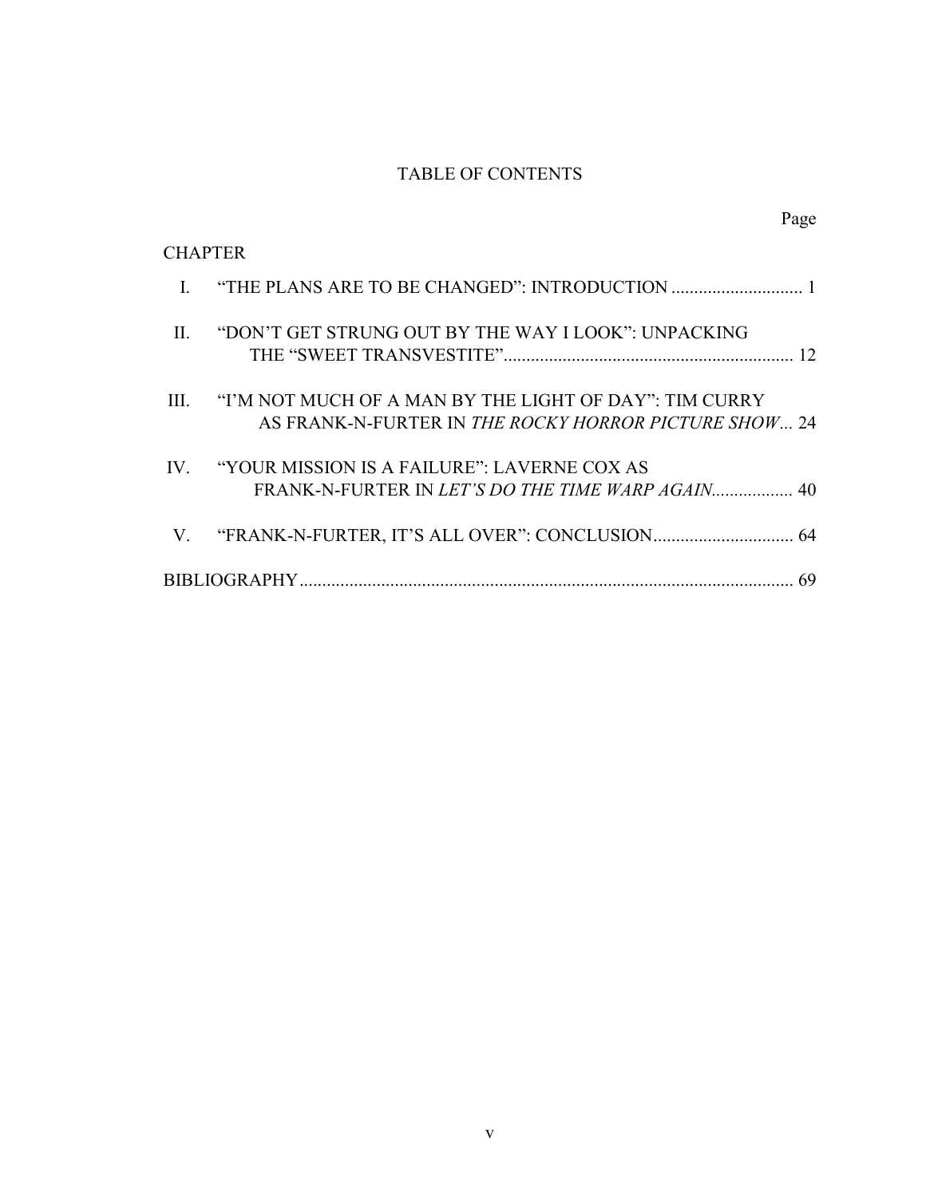# TABLE OF CONTENTS

| CHAPTER | | Page |
|---|---|---|
| I. | "THE PLANS ARE TO BE CHANGED": INTRODUCTION | 1 |
| II. | "DON'T GET STRUNG OUT BY THE WAY I LOOK": UNPACKING THE "SWEET TRANSVESTITE" | 12 |
| III. | "I'M NOT MUCH OF A MAN BY THE LIGHT OF DAY": TIM CURRY AS FRANK-N-FURTER IN *THE ROCKY HORROR PICTURE SHOW* | 24 |
| IV. | "YOUR MISSION IS A FAILURE": LAVERNE COX AS FRANK-N-FURTER IN *LET'S DO THE TIME WARP AGAIN* | 40 |
| V. | "FRANK-N-FURTER, IT'S ALL OVER": CONCLUSION | 64 |
| BIBLIOGRAPHY | | 69 |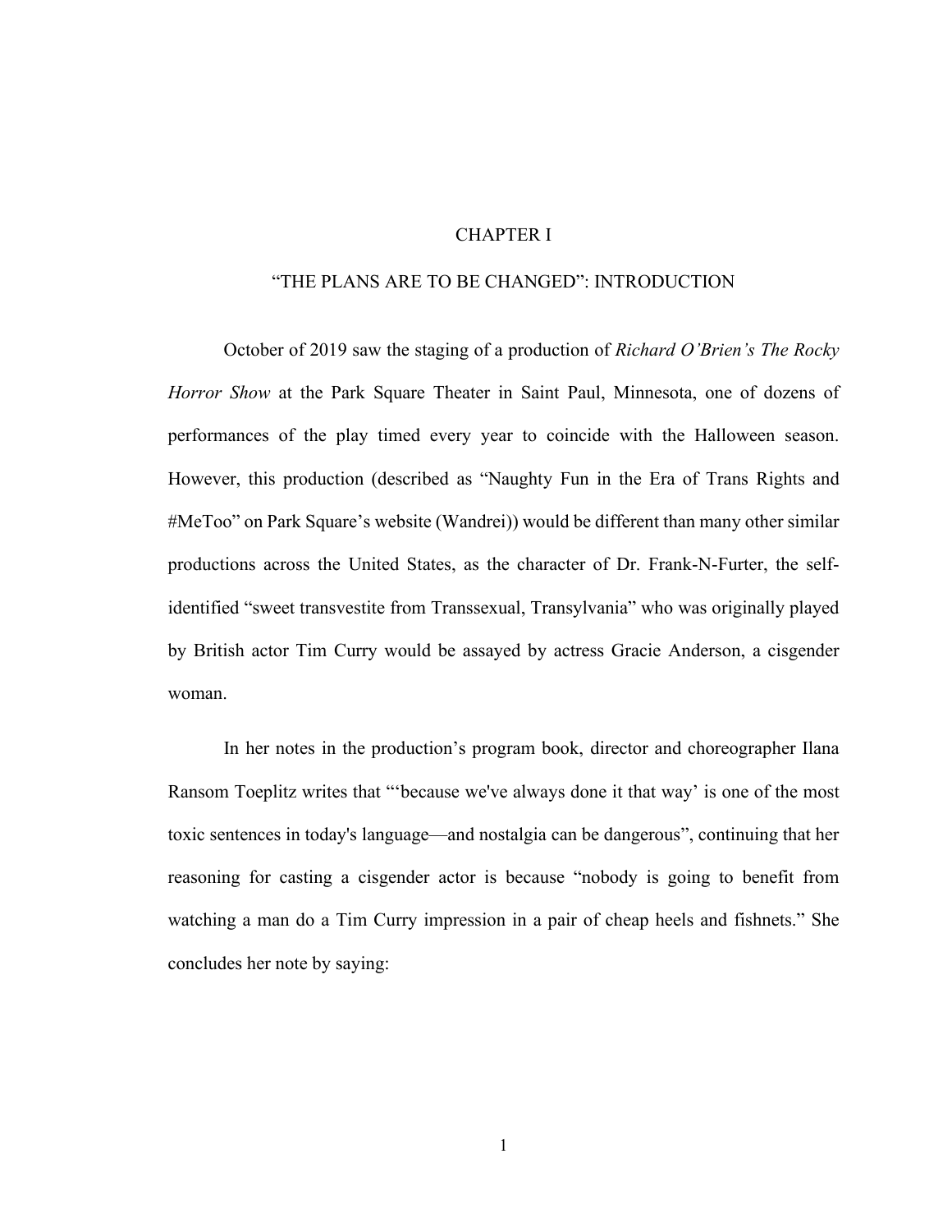# CHAPTER I

## "THE PLANS ARE TO BE CHANGED": INTRODUCTION

October of 2019 saw the staging of a production of *Richard O'Brien's The Rocky Horror Show* at the Park Square Theater in Saint Paul, Minnesota, one of dozens of performances of the play timed every year to coincide with the Halloween season. However, this production (described as "Naughty Fun in the Era of Trans Rights and #MeToo" on Park Square's website (Wandrei)) would be different than many other similar productions across the United States, as the character of Dr. Frank-N-Furter, the self-identified "sweet transvestite from Transsexual, Transylvania" who was originally played by British actor Tim Curry would be assayed by actress Gracie Anderson, a cisgender woman.

In her notes in the production's program book, director and choreographer Ilana Ransom Toeplitz writes that "'because we've always done it that way' is one of the most toxic sentences in today's language—and nostalgia can be dangerous", continuing that her reasoning for casting a cisgender actor is because "nobody is going to benefit from watching a man do a Tim Curry impression in a pair of cheap heels and fishnets." She concludes her note by saying: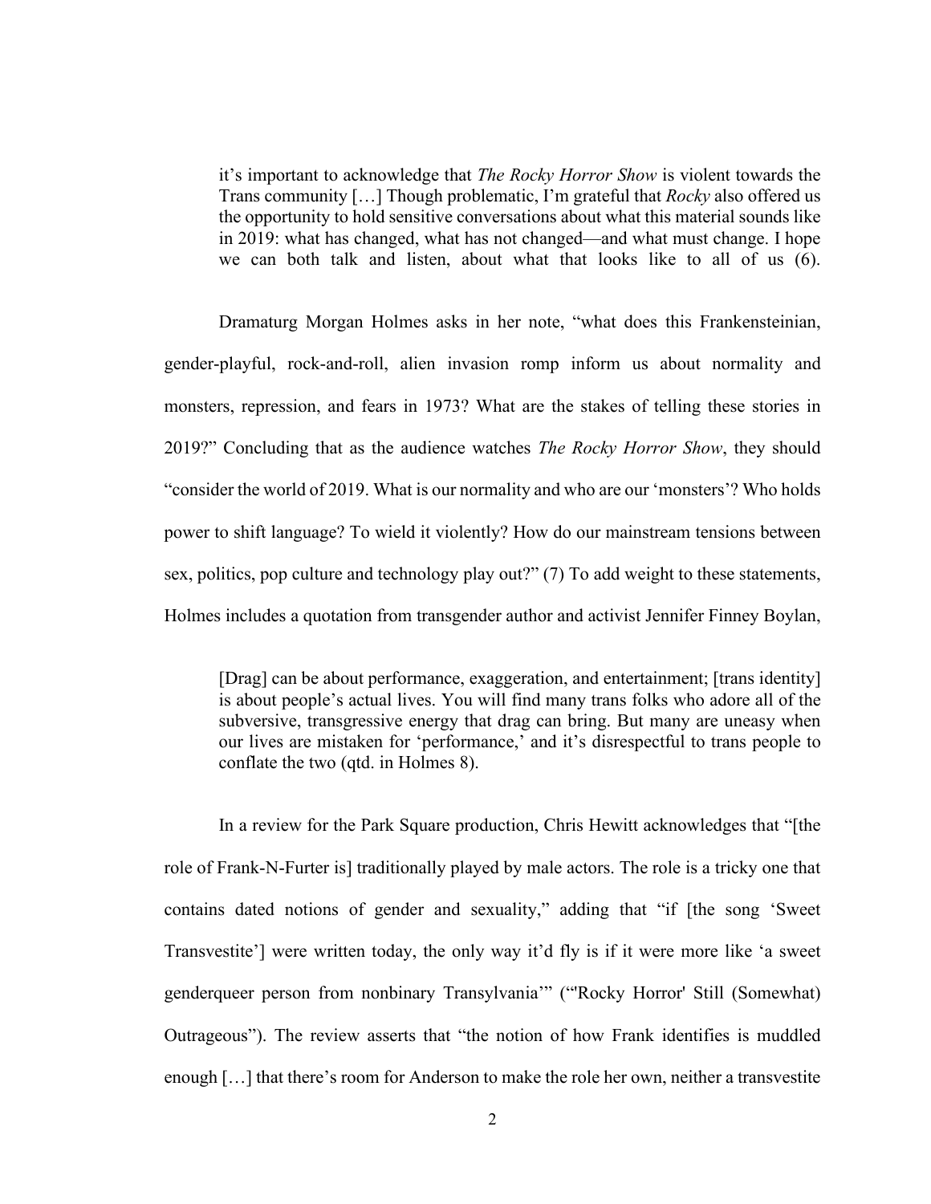> it's important to acknowledge that *The Rocky Horror Show* is violent towards the Trans community […] Though problematic, I'm grateful that *Rocky* also offered us the opportunity to hold sensitive conversations about what this material sounds like in 2019: what has changed, what has not changed—and what must change. I hope we can both talk and listen, about what that looks like to all of us (6).

Dramaturg Morgan Holmes asks in her note, "what does this Frankensteinian, gender-playful, rock-and-roll, alien invasion romp inform us about normality and monsters, repression, and fears in 1973? What are the stakes of telling these stories in 2019?" Concluding that as the audience watches *The Rocky Horror Show*, they should "consider the world of 2019. What is our normality and who are our 'monsters'? Who holds power to shift language? To wield it violently? How do our mainstream tensions between sex, politics, pop culture and technology play out?" (7) To add weight to these statements, Holmes includes a quotation from transgender author and activist Jennifer Finney Boylan,

> [Drag] can be about performance, exaggeration, and entertainment; [trans identity] is about people's actual lives. You will find many trans folks who adore all of the subversive, transgressive energy that drag can bring. But many are uneasy when our lives are mistaken for 'performance,' and it's disrespectful to trans people to conflate the two (qtd. in Holmes 8).

In a review for the Park Square production, Chris Hewitt acknowledges that "[the role of Frank-N-Furter is] traditionally played by male actors. The role is a tricky one that contains dated notions of gender and sexuality," adding that "if [the song 'Sweet Transvestite'] were written today, the only way it'd fly is if it were more like 'a sweet genderqueer person from nonbinary Transylvania'" ("'Rocky Horror' Still (Somewhat) Outrageous"). The review asserts that "the notion of how Frank identifies is muddled enough […] that there's room for Anderson to make the role her own, neither a transvestite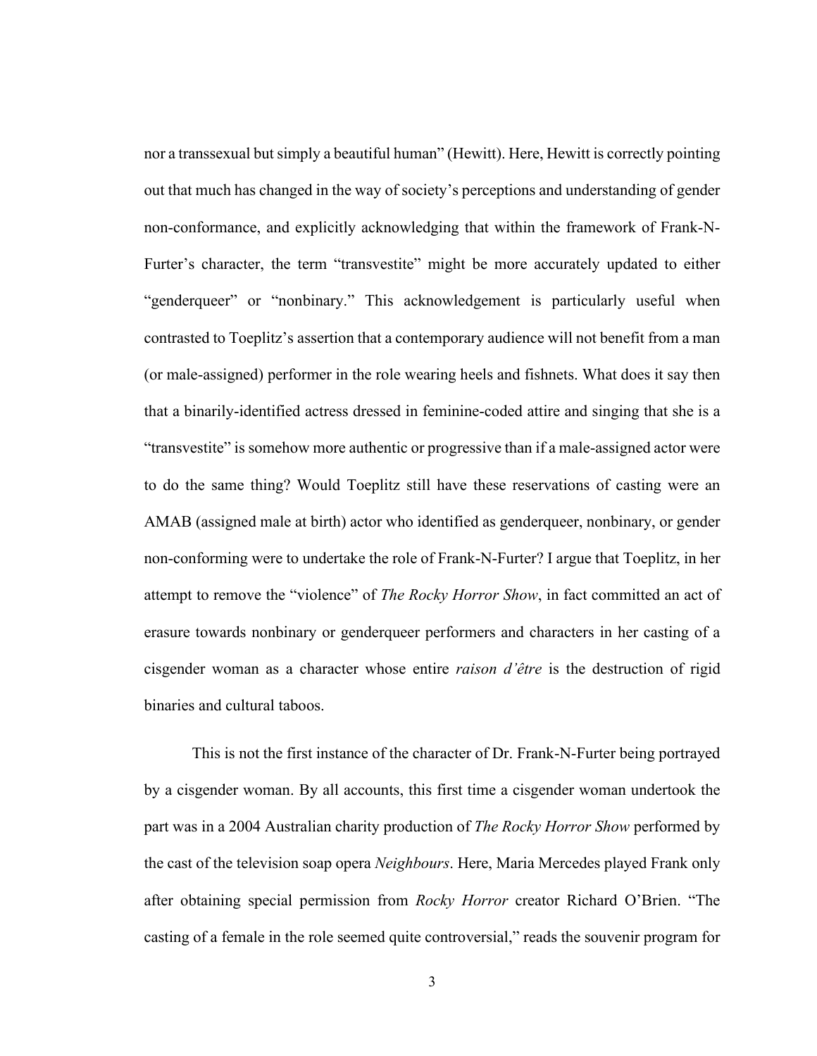nor a transsexual but simply a beautiful human" (Hewitt). Here, Hewitt is correctly pointing out that much has changed in the way of society's perceptions and understanding of gender non-conformance, and explicitly acknowledging that within the framework of Frank-N-Furter's character, the term "transvestite" might be more accurately updated to either "genderqueer" or "nonbinary." This acknowledgement is particularly useful when contrasted to Toeplitz's assertion that a contemporary audience will not benefit from a man (or male-assigned) performer in the role wearing heels and fishnets. What does it say then that a binarily-identified actress dressed in feminine-coded attire and singing that she is a "transvestite" is somehow more authentic or progressive than if a male-assigned actor were to do the same thing? Would Toeplitz still have these reservations of casting were an AMAB (assigned male at birth) actor who identified as genderqueer, nonbinary, or gender non-conforming were to undertake the role of Frank-N-Furter? I argue that Toeplitz, in her attempt to remove the "violence" of *The Rocky Horror Show*, in fact committed an act of erasure towards nonbinary or genderqueer performers and characters in her casting of a cisgender woman as a character whose entire *raison d'être* is the destruction of rigid binaries and cultural taboos.

This is not the first instance of the character of Dr. Frank-N-Furter being portrayed by a cisgender woman. By all accounts, this first time a cisgender woman undertook the part was in a 2004 Australian charity production of *The Rocky Horror Show* performed by the cast of the television soap opera *Neighbours*. Here, Maria Mercedes played Frank only after obtaining special permission from *Rocky Horror* creator Richard O'Brien. "The casting of a female in the role seemed quite controversial," reads the souvenir program for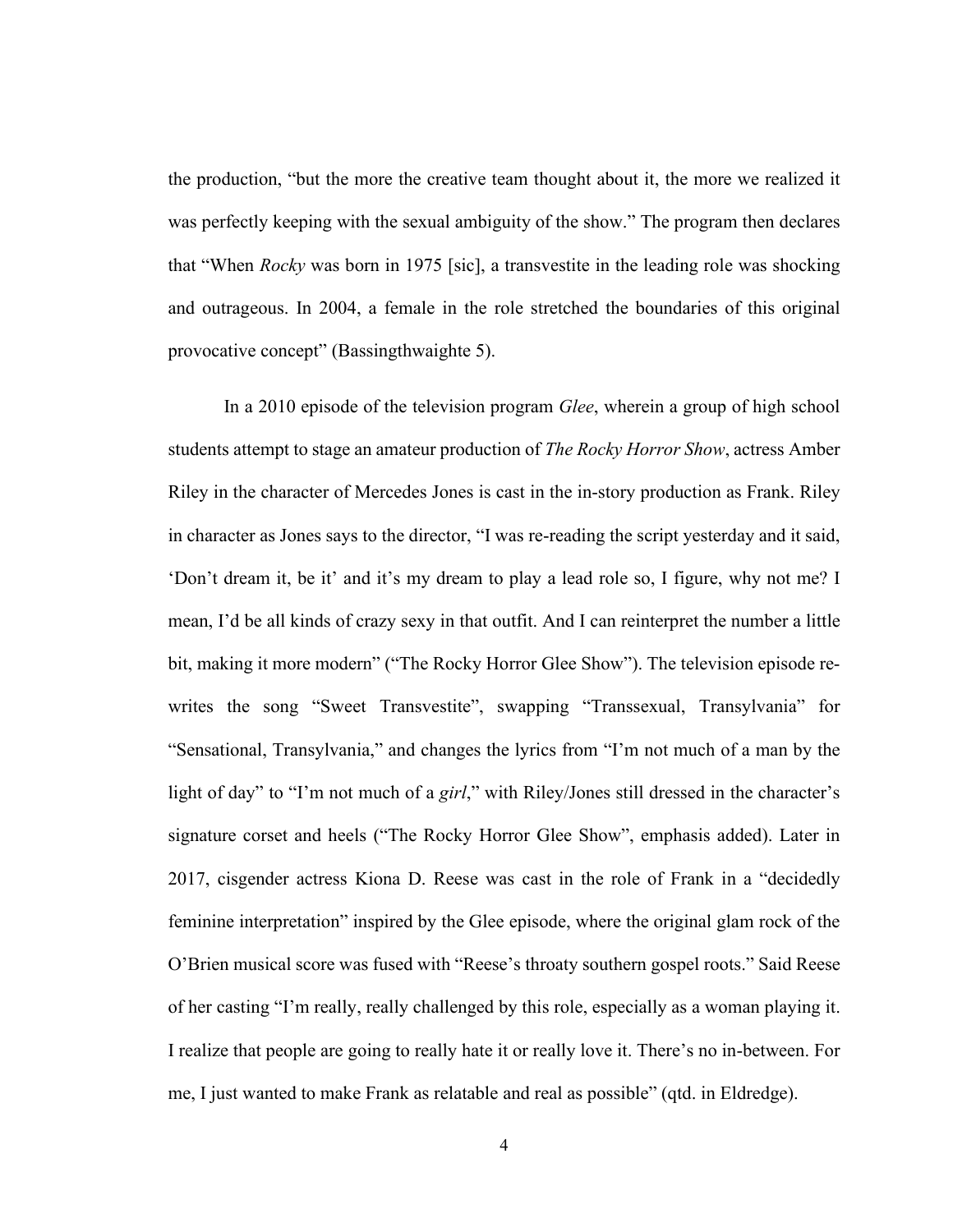the production, "but the more the creative team thought about it, the more we realized it was perfectly keeping with the sexual ambiguity of the show." The program then declares that "When *Rocky* was born in 1975 [sic], a transvestite in the leading role was shocking and outrageous. In 2004, a female in the role stretched the boundaries of this original provocative concept" (Bassingthwaighte 5).

In a 2010 episode of the television program *Glee*, wherein a group of high school students attempt to stage an amateur production of *The Rocky Horror Show*, actress Amber Riley in the character of Mercedes Jones is cast in the in-story production as Frank. Riley in character as Jones says to the director, "I was re-reading the script yesterday and it said, 'Don't dream it, be it' and it's my dream to play a lead role so, I figure, why not me? I mean, I'd be all kinds of crazy sexy in that outfit. And I can reinterpret the number a little bit, making it more modern" ("The Rocky Horror Glee Show"). The television episode re-writes the song "Sweet Transvestite", swapping "Transsexual, Transylvania" for "Sensational, Transylvania," and changes the lyrics from "I'm not much of a man by the light of day" to "I'm not much of a *girl*," with Riley/Jones still dressed in the character's signature corset and heels ("The Rocky Horror Glee Show", emphasis added). Later in 2017, cisgender actress Kiona D. Reese was cast in the role of Frank in a "decidedly feminine interpretation" inspired by the Glee episode, where the original glam rock of the O'Brien musical score was fused with "Reese's throaty southern gospel roots." Said Reese of her casting "I'm really, really challenged by this role, especially as a woman playing it. I realize that people are going to really hate it or really love it. There's no in-between. For me, I just wanted to make Frank as relatable and real as possible" (qtd. in Eldredge).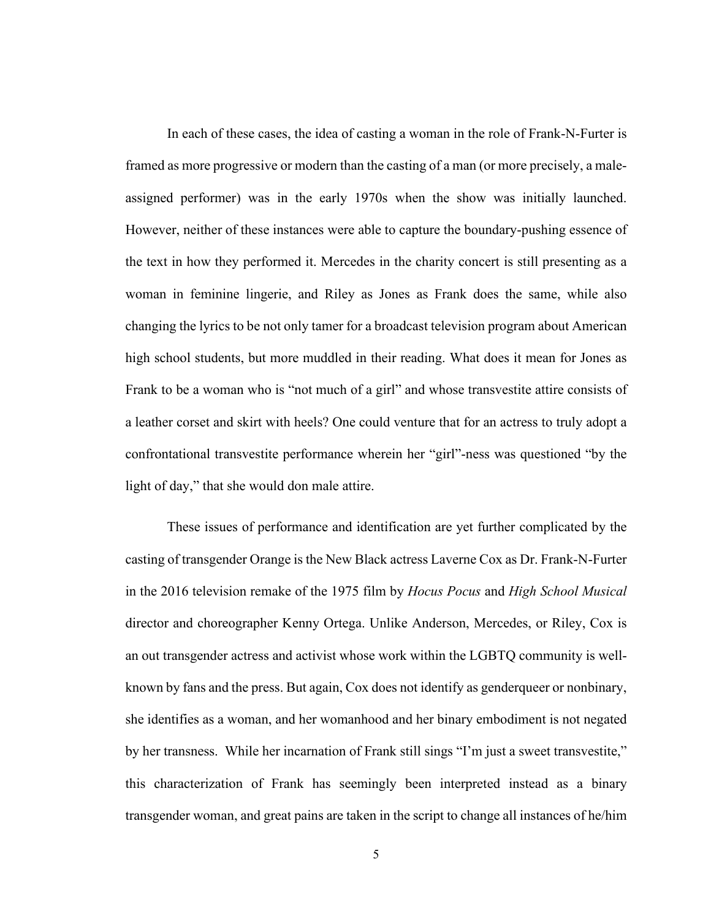In each of these cases, the idea of casting a woman in the role of Frank-N-Furter is framed as more progressive or modern than the casting of a man (or more precisely, a male-assigned performer) was in the early 1970s when the show was initially launched. However, neither of these instances were able to capture the boundary-pushing essence of the text in how they performed it. Mercedes in the charity concert is still presenting as a woman in feminine lingerie, and Riley as Jones as Frank does the same, while also changing the lyrics to be not only tamer for a broadcast television program about American high school students, but more muddled in their reading. What does it mean for Jones as Frank to be a woman who is "not much of a girl" and whose transvestite attire consists of a leather corset and skirt with heels? One could venture that for an actress to truly adopt a confrontational transvestite performance wherein her "girl"-ness was questioned "by the light of day," that she would don male attire.

These issues of performance and identification are yet further complicated by the casting of transgender Orange is the New Black actress Laverne Cox as Dr. Frank-N-Furter in the 2016 television remake of the 1975 film by *Hocus Pocus* and *High School Musical* director and choreographer Kenny Ortega. Unlike Anderson, Mercedes, or Riley, Cox is an out transgender actress and activist whose work within the LGBTQ community is well-known by fans and the press. But again, Cox does not identify as genderqueer or nonbinary, she identifies as a woman, and her womanhood and her binary embodiment is not negated by her transness. While her incarnation of Frank still sings "I'm just a sweet transvestite," this characterization of Frank has seemingly been interpreted instead as a binary transgender woman, and great pains are taken in the script to change all instances of he/him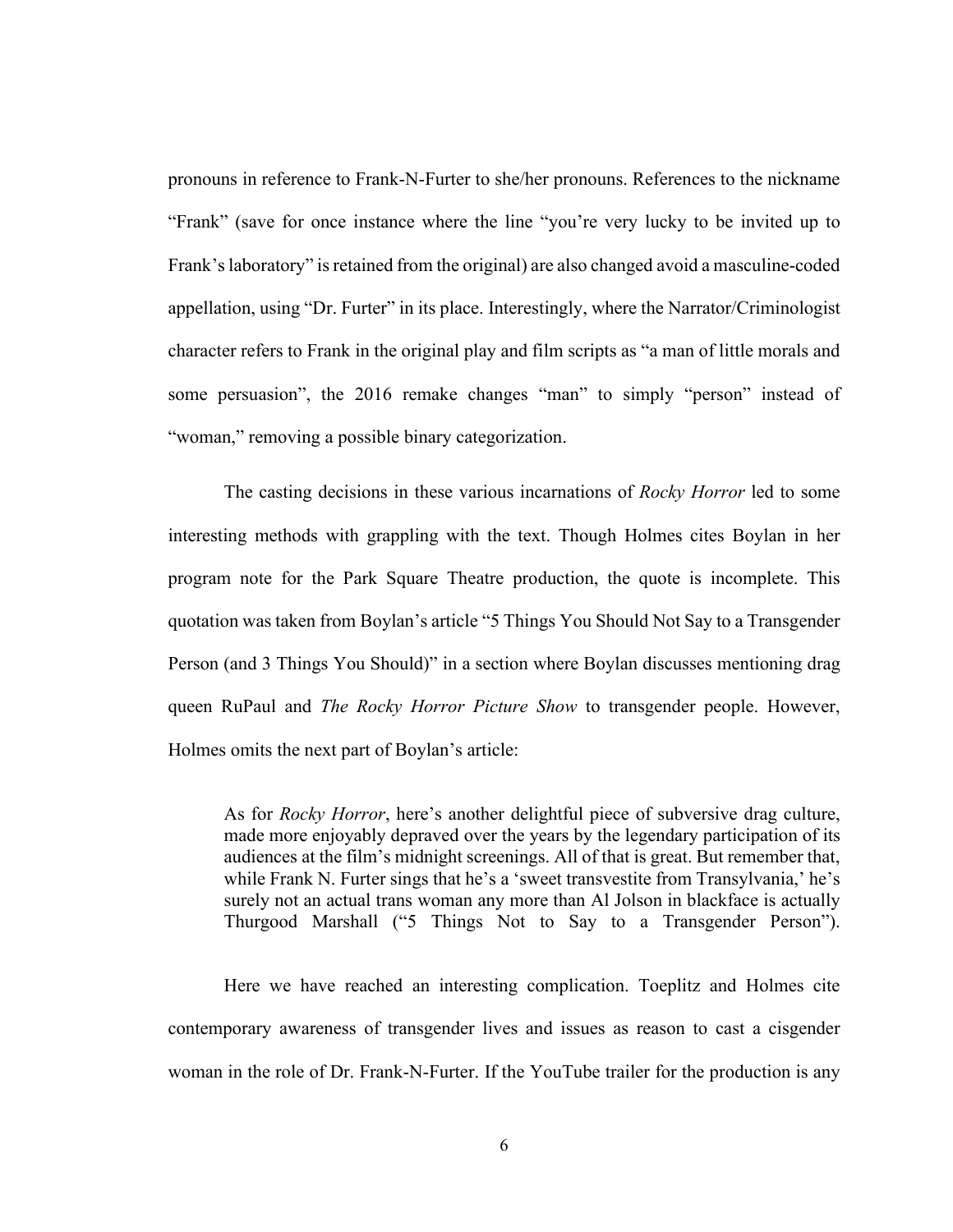pronouns in reference to Frank-N-Furter to she/her pronouns. References to the nickname "Frank" (save for once instance where the line "you're very lucky to be invited up to Frank's laboratory" is retained from the original) are also changed avoid a masculine-coded appellation, using "Dr. Furter" in its place. Interestingly, where the Narrator/Criminologist character refers to Frank in the original play and film scripts as "a man of little morals and some persuasion", the 2016 remake changes "man" to simply "person" instead of "woman," removing a possible binary categorization.

The casting decisions in these various incarnations of *Rocky Horror* led to some interesting methods with grappling with the text. Though Holmes cites Boylan in her program note for the Park Square Theatre production, the quote is incomplete. This quotation was taken from Boylan's article "5 Things You Should Not Say to a Transgender Person (and 3 Things You Should)" in a section where Boylan discusses mentioning drag queen RuPaul and *The Rocky Horror Picture Show* to transgender people. However, Holmes omits the next part of Boylan's article:

> As for *Rocky Horror*, here's another delightful piece of subversive drag culture, made more enjoyably depraved over the years by the legendary participation of its audiences at the film's midnight screenings. All of that is great. But remember that, while Frank N. Furter sings that he's a 'sweet transvestite from Transylvania,' he's surely not an actual trans woman any more than Al Jolson in blackface is actually Thurgood Marshall ("5 Things Not to Say to a Transgender Person").

Here we have reached an interesting complication. Toeplitz and Holmes cite contemporary awareness of transgender lives and issues as reason to cast a cisgender woman in the role of Dr. Frank-N-Furter. If the YouTube trailer for the production is any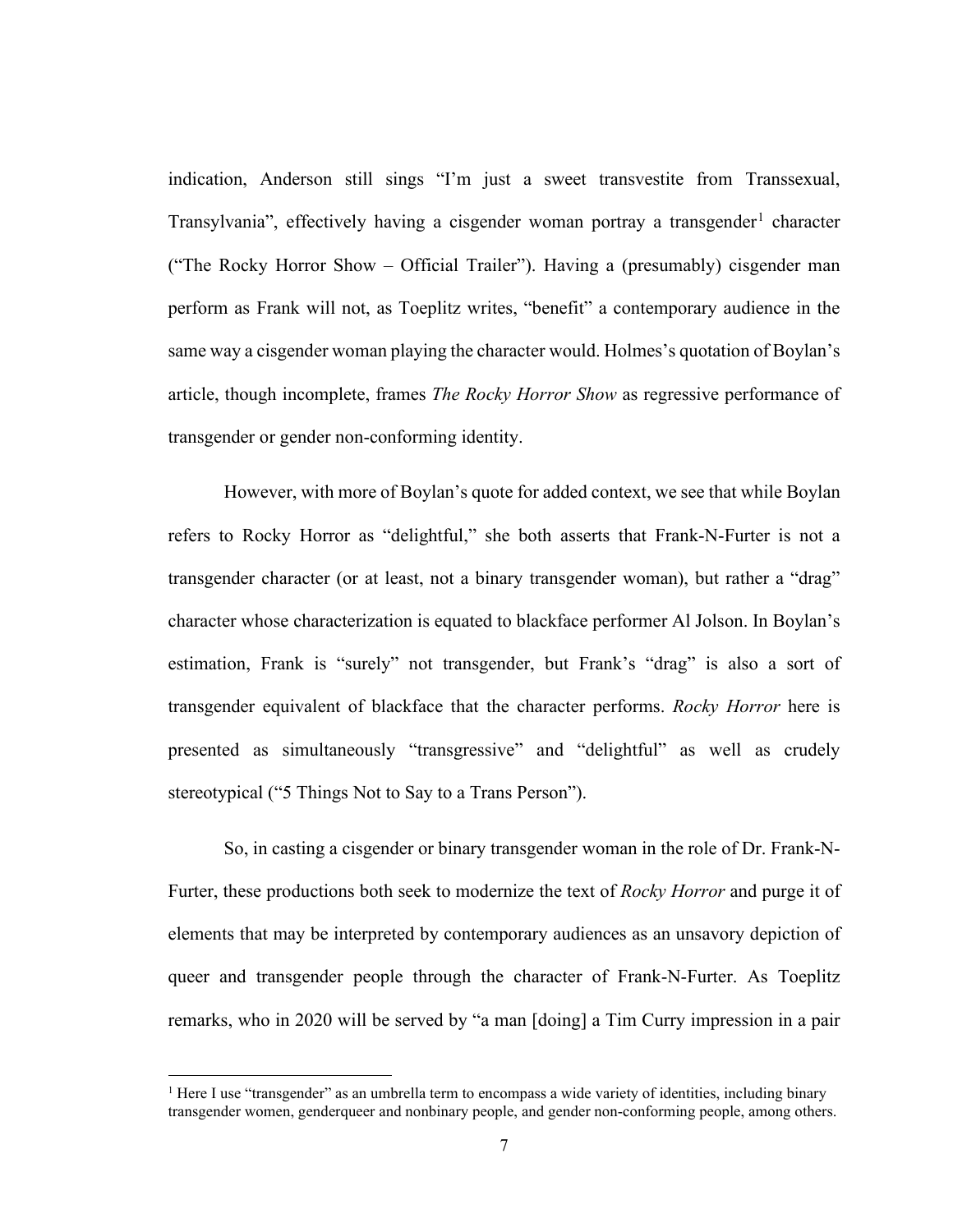indication, Anderson still sings "I'm just a sweet transvestite from Transsexual, Transylvania", effectively having a cisgender woman portray a transgender[1] character ("The Rocky Horror Show – Official Trailer"). Having a (presumably) cisgender man perform as Frank will not, as Toeplitz writes, "benefit" a contemporary audience in the same way a cisgender woman playing the character would. Holmes's quotation of Boylan's article, though incomplete, frames *The Rocky Horror Show* as regressive performance of transgender or gender non-conforming identity.

However, with more of Boylan's quote for added context, we see that while Boylan refers to Rocky Horror as "delightful," she both asserts that Frank-N-Furter is not a transgender character (or at least, not a binary transgender woman), but rather a "drag" character whose characterization is equated to blackface performer Al Jolson. In Boylan's estimation, Frank is "surely" not transgender, but Frank's "drag" is also a sort of transgender equivalent of blackface that the character performs. *Rocky Horror* here is presented as simultaneously "transgressive" and "delightful" as well as crudely stereotypical ("5 Things Not to Say to a Trans Person").

So, in casting a cisgender or binary transgender woman in the role of Dr. Frank-N-Furter, these productions both seek to modernize the text of *Rocky Horror* and purge it of elements that may be interpreted by contemporary audiences as an unsavory depiction of queer and transgender people through the character of Frank-N-Furter. As Toeplitz remarks, who in 2020 will be served by "a man [doing] a Tim Curry impression in a pair

[1] Here I use "transgender" as an umbrella term to encompass a wide variety of identities, including binary transgender women, genderqueer and nonbinary people, and gender non-conforming people, among others.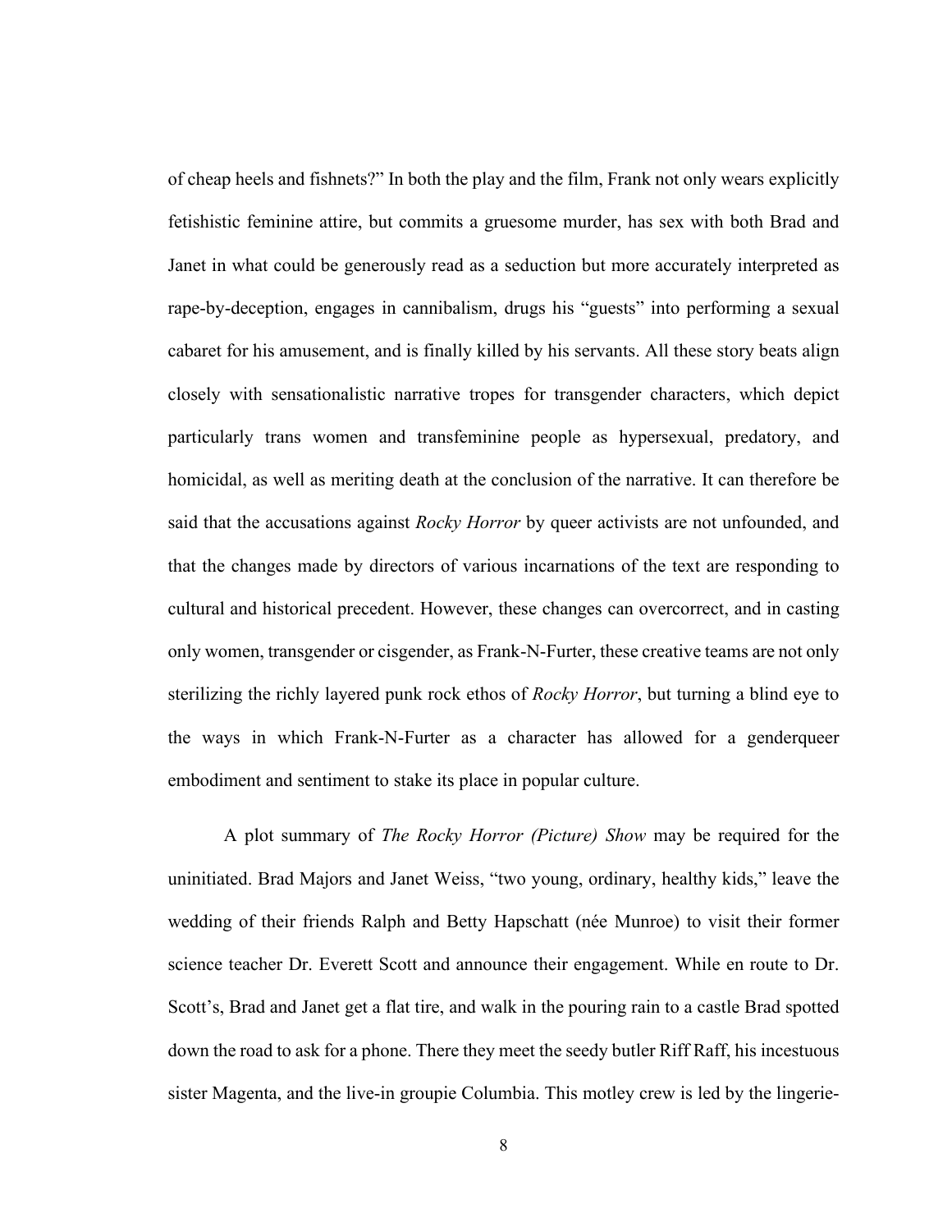of cheap heels and fishnets?" In both the play and the film, Frank not only wears explicitly fetishistic feminine attire, but commits a gruesome murder, has sex with both Brad and Janet in what could be generously read as a seduction but more accurately interpreted as rape-by-deception, engages in cannibalism, drugs his "guests" into performing a sexual cabaret for his amusement, and is finally killed by his servants. All these story beats align closely with sensationalistic narrative tropes for transgender characters, which depict particularly trans women and transfeminine people as hypersexual, predatory, and homicidal, as well as meriting death at the conclusion of the narrative. It can therefore be said that the accusations against *Rocky Horror* by queer activists are not unfounded, and that the changes made by directors of various incarnations of the text are responding to cultural and historical precedent. However, these changes can overcorrect, and in casting only women, transgender or cisgender, as Frank-N-Furter, these creative teams are not only sterilizing the richly layered punk rock ethos of *Rocky Horror*, but turning a blind eye to the ways in which Frank-N-Furter as a character has allowed for a genderqueer embodiment and sentiment to stake its place in popular culture.

A plot summary of *The Rocky Horror (Picture) Show* may be required for the uninitiated. Brad Majors and Janet Weiss, "two young, ordinary, healthy kids," leave the wedding of their friends Ralph and Betty Hapschatt (née Munroe) to visit their former science teacher Dr. Everett Scott and announce their engagement. While en route to Dr. Scott's, Brad and Janet get a flat tire, and walk in the pouring rain to a castle Brad spotted down the road to ask for a phone. There they meet the seedy butler Riff Raff, his incestuous sister Magenta, and the live-in groupie Columbia. This motley crew is led by the lingerie-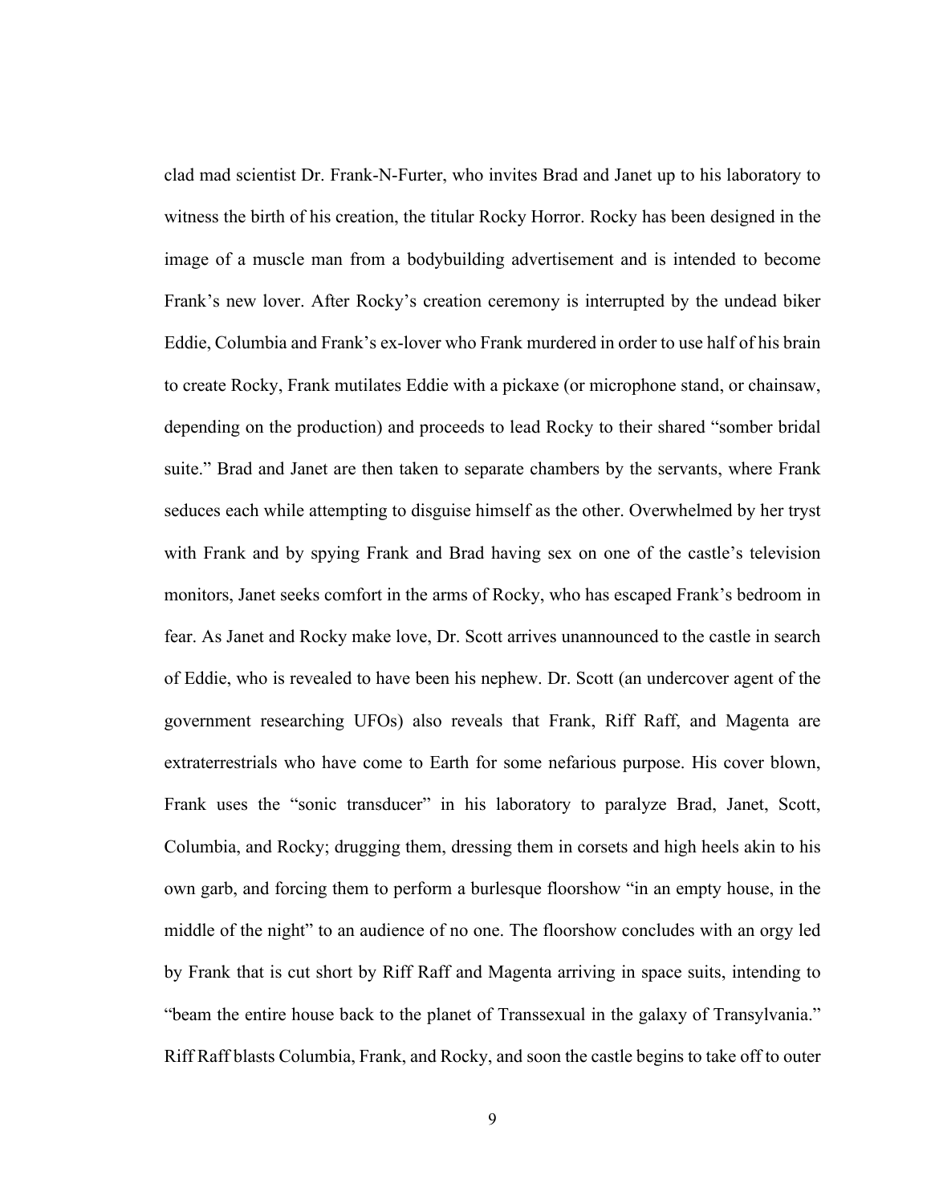clad mad scientist Dr. Frank-N-Furter, who invites Brad and Janet up to his laboratory to witness the birth of his creation, the titular Rocky Horror. Rocky has been designed in the image of a muscle man from a bodybuilding advertisement and is intended to become Frank's new lover. After Rocky's creation ceremony is interrupted by the undead biker Eddie, Columbia and Frank's ex-lover who Frank murdered in order to use half of his brain to create Rocky, Frank mutilates Eddie with a pickaxe (or microphone stand, or chainsaw, depending on the production) and proceeds to lead Rocky to their shared "somber bridal suite." Brad and Janet are then taken to separate chambers by the servants, where Frank seduces each while attempting to disguise himself as the other. Overwhelmed by her tryst with Frank and by spying Frank and Brad having sex on one of the castle's television monitors, Janet seeks comfort in the arms of Rocky, who has escaped Frank's bedroom in fear. As Janet and Rocky make love, Dr. Scott arrives unannounced to the castle in search of Eddie, who is revealed to have been his nephew. Dr. Scott (an undercover agent of the government researching UFOs) also reveals that Frank, Riff Raff, and Magenta are extraterrestrials who have come to Earth for some nefarious purpose. His cover blown, Frank uses the "sonic transducer" in his laboratory to paralyze Brad, Janet, Scott, Columbia, and Rocky; drugging them, dressing them in corsets and high heels akin to his own garb, and forcing them to perform a burlesque floorshow "in an empty house, in the middle of the night" to an audience of no one. The floorshow concludes with an orgy led by Frank that is cut short by Riff Raff and Magenta arriving in space suits, intending to "beam the entire house back to the planet of Transsexual in the galaxy of Transylvania." Riff Raff blasts Columbia, Frank, and Rocky, and soon the castle begins to take off to outer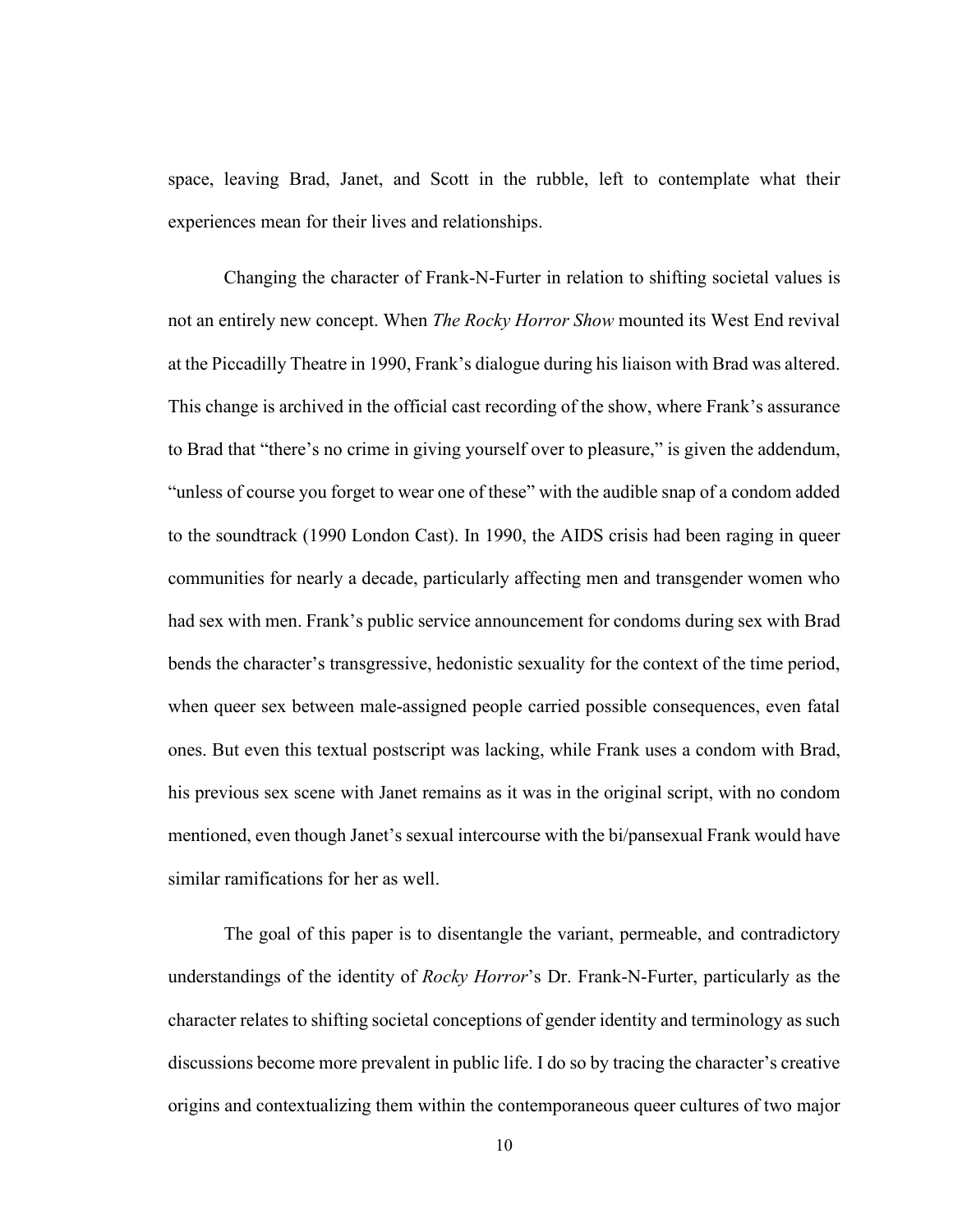space, leaving Brad, Janet, and Scott in the rubble, left to contemplate what their experiences mean for their lives and relationships.

Changing the character of Frank-N-Furter in relation to shifting societal values is not an entirely new concept. When *The Rocky Horror Show* mounted its West End revival at the Piccadilly Theatre in 1990, Frank's dialogue during his liaison with Brad was altered. This change is archived in the official cast recording of the show, where Frank's assurance to Brad that "there's no crime in giving yourself over to pleasure," is given the addendum, "unless of course you forget to wear one of these" with the audible snap of a condom added to the soundtrack (1990 London Cast). In 1990, the AIDS crisis had been raging in queer communities for nearly a decade, particularly affecting men and transgender women who had sex with men. Frank's public service announcement for condoms during sex with Brad bends the character's transgressive, hedonistic sexuality for the context of the time period, when queer sex between male-assigned people carried possible consequences, even fatal ones. But even this textual postscript was lacking, while Frank uses a condom with Brad, his previous sex scene with Janet remains as it was in the original script, with no condom mentioned, even though Janet's sexual intercourse with the bi/pansexual Frank would have similar ramifications for her as well.

The goal of this paper is to disentangle the variant, permeable, and contradictory understandings of the identity of *Rocky Horror*'s Dr. Frank-N-Furter, particularly as the character relates to shifting societal conceptions of gender identity and terminology as such discussions become more prevalent in public life. I do so by tracing the character's creative origins and contextualizing them within the contemporaneous queer cultures of two major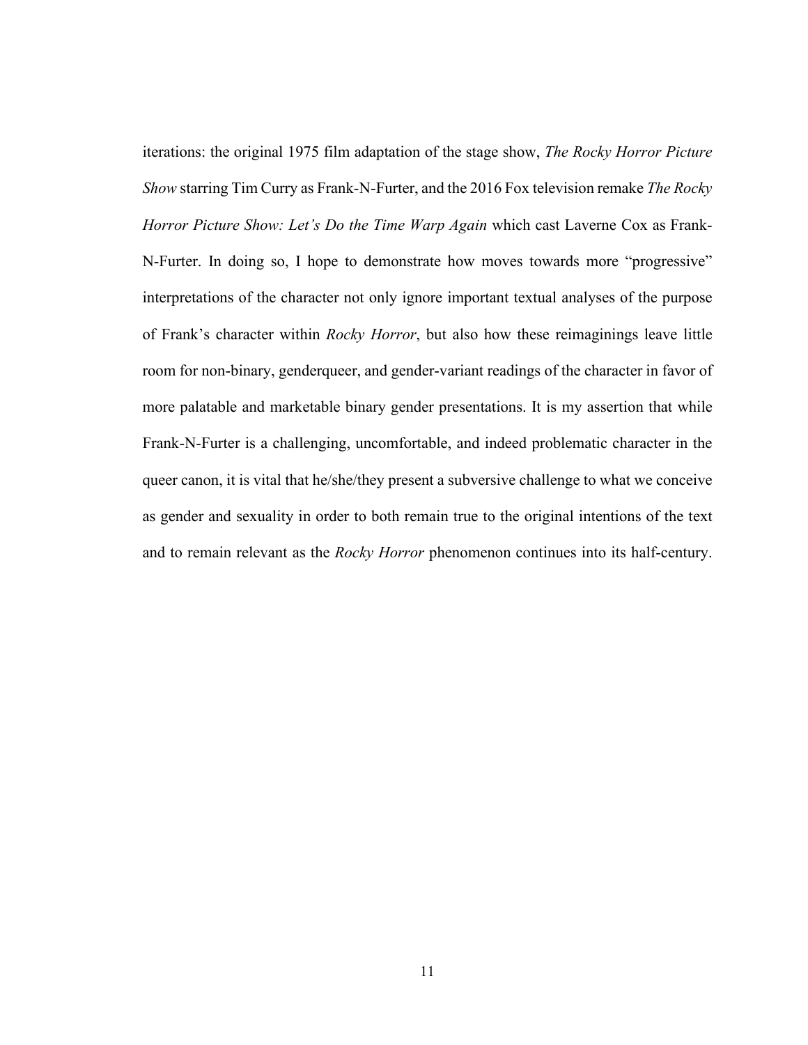iterations: the original 1975 film adaptation of the stage show, *The Rocky Horror Picture Show* starring Tim Curry as Frank-N-Furter, and the 2016 Fox television remake *The Rocky Horror Picture Show: Let's Do the Time Warp Again* which cast Laverne Cox as Frank-N-Furter. In doing so, I hope to demonstrate how moves towards more "progressive" interpretations of the character not only ignore important textual analyses of the purpose of Frank's character within *Rocky Horror*, but also how these reimaginings leave little room for non-binary, genderqueer, and gender-variant readings of the character in favor of more palatable and marketable binary gender presentations. It is my assertion that while Frank-N-Furter is a challenging, uncomfortable, and indeed problematic character in the queer canon, it is vital that he/she/they present a subversive challenge to what we conceive as gender and sexuality in order to both remain true to the original intentions of the text and to remain relevant as the *Rocky Horror* phenomenon continues into its half-century.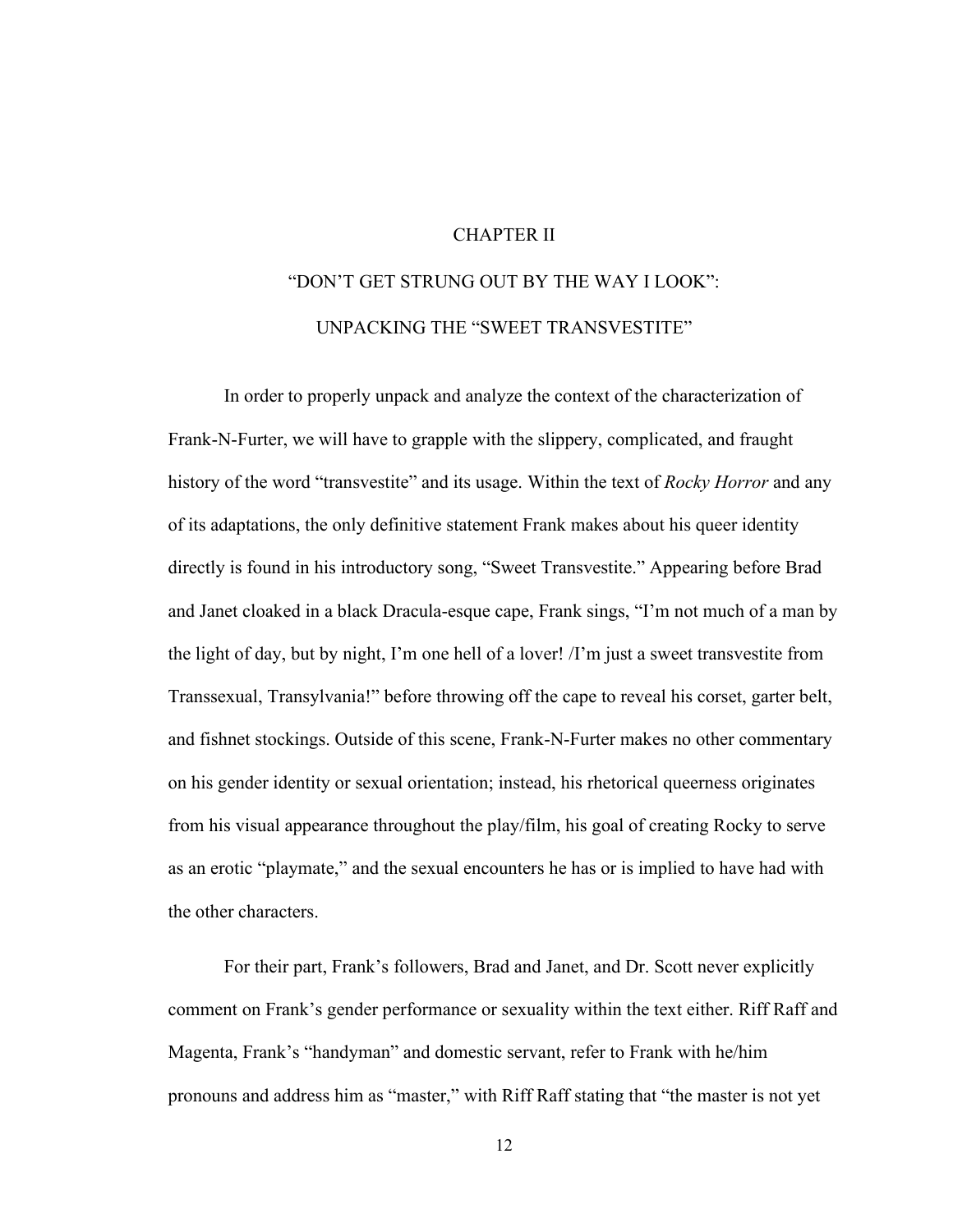# CHAPTER II

# "DON'T GET STRUNG OUT BY THE WAY I LOOK": UNPACKING THE "SWEET TRANSVESTITE"

In order to properly unpack and analyze the context of the characterization of Frank-N-Furter, we will have to grapple with the slippery, complicated, and fraught history of the word "transvestite" and its usage. Within the text of *Rocky Horror* and any of its adaptations, the only definitive statement Frank makes about his queer identity directly is found in his introductory song, "Sweet Transvestite." Appearing before Brad and Janet cloaked in a black Dracula-esque cape, Frank sings, "I'm not much of a man by the light of day, but by night, I'm one hell of a lover! /I'm just a sweet transvestite from Transsexual, Transylvania!" before throwing off the cape to reveal his corset, garter belt, and fishnet stockings. Outside of this scene, Frank-N-Furter makes no other commentary on his gender identity or sexual orientation; instead, his rhetorical queerness originates from his visual appearance throughout the play/film, his goal of creating Rocky to serve as an erotic "playmate," and the sexual encounters he has or is implied to have had with the other characters.

For their part, Frank's followers, Brad and Janet, and Dr. Scott never explicitly comment on Frank's gender performance or sexuality within the text either. Riff Raff and Magenta, Frank's "handyman" and domestic servant, refer to Frank with he/him pronouns and address him as "master," with Riff Raff stating that "the master is not yet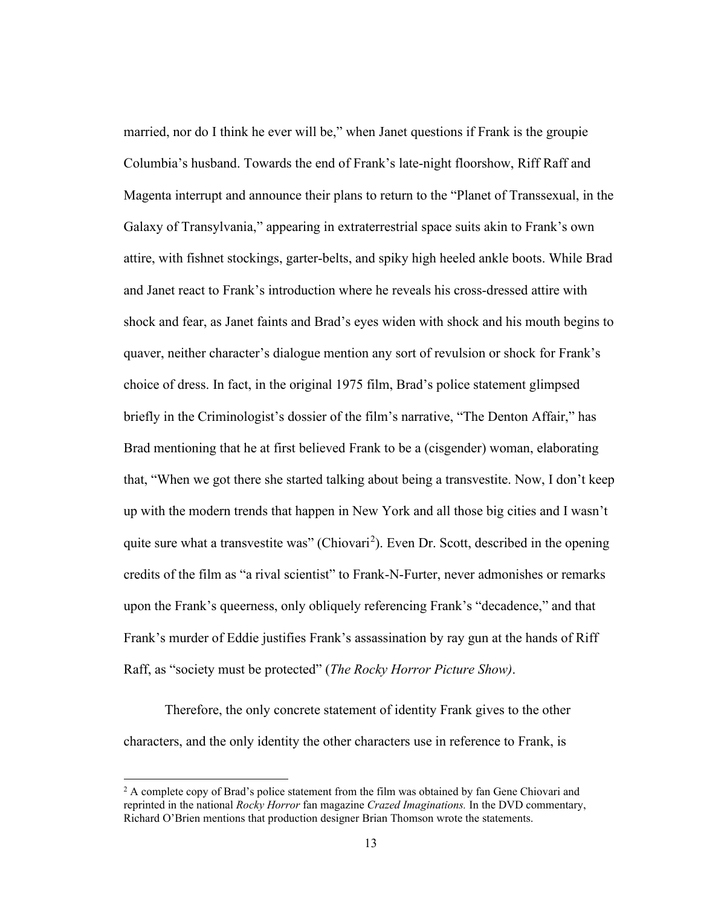married, nor do I think he ever will be," when Janet questions if Frank is the groupie Columbia's husband. Towards the end of Frank's late-night floorshow, Riff Raff and Magenta interrupt and announce their plans to return to the "Planet of Transsexual, in the Galaxy of Transylvania," appearing in extraterrestrial space suits akin to Frank's own attire, with fishnet stockings, garter-belts, and spiky high heeled ankle boots. While Brad and Janet react to Frank's introduction where he reveals his cross-dressed attire with shock and fear, as Janet faints and Brad's eyes widen with shock and his mouth begins to quaver, neither character's dialogue mention any sort of revulsion or shock for Frank's choice of dress. In fact, in the original 1975 film, Brad's police statement glimpsed briefly in the Criminologist's dossier of the film's narrative, "The Denton Affair," has Brad mentioning that he at first believed Frank to be a (cisgender) woman, elaborating that, "When we got there she started talking about being a transvestite. Now, I don't keep up with the modern trends that happen in New York and all those big cities and I wasn't quite sure what a transvestite was" (Chiovari[2]). Even Dr. Scott, described in the opening credits of the film as "a rival scientist" to Frank-N-Furter, never admonishes or remarks upon the Frank's queerness, only obliquely referencing Frank's "decadence," and that Frank's murder of Eddie justifies Frank's assassination by ray gun at the hands of Riff Raff, as "society must be protected" (*The Rocky Horror Picture Show)*.

Therefore, the only concrete statement of identity Frank gives to the other characters, and the only identity the other characters use in reference to Frank, is

[2] A complete copy of Brad's police statement from the film was obtained by fan Gene Chiovari and reprinted in the national *Rocky Horror* fan magazine *Crazed Imaginations.* In the DVD commentary, Richard O'Brien mentions that production designer Brian Thomson wrote the statements.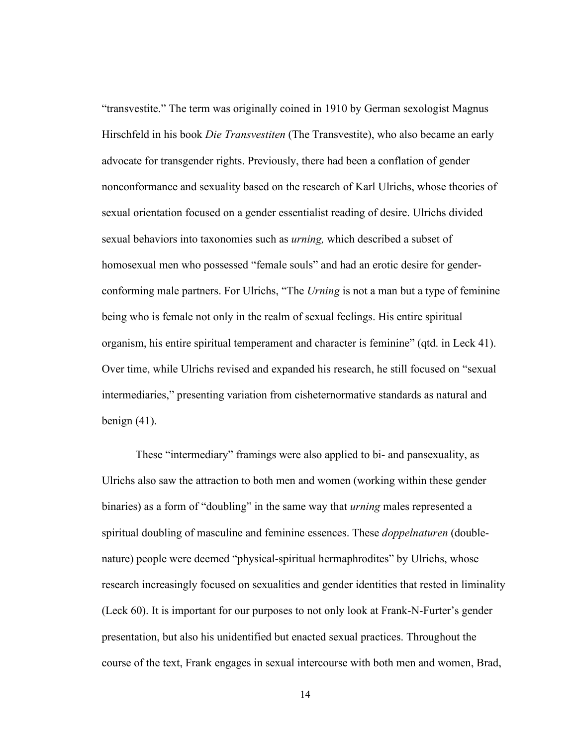“transvestite.” The term was originally coined in 1910 by German sexologist Magnus Hirschfeld in his book *Die Transvestiten* (The Transvestite), who also became an early advocate for transgender rights. Previously, there had been a conflation of gender nonconformance and sexuality based on the research of Karl Ulrichs, whose theories of sexual orientation focused on a gender essentialist reading of desire. Ulrichs divided sexual behaviors into taxonomies such as *urning,* which described a subset of homosexual men who possessed “female souls” and had an erotic desire for gender-conforming male partners. For Ulrichs, “The *Urning* is not a man but a type of feminine being who is female not only in the realm of sexual feelings. His entire spiritual organism, his entire spiritual temperament and character is feminine” (qtd. in Leck 41). Over time, while Ulrichs revised and expanded his research, he still focused on “sexual intermediaries,” presenting variation from cisheternormative standards as natural and benign (41).

These “intermediary” framings were also applied to bi- and pansexuality, as Ulrichs also saw the attraction to both men and women (working within these gender binaries) as a form of “doubling” in the same way that *urning* males represented a spiritual doubling of masculine and feminine essences. These *doppelnaturen* (double-nature) people were deemed “physical-spiritual hermaphrodites” by Ulrichs, whose research increasingly focused on sexualities and gender identities that rested in liminality (Leck 60). It is important for our purposes to not only look at Frank-N-Furter’s gender presentation, but also his unidentified but enacted sexual practices. Throughout the course of the text, Frank engages in sexual intercourse with both men and women, Brad,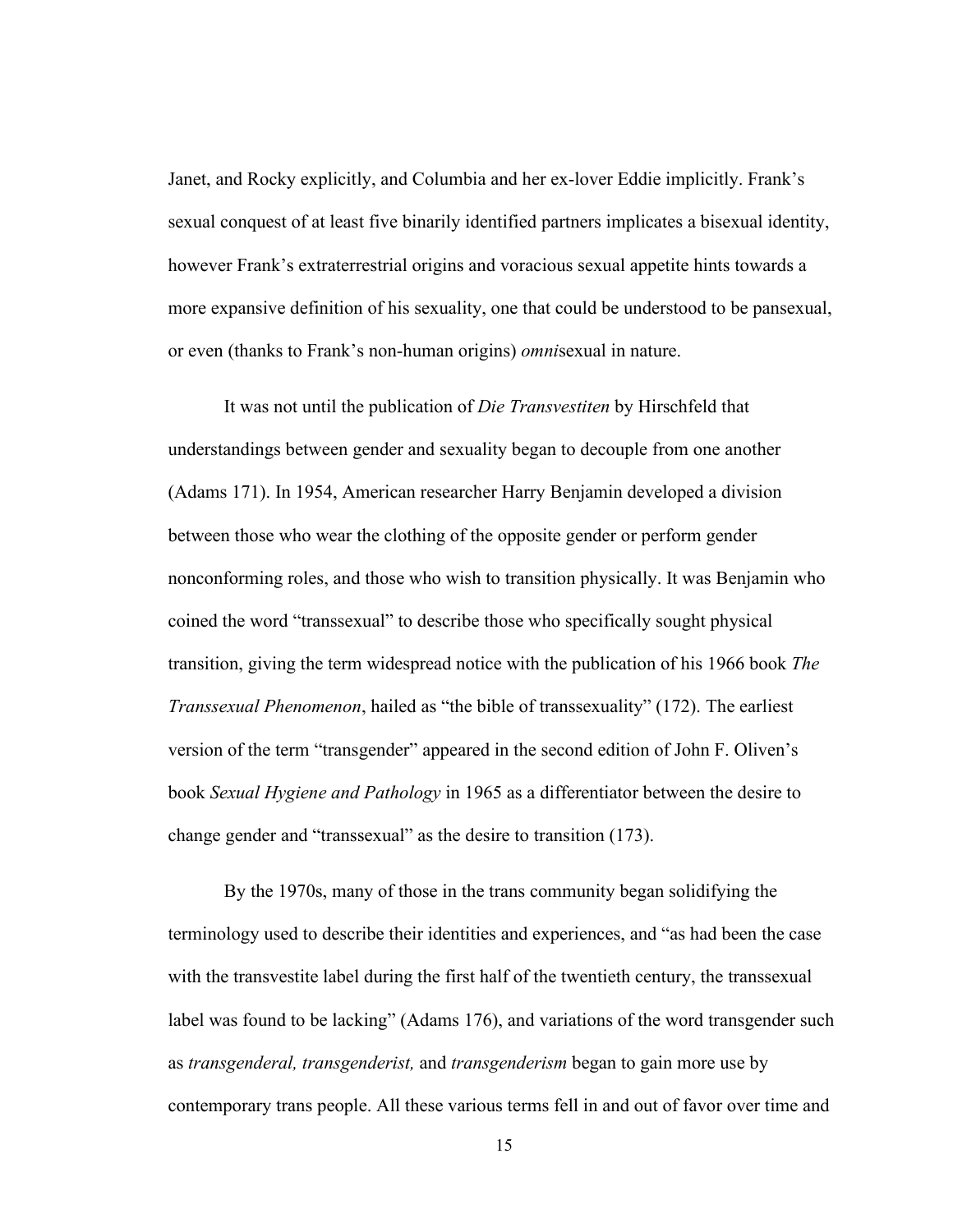Janet, and Rocky explicitly, and Columbia and her ex-lover Eddie implicitly. Frank's sexual conquest of at least five binarily identified partners implicates a bisexual identity, however Frank's extraterrestrial origins and voracious sexual appetite hints towards a more expansive definition of his sexuality, one that could be understood to be pansexual, or even (thanks to Frank's non-human origins) *omni*sexual in nature.

It was not until the publication of *Die Transvestiten* by Hirschfeld that understandings between gender and sexuality began to decouple from one another (Adams 171). In 1954, American researcher Harry Benjamin developed a division between those who wear the clothing of the opposite gender or perform gender nonconforming roles, and those who wish to transition physically. It was Benjamin who coined the word "transsexual" to describe those who specifically sought physical transition, giving the term widespread notice with the publication of his 1966 book *The Transsexual Phenomenon*, hailed as "the bible of transsexuality" (172). The earliest version of the term "transgender" appeared in the second edition of John F. Oliven's book *Sexual Hygiene and Pathology* in 1965 as a differentiator between the desire to change gender and "transsexual" as the desire to transition (173).

By the 1970s, many of those in the trans community began solidifying the terminology used to describe their identities and experiences, and "as had been the case with the transvestite label during the first half of the twentieth century, the transsexual label was found to be lacking" (Adams 176), and variations of the word transgender such as *transgenderal, transgenderist,* and *transgenderism* began to gain more use by contemporary trans people. All these various terms fell in and out of favor over time and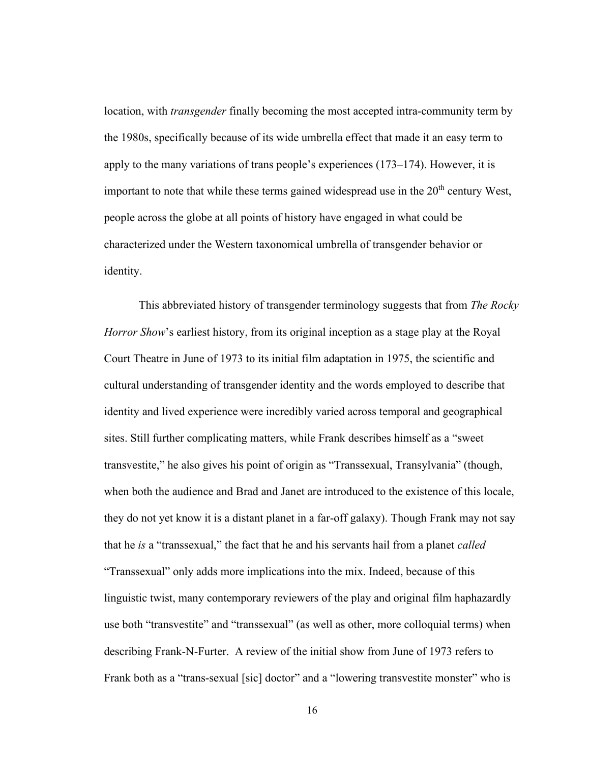location, with *transgender* finally becoming the most accepted intra-community term by the 1980s, specifically because of its wide umbrella effect that made it an easy term to apply to the many variations of trans people's experiences (173–174). However, it is important to note that while these terms gained widespread use in the 20th century West, people across the globe at all points of history have engaged in what could be characterized under the Western taxonomical umbrella of transgender behavior or identity.

This abbreviated history of transgender terminology suggests that from *The Rocky Horror Show*'s earliest history, from its original inception as a stage play at the Royal Court Theatre in June of 1973 to its initial film adaptation in 1975, the scientific and cultural understanding of transgender identity and the words employed to describe that identity and lived experience were incredibly varied across temporal and geographical sites. Still further complicating matters, while Frank describes himself as a "sweet transvestite," he also gives his point of origin as "Transsexual, Transylvania" (though, when both the audience and Brad and Janet are introduced to the existence of this locale, they do not yet know it is a distant planet in a far-off galaxy). Though Frank may not say that he *is* a "transsexual," the fact that he and his servants hail from a planet *called* "Transsexual" only adds more implications into the mix. Indeed, because of this linguistic twist, many contemporary reviewers of the play and original film haphazardly use both "transvestite" and "transsexual" (as well as other, more colloquial terms) when describing Frank-N-Furter. A review of the initial show from June of 1973 refers to Frank both as a "trans-sexual [sic] doctor" and a "lowering transvestite monster" who is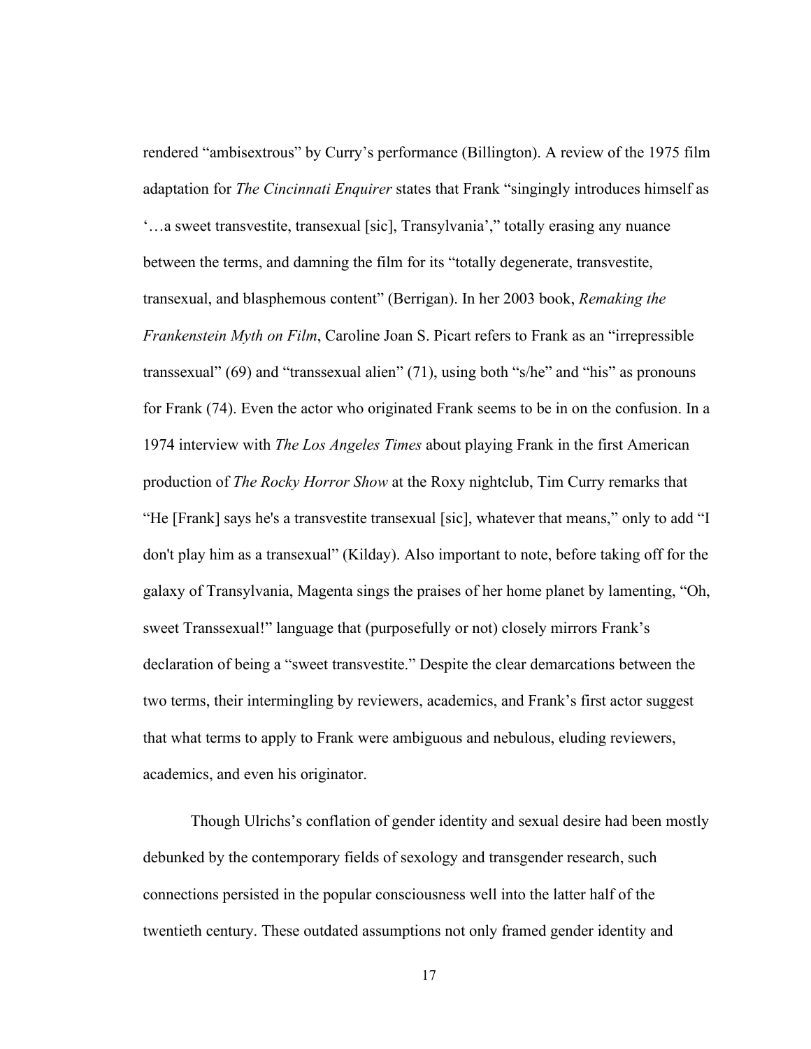rendered "ambisextrous" by Curry's performance (Billington). A review of the 1975 film adaptation for *The Cincinnati Enquirer* states that Frank "singingly introduces himself as '…a sweet transvestite, transexual [sic], Transylvania'," totally erasing any nuance between the terms, and damning the film for its "totally degenerate, transvestite, transexual, and blasphemous content" (Berrigan). In her 2003 book, *Remaking the Frankenstein Myth on Film*, Caroline Joan S. Picart refers to Frank as an "irrepressible transsexual" (69) and "transsexual alien" (71), using both "s/he" and "his" as pronouns for Frank (74). Even the actor who originated Frank seems to be in on the confusion. In a 1974 interview with *The Los Angeles Times* about playing Frank in the first American production of *The Rocky Horror Show* at the Roxy nightclub, Tim Curry remarks that "He [Frank] says he's a transvestite transexual [sic], whatever that means," only to add "I don't play him as a transexual" (Kilday). Also important to note, before taking off for the galaxy of Transylvania, Magenta sings the praises of her home planet by lamenting, "Oh, sweet Transsexual!" language that (purposefully or not) closely mirrors Frank's declaration of being a "sweet transvestite." Despite the clear demarcations between the two terms, their intermingling by reviewers, academics, and Frank's first actor suggest that what terms to apply to Frank were ambiguous and nebulous, eluding reviewers, academics, and even his originator.

Though Ulrichs's conflation of gender identity and sexual desire had been mostly debunked by the contemporary fields of sexology and transgender research, such connections persisted in the popular consciousness well into the latter half of the twentieth century. These outdated assumptions not only framed gender identity and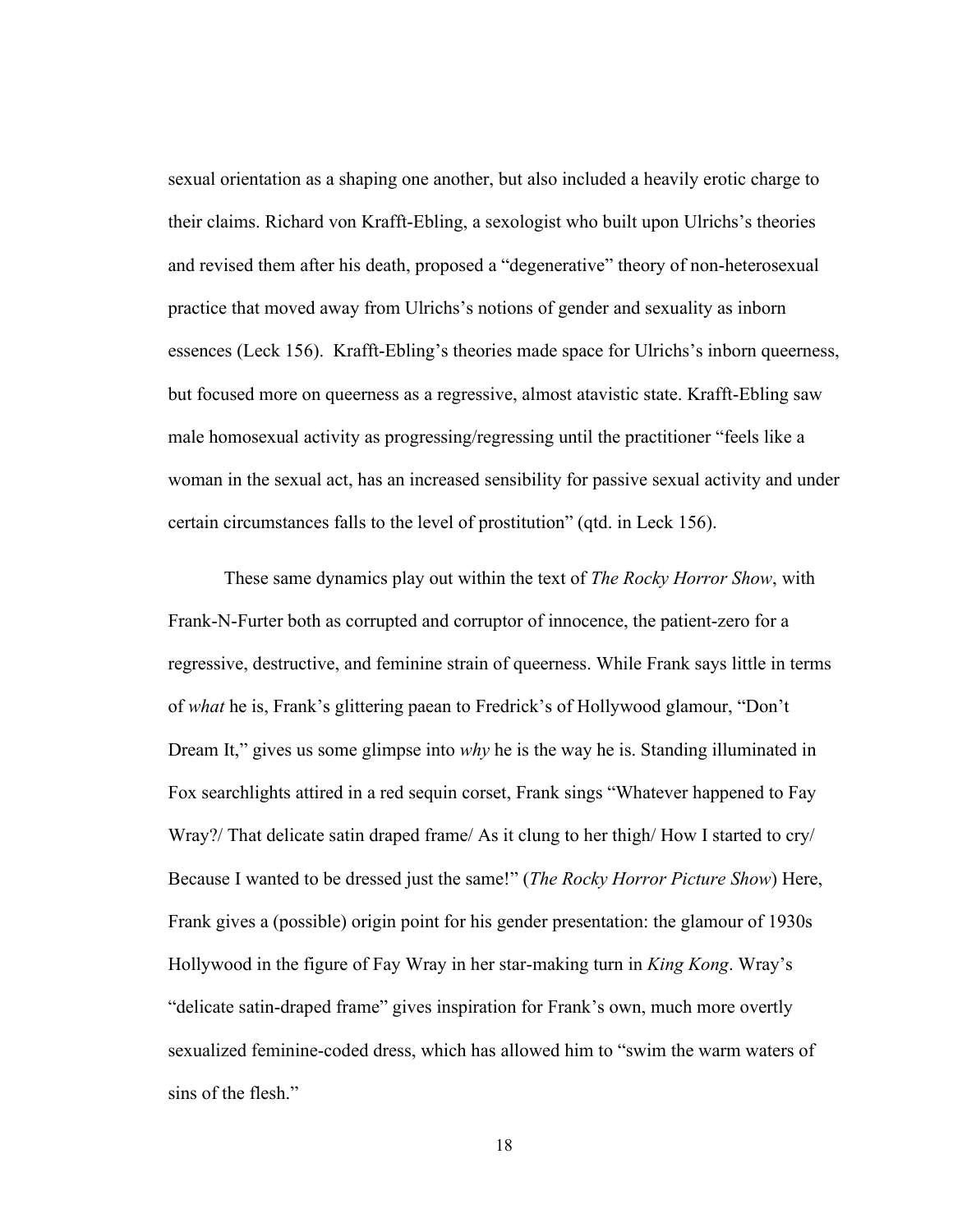sexual orientation as a shaping one another, but also included a heavily erotic charge to their claims. Richard von Krafft-Ebling, a sexologist who built upon Ulrichs's theories and revised them after his death, proposed a "degenerative" theory of non-heterosexual practice that moved away from Ulrichs's notions of gender and sexuality as inborn essences (Leck 156). Krafft-Ebling's theories made space for Ulrichs's inborn queerness, but focused more on queerness as a regressive, almost atavistic state. Krafft-Ebling saw male homosexual activity as progressing/regressing until the practitioner "feels like a woman in the sexual act, has an increased sensibility for passive sexual activity and under certain circumstances falls to the level of prostitution" (qtd. in Leck 156).

These same dynamics play out within the text of *The Rocky Horror Show*, with Frank-N-Furter both as corrupted and corruptor of innocence, the patient-zero for a regressive, destructive, and feminine strain of queerness. While Frank says little in terms of *what* he is, Frank's glittering paean to Fredrick's of Hollywood glamour, "Don't Dream It," gives us some glimpse into *why* he is the way he is. Standing illuminated in Fox searchlights attired in a red sequin corset, Frank sings "Whatever happened to Fay Wray?/ That delicate satin draped frame/ As it clung to her thigh/ How I started to cry/ Because I wanted to be dressed just the same!" (*The Rocky Horror Picture Show*) Here, Frank gives a (possible) origin point for his gender presentation: the glamour of 1930s Hollywood in the figure of Fay Wray in her star-making turn in *King Kong*. Wray's "delicate satin-draped frame" gives inspiration for Frank's own, much more overtly sexualized feminine-coded dress, which has allowed him to "swim the warm waters of sins of the flesh."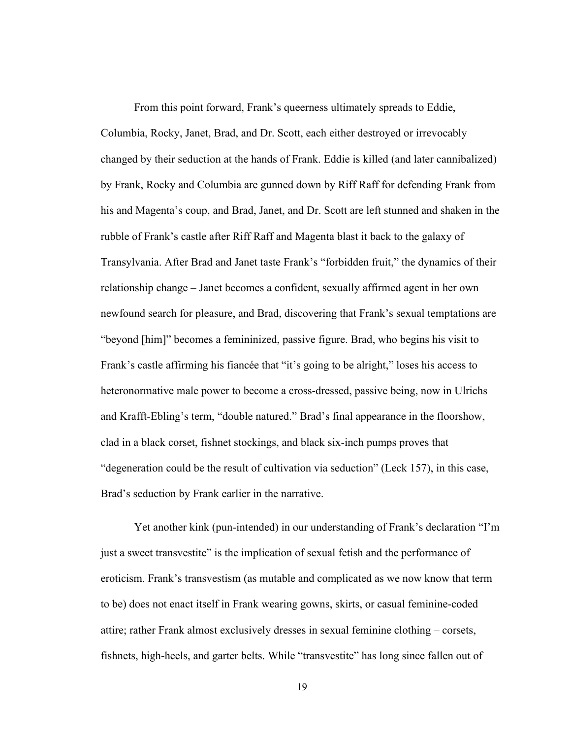From this point forward, Frank's queerness ultimately spreads to Eddie, Columbia, Rocky, Janet, Brad, and Dr. Scott, each either destroyed or irrevocably changed by their seduction at the hands of Frank. Eddie is killed (and later cannibalized) by Frank, Rocky and Columbia are gunned down by Riff Raff for defending Frank from his and Magenta's coup, and Brad, Janet, and Dr. Scott are left stunned and shaken in the rubble of Frank's castle after Riff Raff and Magenta blast it back to the galaxy of Transylvania. After Brad and Janet taste Frank's "forbidden fruit," the dynamics of their relationship change – Janet becomes a confident, sexually affirmed agent in her own newfound search for pleasure, and Brad, discovering that Frank's sexual temptations are "beyond [him]" becomes a femininized, passive figure. Brad, who begins his visit to Frank's castle affirming his fiancée that "it's going to be alright," loses his access to heteronormative male power to become a cross-dressed, passive being, now in Ulrichs and Krafft-Ebling's term, "double natured." Brad's final appearance in the floorshow, clad in a black corset, fishnet stockings, and black six-inch pumps proves that "degeneration could be the result of cultivation via seduction" (Leck 157), in this case, Brad's seduction by Frank earlier in the narrative.

Yet another kink (pun-intended) in our understanding of Frank's declaration "I'm just a sweet transvestite" is the implication of sexual fetish and the performance of eroticism. Frank's transvestism (as mutable and complicated as we now know that term to be) does not enact itself in Frank wearing gowns, skirts, or casual feminine-coded attire; rather Frank almost exclusively dresses in sexual feminine clothing – corsets, fishnets, high-heels, and garter belts. While "transvestite" has long since fallen out of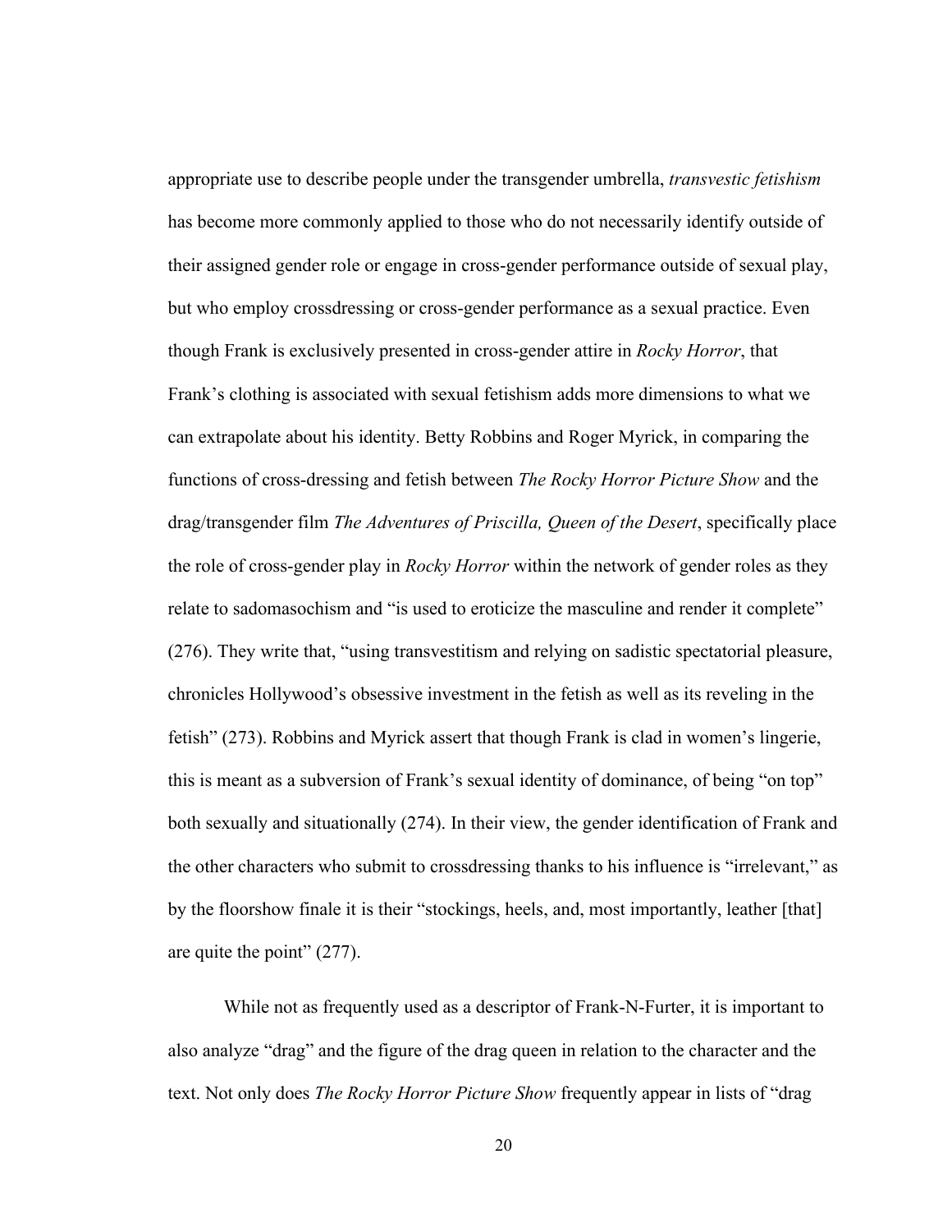appropriate use to describe people under the transgender umbrella, *transvestic fetishism* has become more commonly applied to those who do not necessarily identify outside of their assigned gender role or engage in cross-gender performance outside of sexual play, but who employ crossdressing or cross-gender performance as a sexual practice. Even though Frank is exclusively presented in cross-gender attire in *Rocky Horror*, that Frank's clothing is associated with sexual fetishism adds more dimensions to what we can extrapolate about his identity. Betty Robbins and Roger Myrick, in comparing the functions of cross-dressing and fetish between *The Rocky Horror Picture Show* and the drag/transgender film *The Adventures of Priscilla, Queen of the Desert*, specifically place the role of cross-gender play in *Rocky Horror* within the network of gender roles as they relate to sadomasochism and "is used to eroticize the masculine and render it complete" (276). They write that, "using transvestitism and relying on sadistic spectatorial pleasure, chronicles Hollywood's obsessive investment in the fetish as well as its reveling in the fetish" (273). Robbins and Myrick assert that though Frank is clad in women's lingerie, this is meant as a subversion of Frank's sexual identity of dominance, of being "on top" both sexually and situationally (274). In their view, the gender identification of Frank and the other characters who submit to crossdressing thanks to his influence is "irrelevant," as by the floorshow finale it is their "stockings, heels, and, most importantly, leather [that] are quite the point" (277).

While not as frequently used as a descriptor of Frank-N-Furter, it is important to also analyze "drag" and the figure of the drag queen in relation to the character and the text. Not only does *The Rocky Horror Picture Show* frequently appear in lists of "drag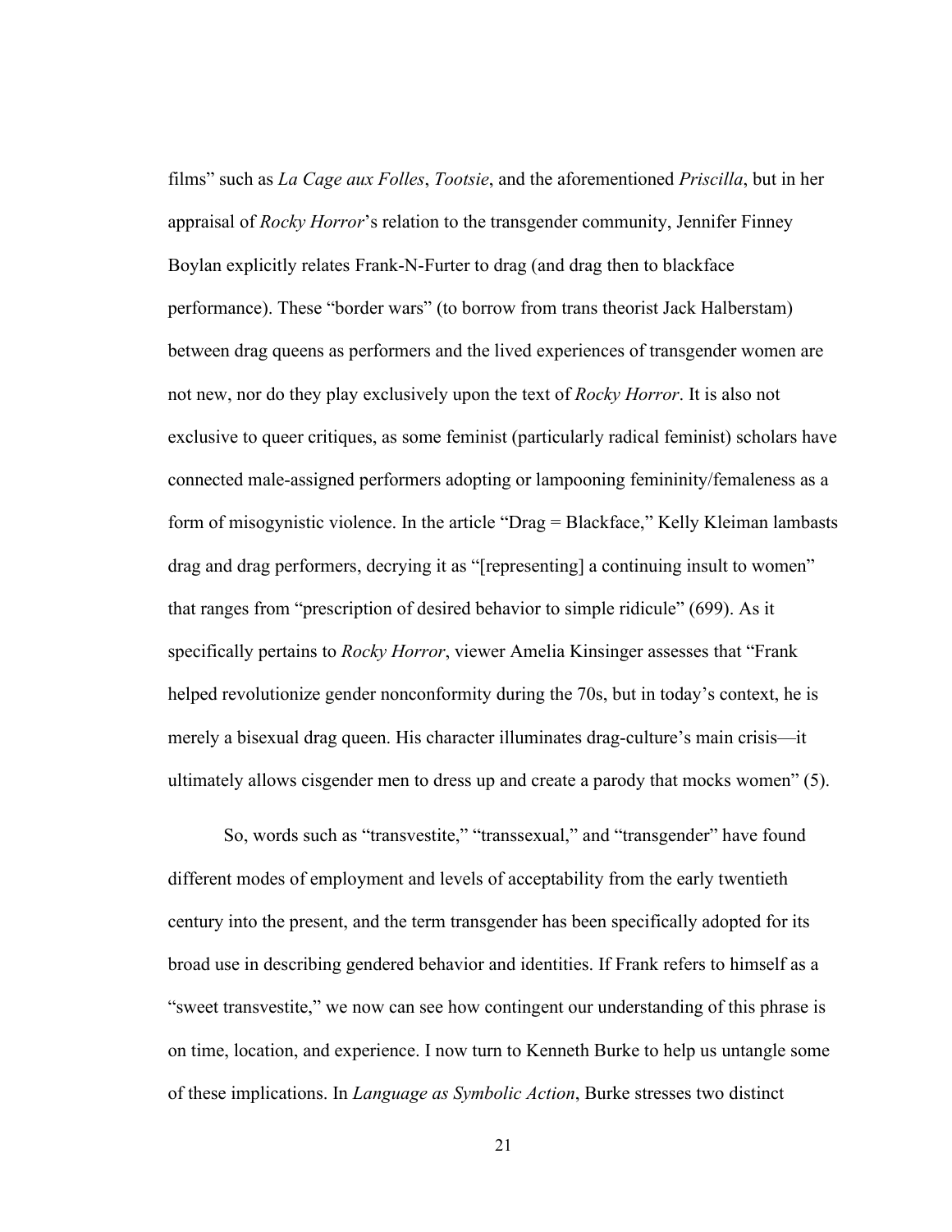films" such as *La Cage aux Folles*, *Tootsie*, and the aforementioned *Priscilla*, but in her appraisal of *Rocky Horror*'s relation to the transgender community, Jennifer Finney Boylan explicitly relates Frank-N-Furter to drag (and drag then to blackface performance). These "border wars" (to borrow from trans theorist Jack Halberstam) between drag queens as performers and the lived experiences of transgender women are not new, nor do they play exclusively upon the text of *Rocky Horror*. It is also not exclusive to queer critiques, as some feminist (particularly radical feminist) scholars have connected male-assigned performers adopting or lampooning femininity/femaleness as a form of misogynistic violence. In the article "Drag = Blackface," Kelly Kleiman lambasts drag and drag performers, decrying it as "[representing] a continuing insult to women" that ranges from "prescription of desired behavior to simple ridicule" (699). As it specifically pertains to *Rocky Horror*, viewer Amelia Kinsinger assesses that "Frank helped revolutionize gender nonconformity during the 70s, but in today's context, he is merely a bisexual drag queen. His character illuminates drag-culture's main crisis—it ultimately allows cisgender men to dress up and create a parody that mocks women" (5).

So, words such as "transvestite," "transsexual," and "transgender" have found different modes of employment and levels of acceptability from the early twentieth century into the present, and the term transgender has been specifically adopted for its broad use in describing gendered behavior and identities. If Frank refers to himself as a "sweet transvestite," we now can see how contingent our understanding of this phrase is on time, location, and experience. I now turn to Kenneth Burke to help us untangle some of these implications. In *Language as Symbolic Action*, Burke stresses two distinct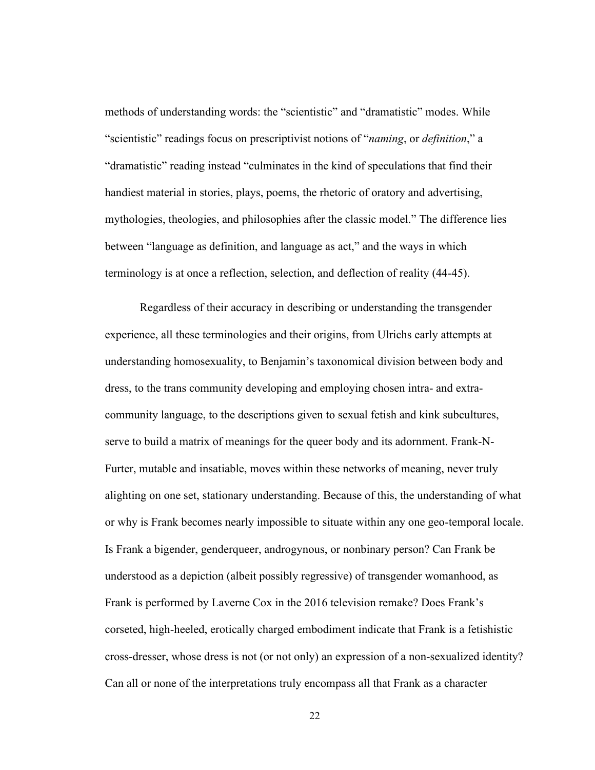methods of understanding words: the "scientistic" and "dramatistic" modes. While "scientistic" readings focus on prescriptivist notions of "*naming*, or *definition*," a "dramatistic" reading instead "culminates in the kind of speculations that find their handiest material in stories, plays, poems, the rhetoric of oratory and advertising, mythologies, theologies, and philosophies after the classic model." The difference lies between "language as definition, and language as act," and the ways in which terminology is at once a reflection, selection, and deflection of reality (44-45).

Regardless of their accuracy in describing or understanding the transgender experience, all these terminologies and their origins, from Ulrichs early attempts at understanding homosexuality, to Benjamin's taxonomical division between body and dress, to the trans community developing and employing chosen intra- and extra-community language, to the descriptions given to sexual fetish and kink subcultures, serve to build a matrix of meanings for the queer body and its adornment. Frank-N-Furter, mutable and insatiable, moves within these networks of meaning, never truly alighting on one set, stationary understanding. Because of this, the understanding of what or why is Frank becomes nearly impossible to situate within any one geo-temporal locale. Is Frank a bigender, genderqueer, androgynous, or nonbinary person? Can Frank be understood as a depiction (albeit possibly regressive) of transgender womanhood, as Frank is performed by Laverne Cox in the 2016 television remake? Does Frank's corseted, high-heeled, erotically charged embodiment indicate that Frank is a fetishistic cross-dresser, whose dress is not (or not only) an expression of a non-sexualized identity? Can all or none of the interpretations truly encompass all that Frank as a character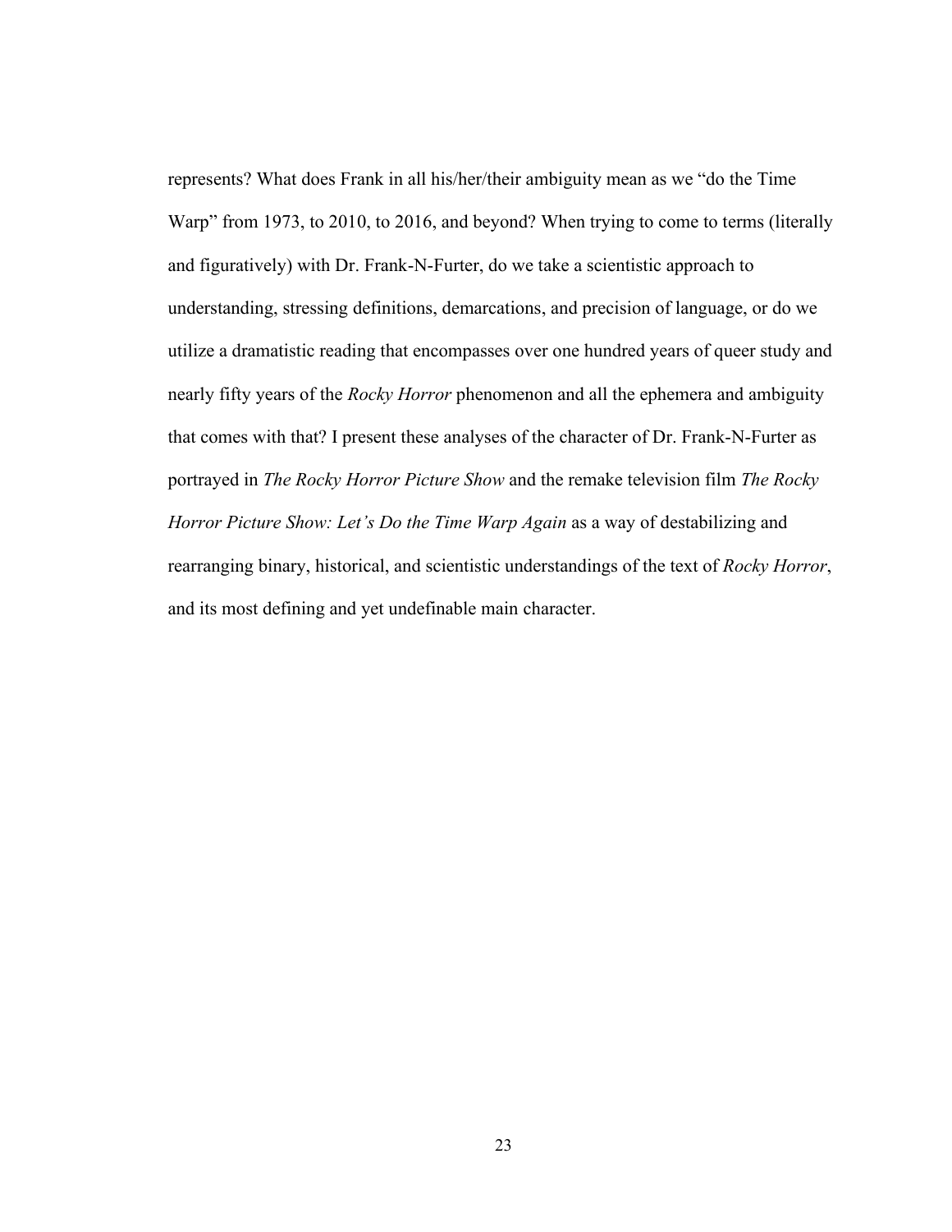represents? What does Frank in all his/her/their ambiguity mean as we "do the Time Warp" from 1973, to 2010, to 2016, and beyond? When trying to come to terms (literally and figuratively) with Dr. Frank-N-Furter, do we take a scientistic approach to understanding, stressing definitions, demarcations, and precision of language, or do we utilize a dramatistic reading that encompasses over one hundred years of queer study and nearly fifty years of the *Rocky Horror* phenomenon and all the ephemera and ambiguity that comes with that? I present these analyses of the character of Dr. Frank-N-Furter as portrayed in *The Rocky Horror Picture Show* and the remake television film *The Rocky Horror Picture Show: Let's Do the Time Warp Again* as a way of destabilizing and rearranging binary, historical, and scientistic understandings of the text of *Rocky Horror*, and its most defining and yet undefinable main character.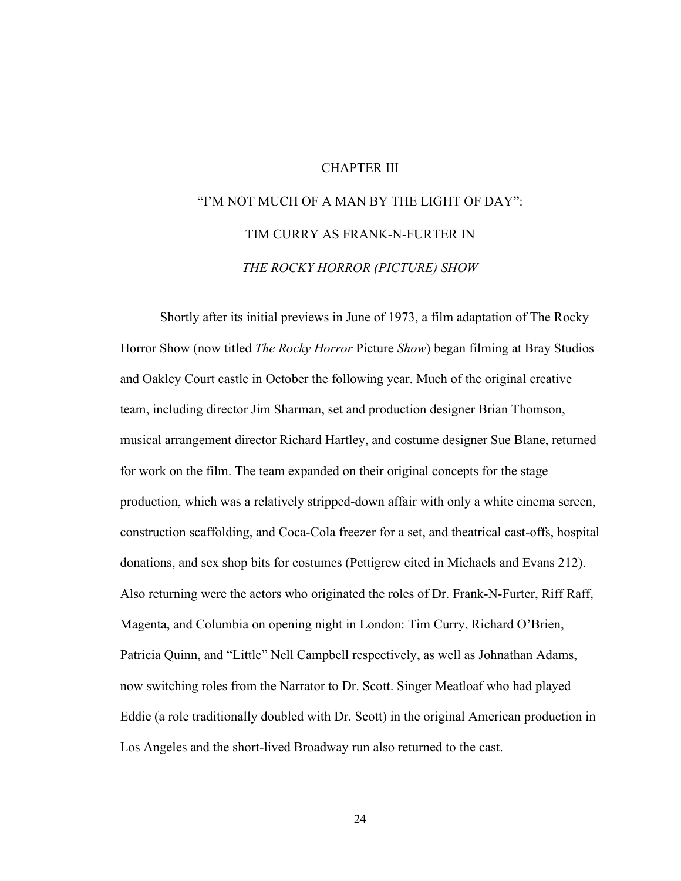# CHAPTER III

# "I'M NOT MUCH OF A MAN BY THE LIGHT OF DAY": TIM CURRY AS FRANK-N-FURTER IN *THE ROCKY HORROR (PICTURE) SHOW*

Shortly after its initial previews in June of 1973, a film adaptation of The Rocky Horror Show (now titled *The Rocky Horror* Picture *Show*) began filming at Bray Studios and Oakley Court castle in October the following year. Much of the original creative team, including director Jim Sharman, set and production designer Brian Thomson, musical arrangement director Richard Hartley, and costume designer Sue Blane, returned for work on the film. The team expanded on their original concepts for the stage production, which was a relatively stripped-down affair with only a white cinema screen, construction scaffolding, and Coca-Cola freezer for a set, and theatrical cast-offs, hospital donations, and sex shop bits for costumes (Pettigrew cited in Michaels and Evans 212). Also returning were the actors who originated the roles of Dr. Frank-N-Furter, Riff Raff, Magenta, and Columbia on opening night in London: Tim Curry, Richard O'Brien, Patricia Quinn, and "Little" Nell Campbell respectively, as well as Johnathan Adams, now switching roles from the Narrator to Dr. Scott. Singer Meatloaf who had played Eddie (a role traditionally doubled with Dr. Scott) in the original American production in Los Angeles and the short-lived Broadway run also returned to the cast.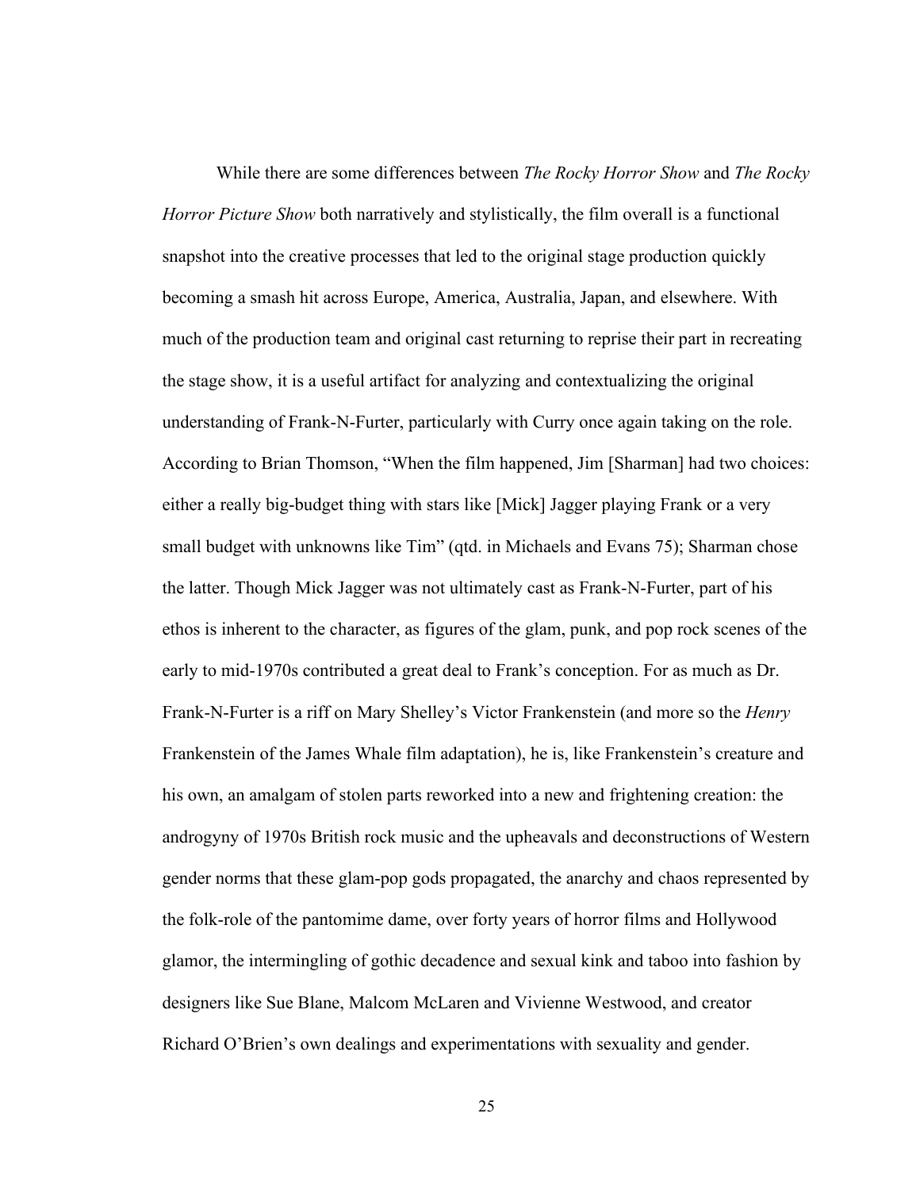While there are some differences between *The Rocky Horror Show* and *The Rocky Horror Picture Show* both narratively and stylistically, the film overall is a functional snapshot into the creative processes that led to the original stage production quickly becoming a smash hit across Europe, America, Australia, Japan, and elsewhere. With much of the production team and original cast returning to reprise their part in recreating the stage show, it is a useful artifact for analyzing and contextualizing the original understanding of Frank-N-Furter, particularly with Curry once again taking on the role. According to Brian Thomson, "When the film happened, Jim [Sharman] had two choices: either a really big-budget thing with stars like [Mick] Jagger playing Frank or a very small budget with unknowns like Tim" (qtd. in Michaels and Evans 75); Sharman chose the latter. Though Mick Jagger was not ultimately cast as Frank-N-Furter, part of his ethos is inherent to the character, as figures of the glam, punk, and pop rock scenes of the early to mid-1970s contributed a great deal to Frank's conception. For as much as Dr. Frank-N-Furter is a riff on Mary Shelley's Victor Frankenstein (and more so the *Henry* Frankenstein of the James Whale film adaptation), he is, like Frankenstein's creature and his own, an amalgam of stolen parts reworked into a new and frightening creation: the androgyny of 1970s British rock music and the upheavals and deconstructions of Western gender norms that these glam-pop gods propagated, the anarchy and chaos represented by the folk-role of the pantomime dame, over forty years of horror films and Hollywood glamor, the intermingling of gothic decadence and sexual kink and taboo into fashion by designers like Sue Blane, Malcom McLaren and Vivienne Westwood, and creator Richard O'Brien's own dealings and experimentations with sexuality and gender.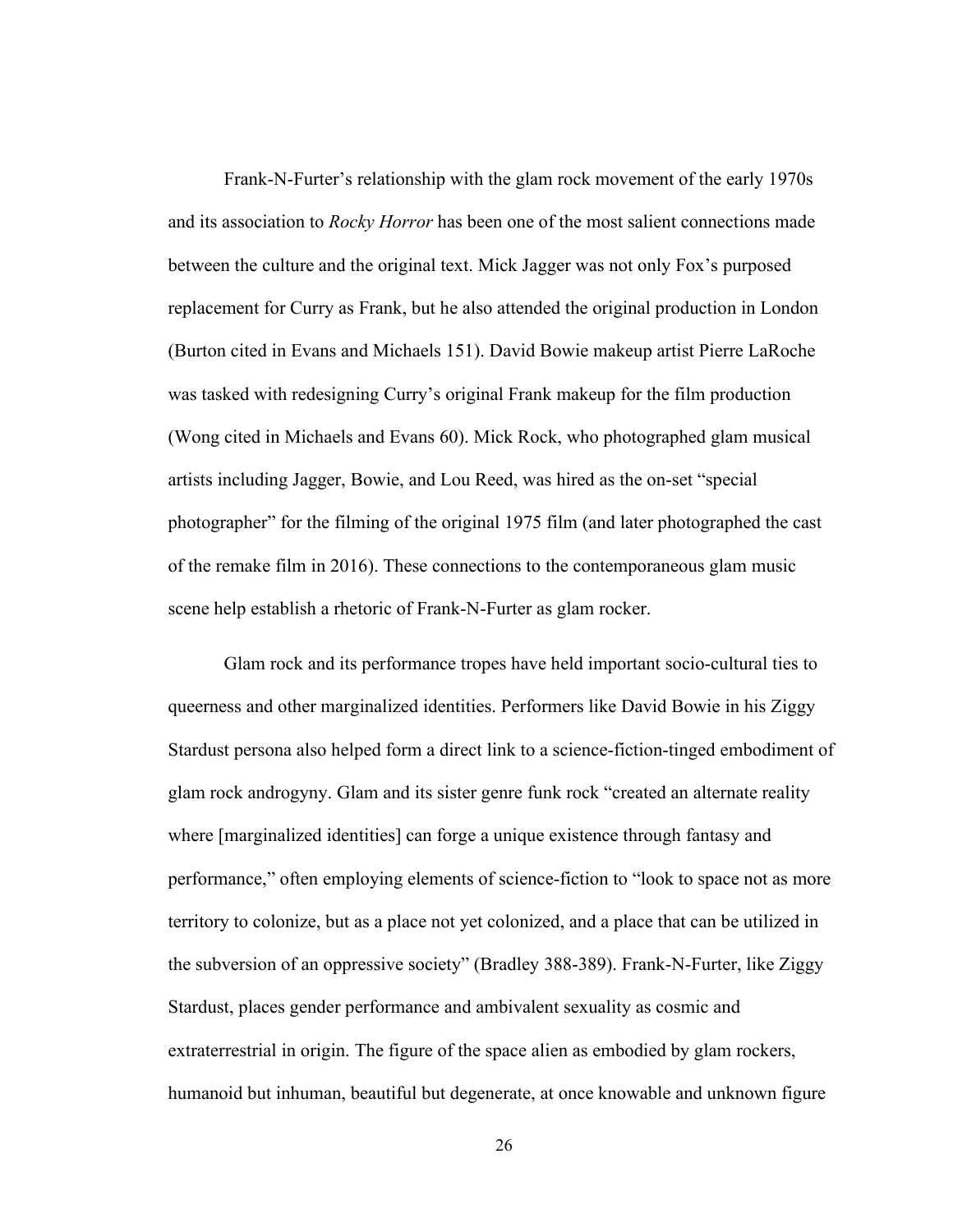Frank-N-Furter's relationship with the glam rock movement of the early 1970s and its association to *Rocky Horror* has been one of the most salient connections made between the culture and the original text. Mick Jagger was not only Fox's purposed replacement for Curry as Frank, but he also attended the original production in London (Burton cited in Evans and Michaels 151). David Bowie makeup artist Pierre LaRoche was tasked with redesigning Curry's original Frank makeup for the film production (Wong cited in Michaels and Evans 60). Mick Rock, who photographed glam musical artists including Jagger, Bowie, and Lou Reed, was hired as the on-set "special photographer" for the filming of the original 1975 film (and later photographed the cast of the remake film in 2016). These connections to the contemporaneous glam music scene help establish a rhetoric of Frank-N-Furter as glam rocker.

Glam rock and its performance tropes have held important socio-cultural ties to queerness and other marginalized identities. Performers like David Bowie in his Ziggy Stardust persona also helped form a direct link to a science-fiction-tinged embodiment of glam rock androgyny. Glam and its sister genre funk rock "created an alternate reality where [marginalized identities] can forge a unique existence through fantasy and performance," often employing elements of science-fiction to "look to space not as more territory to colonize, but as a place not yet colonized, and a place that can be utilized in the subversion of an oppressive society" (Bradley 388-389). Frank-N-Furter, like Ziggy Stardust, places gender performance and ambivalent sexuality as cosmic and extraterrestrial in origin. The figure of the space alien as embodied by glam rockers, humanoid but inhuman, beautiful but degenerate, at once knowable and unknown figure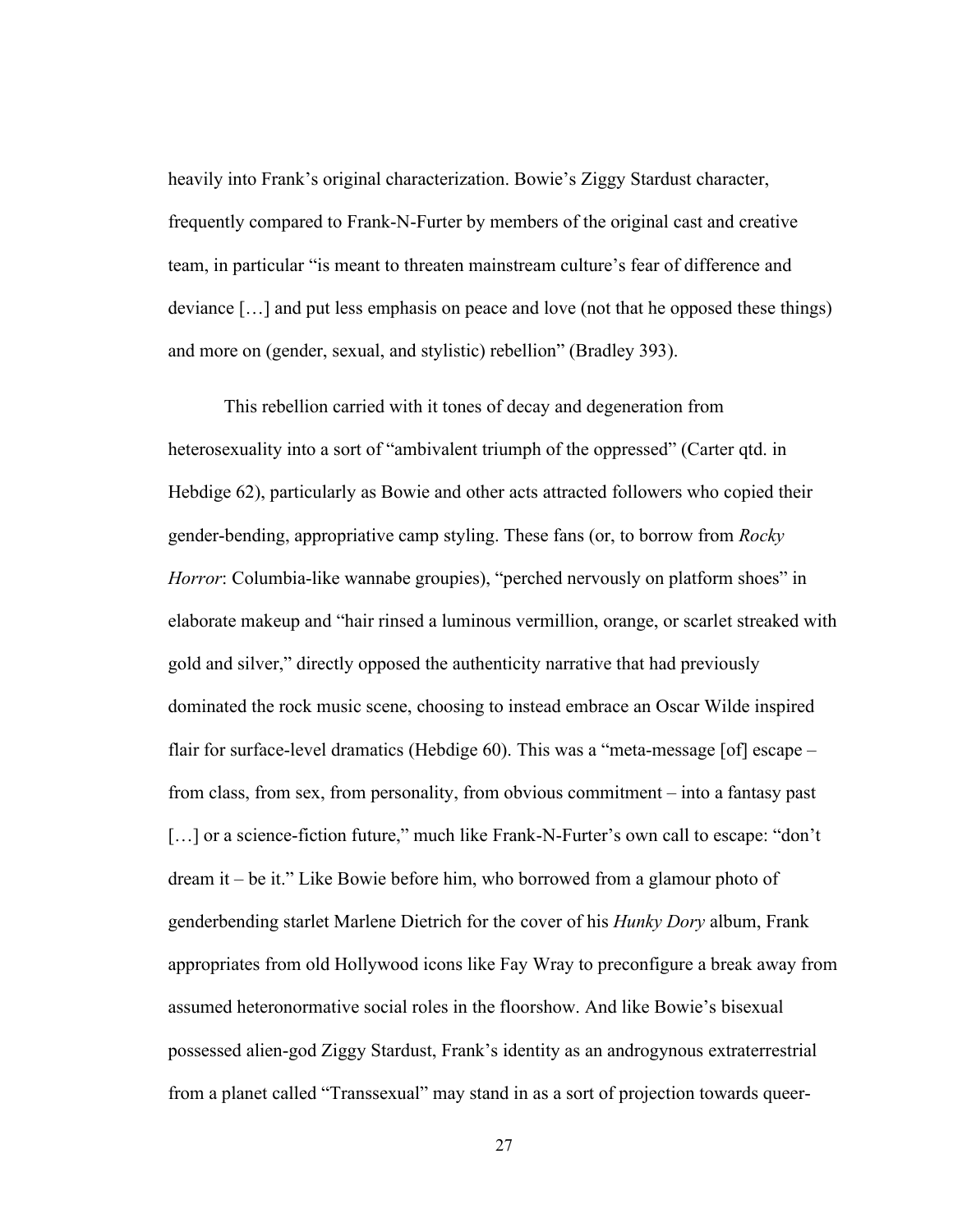heavily into Frank's original characterization. Bowie's Ziggy Stardust character, frequently compared to Frank-N-Furter by members of the original cast and creative team, in particular "is meant to threaten mainstream culture's fear of difference and deviance […] and put less emphasis on peace and love (not that he opposed these things) and more on (gender, sexual, and stylistic) rebellion" (Bradley 393).

This rebellion carried with it tones of decay and degeneration from heterosexuality into a sort of "ambivalent triumph of the oppressed" (Carter qtd. in Hebdige 62), particularly as Bowie and other acts attracted followers who copied their gender-bending, appropriative camp styling. These fans (or, to borrow from *Rocky Horror*: Columbia-like wannabe groupies), "perched nervously on platform shoes" in elaborate makeup and "hair rinsed a luminous vermillion, orange, or scarlet streaked with gold and silver," directly opposed the authenticity narrative that had previously dominated the rock music scene, choosing to instead embrace an Oscar Wilde inspired flair for surface-level dramatics (Hebdige 60). This was a "meta-message [of] escape – from class, from sex, from personality, from obvious commitment – into a fantasy past […] or a science-fiction future," much like Frank-N-Furter's own call to escape: "don't dream it – be it." Like Bowie before him, who borrowed from a glamour photo of genderbending starlet Marlene Dietrich for the cover of his *Hunky Dory* album, Frank appropriates from old Hollywood icons like Fay Wray to preconfigure a break away from assumed heteronormative social roles in the floorshow. And like Bowie's bisexual possessed alien-god Ziggy Stardust, Frank's identity as an androgynous extraterrestrial from a planet called "Transsexual" may stand in as a sort of projection towards queer-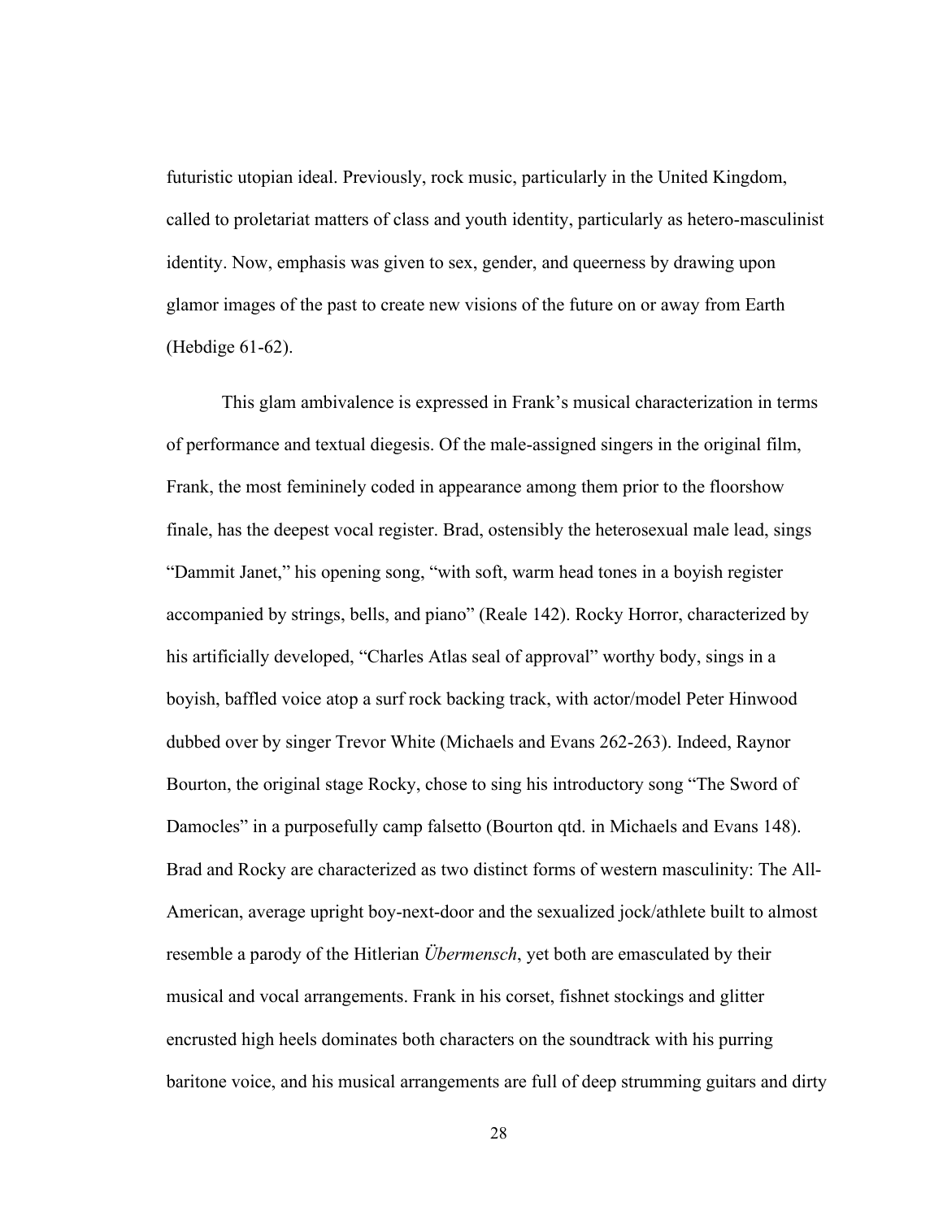futuristic utopian ideal. Previously, rock music, particularly in the United Kingdom, called to proletariat matters of class and youth identity, particularly as hetero-masculinist identity. Now, emphasis was given to sex, gender, and queerness by drawing upon glamor images of the past to create new visions of the future on or away from Earth (Hebdige 61-62).

This glam ambivalence is expressed in Frank's musical characterization in terms of performance and textual diegesis. Of the male-assigned singers in the original film, Frank, the most femininely coded in appearance among them prior to the floorshow finale, has the deepest vocal register. Brad, ostensibly the heterosexual male lead, sings "Dammit Janet," his opening song, "with soft, warm head tones in a boyish register accompanied by strings, bells, and piano" (Reale 142). Rocky Horror, characterized by his artificially developed, "Charles Atlas seal of approval" worthy body, sings in a boyish, baffled voice atop a surf rock backing track, with actor/model Peter Hinwood dubbed over by singer Trevor White (Michaels and Evans 262-263). Indeed, Raynor Bourton, the original stage Rocky, chose to sing his introductory song "The Sword of Damocles" in a purposefully camp falsetto (Bourton qtd. in Michaels and Evans 148). Brad and Rocky are characterized as two distinct forms of western masculinity: The All-American, average upright boy-next-door and the sexualized jock/athlete built to almost resemble a parody of the Hitlerian *Übermensch*, yet both are emasculated by their musical and vocal arrangements. Frank in his corset, fishnet stockings and glitter encrusted high heels dominates both characters on the soundtrack with his purring baritone voice, and his musical arrangements are full of deep strumming guitars and dirty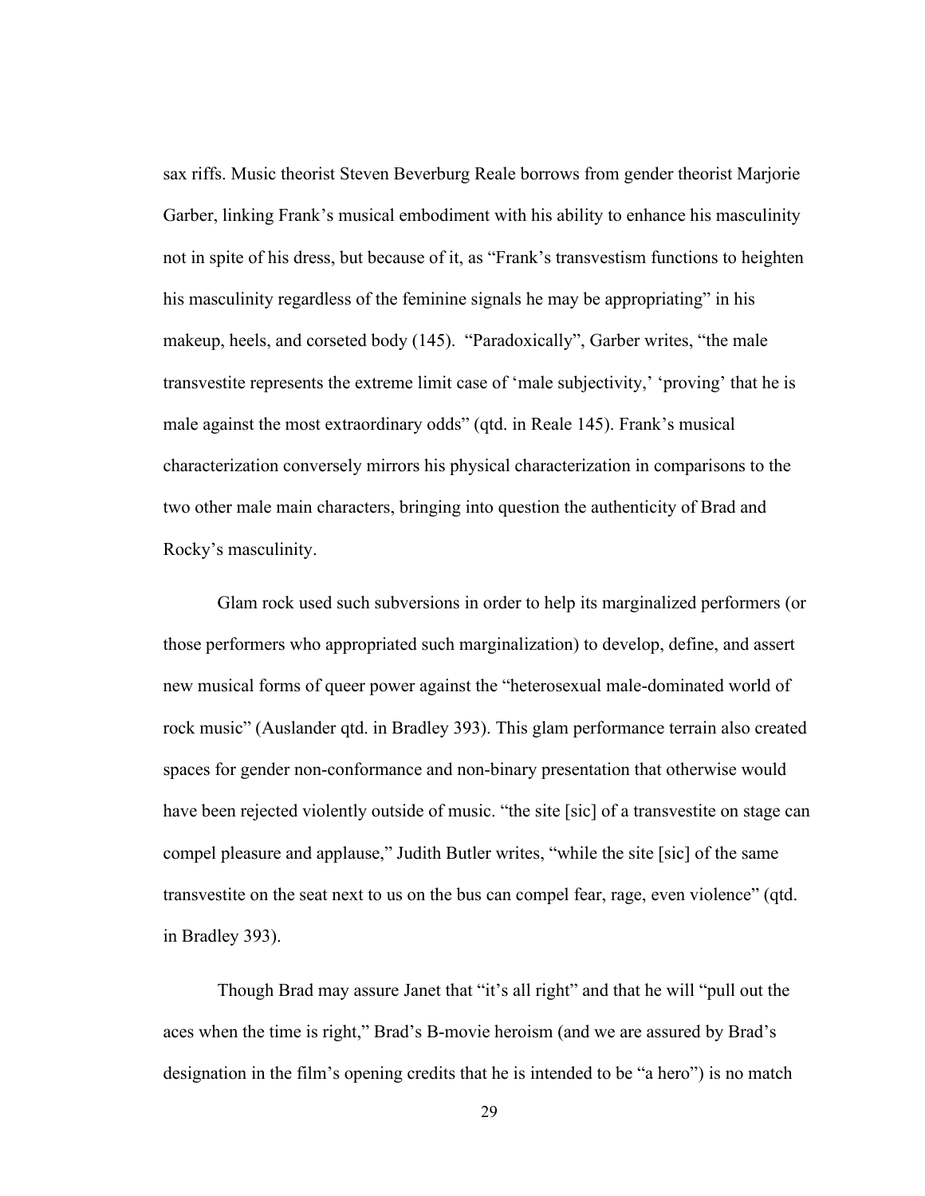sax riffs. Music theorist Steven Beverburg Reale borrows from gender theorist Marjorie Garber, linking Frank's musical embodiment with his ability to enhance his masculinity not in spite of his dress, but because of it, as "Frank's transvestism functions to heighten his masculinity regardless of the feminine signals he may be appropriating" in his makeup, heels, and corseted body (145). "Paradoxically", Garber writes, "the male transvestite represents the extreme limit case of 'male subjectivity,' 'proving' that he is male against the most extraordinary odds" (qtd. in Reale 145). Frank's musical characterization conversely mirrors his physical characterization in comparisons to the two other male main characters, bringing into question the authenticity of Brad and Rocky's masculinity.

Glam rock used such subversions in order to help its marginalized performers (or those performers who appropriated such marginalization) to develop, define, and assert new musical forms of queer power against the "heterosexual male-dominated world of rock music" (Auslander qtd. in Bradley 393). This glam performance terrain also created spaces for gender non-conformance and non-binary presentation that otherwise would have been rejected violently outside of music. "the site [sic] of a transvestite on stage can compel pleasure and applause," Judith Butler writes, "while the site [sic] of the same transvestite on the seat next to us on the bus can compel fear, rage, even violence" (qtd. in Bradley 393).

Though Brad may assure Janet that "it's all right" and that he will "pull out the aces when the time is right," Brad's B-movie heroism (and we are assured by Brad's designation in the film's opening credits that he is intended to be "a hero") is no match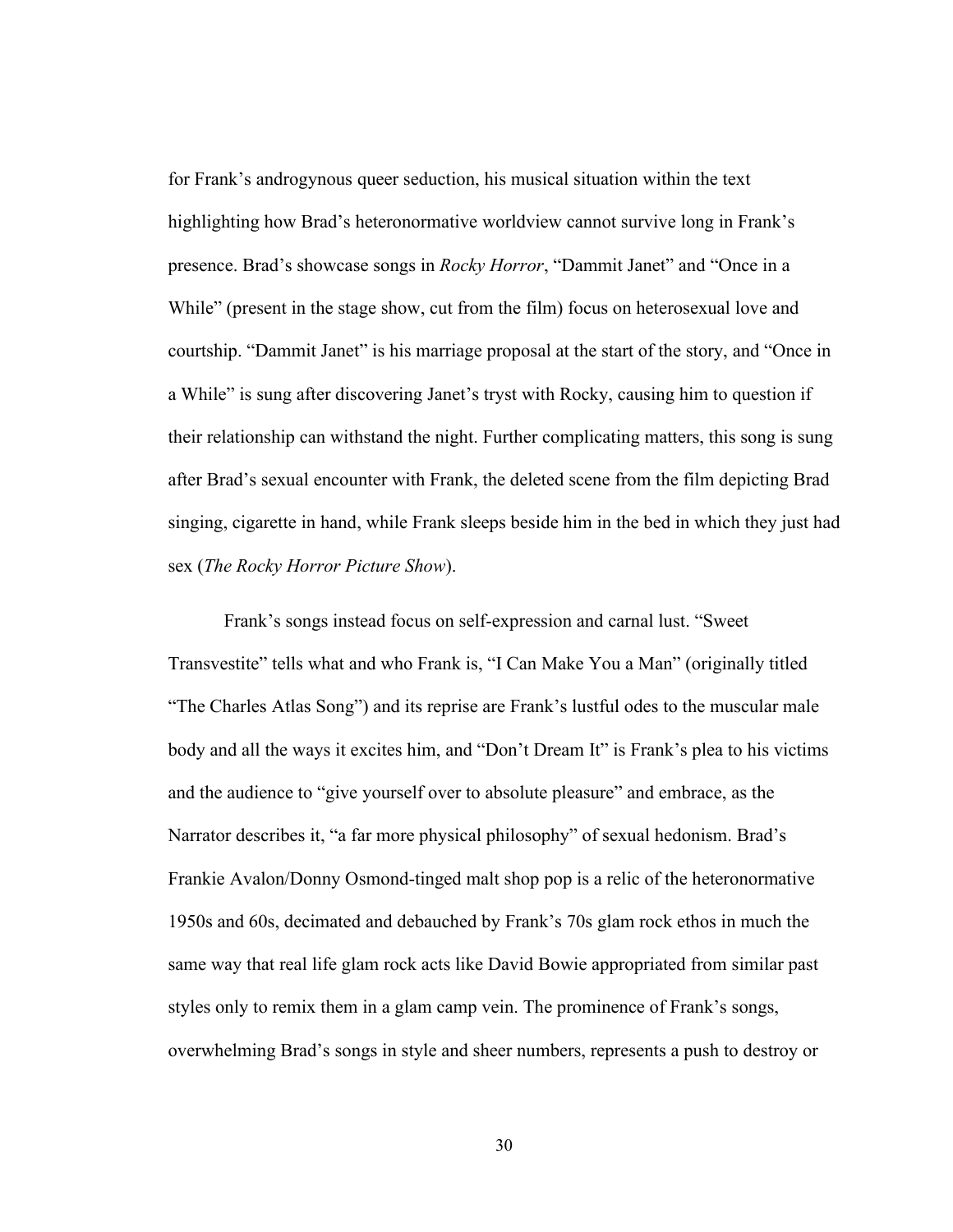for Frank's androgynous queer seduction, his musical situation within the text highlighting how Brad's heteronormative worldview cannot survive long in Frank's presence. Brad's showcase songs in *Rocky Horror*, "Dammit Janet" and "Once in a While" (present in the stage show, cut from the film) focus on heterosexual love and courtship. "Dammit Janet" is his marriage proposal at the start of the story, and "Once in a While" is sung after discovering Janet's tryst with Rocky, causing him to question if their relationship can withstand the night. Further complicating matters, this song is sung after Brad's sexual encounter with Frank, the deleted scene from the film depicting Brad singing, cigarette in hand, while Frank sleeps beside him in the bed in which they just had sex (*The Rocky Horror Picture Show*).

Frank's songs instead focus on self-expression and carnal lust. "Sweet Transvestite" tells what and who Frank is, "I Can Make You a Man" (originally titled "The Charles Atlas Song") and its reprise are Frank's lustful odes to the muscular male body and all the ways it excites him, and "Don't Dream It" is Frank's plea to his victims and the audience to "give yourself over to absolute pleasure" and embrace, as the Narrator describes it, "a far more physical philosophy" of sexual hedonism. Brad's Frankie Avalon/Donny Osmond-tinged malt shop pop is a relic of the heteronormative 1950s and 60s, decimated and debauched by Frank's 70s glam rock ethos in much the same way that real life glam rock acts like David Bowie appropriated from similar past styles only to remix them in a glam camp vein. The prominence of Frank's songs, overwhelming Brad's songs in style and sheer numbers, represents a push to destroy or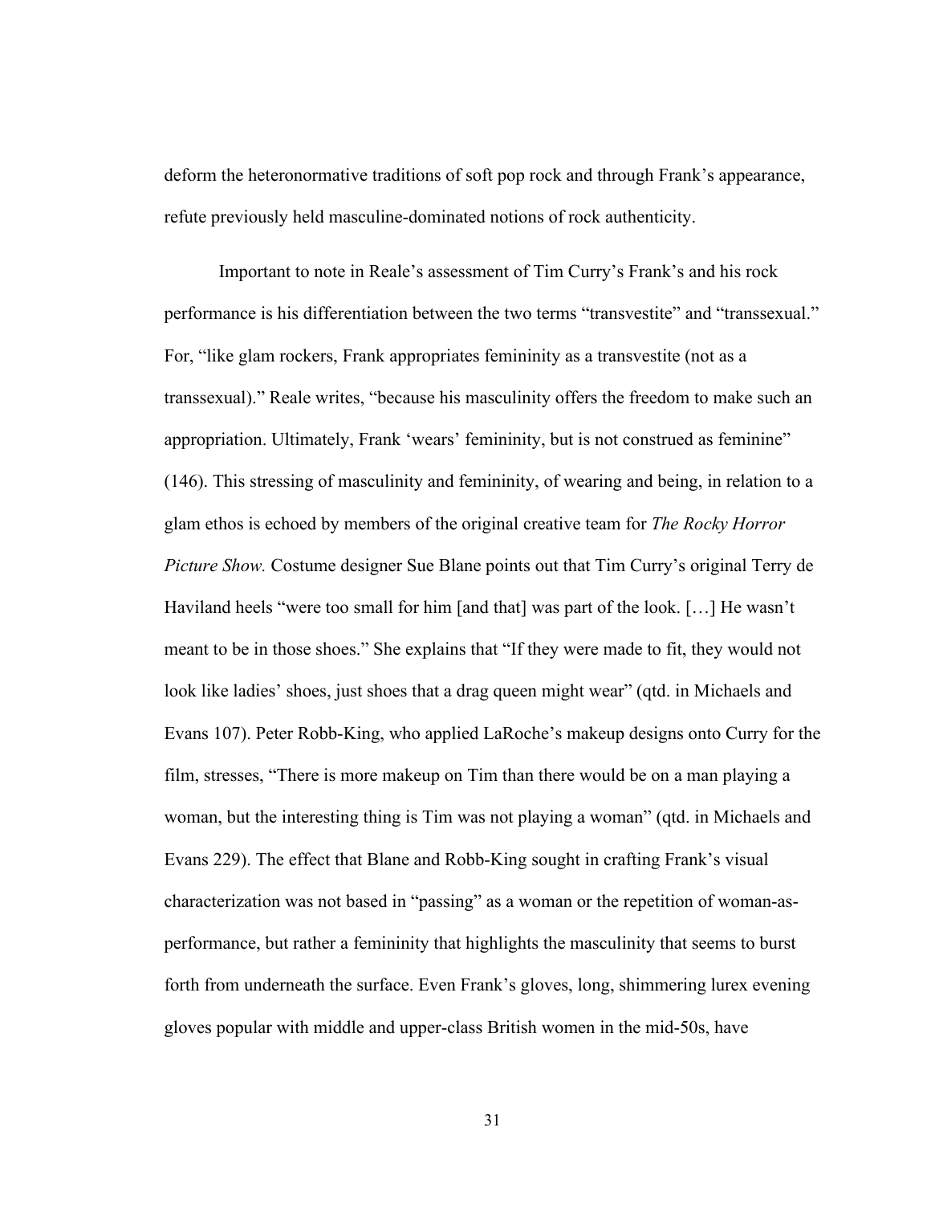deform the heteronormative traditions of soft pop rock and through Frank's appearance, refute previously held masculine-dominated notions of rock authenticity.

Important to note in Reale's assessment of Tim Curry's Frank's and his rock performance is his differentiation between the two terms "transvestite" and "transsexual." For, "like glam rockers, Frank appropriates femininity as a transvestite (not as a transsexual)." Reale writes, "because his masculinity offers the freedom to make such an appropriation. Ultimately, Frank 'wears' femininity, but is not construed as feminine" (146). This stressing of masculinity and femininity, of wearing and being, in relation to a glam ethos is echoed by members of the original creative team for *The Rocky Horror Picture Show.* Costume designer Sue Blane points out that Tim Curry's original Terry de Haviland heels "were too small for him [and that] was part of the look. […] He wasn't meant to be in those shoes." She explains that "If they were made to fit, they would not look like ladies' shoes, just shoes that a drag queen might wear" (qtd. in Michaels and Evans 107). Peter Robb-King, who applied LaRoche's makeup designs onto Curry for the film, stresses, "There is more makeup on Tim than there would be on a man playing a woman, but the interesting thing is Tim was not playing a woman" (qtd. in Michaels and Evans 229). The effect that Blane and Robb-King sought in crafting Frank's visual characterization was not based in "passing" as a woman or the repetition of woman-as-performance, but rather a femininity that highlights the masculinity that seems to burst forth from underneath the surface. Even Frank's gloves, long, shimmering lurex evening gloves popular with middle and upper-class British women in the mid-50s, have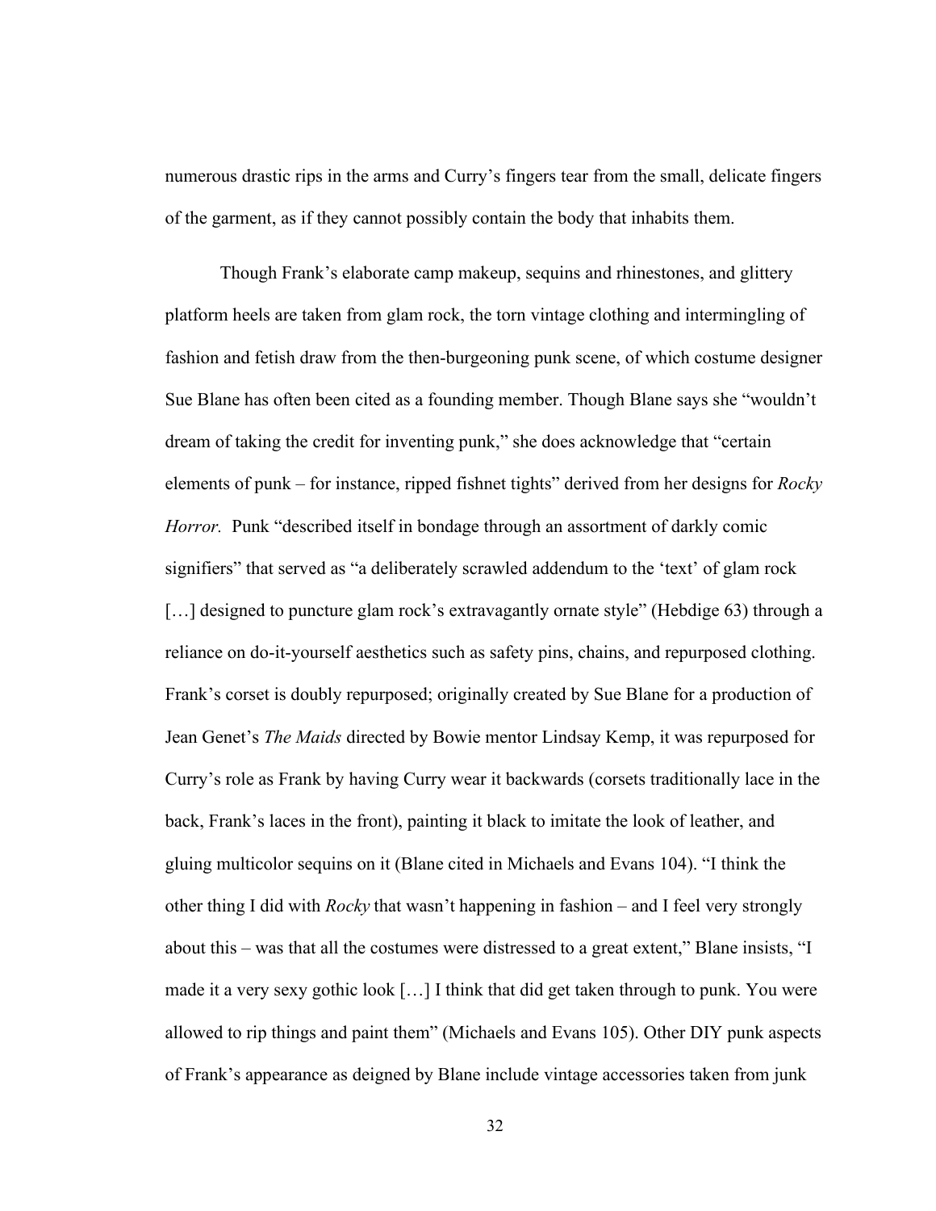numerous drastic rips in the arms and Curry's fingers tear from the small, delicate fingers of the garment, as if they cannot possibly contain the body that inhabits them.

Though Frank's elaborate camp makeup, sequins and rhinestones, and glittery platform heels are taken from glam rock, the torn vintage clothing and intermingling of fashion and fetish draw from the then-burgeoning punk scene, of which costume designer Sue Blane has often been cited as a founding member. Though Blane says she "wouldn't dream of taking the credit for inventing punk," she does acknowledge that "certain elements of punk – for instance, ripped fishnet tights" derived from her designs for *Rocky Horror.* Punk "described itself in bondage through an assortment of darkly comic signifiers" that served as "a deliberately scrawled addendum to the 'text' of glam rock […] designed to puncture glam rock's extravagantly ornate style" (Hebdige 63) through a reliance on do-it-yourself aesthetics such as safety pins, chains, and repurposed clothing. Frank's corset is doubly repurposed; originally created by Sue Blane for a production of Jean Genet's *The Maids* directed by Bowie mentor Lindsay Kemp, it was repurposed for Curry's role as Frank by having Curry wear it backwards (corsets traditionally lace in the back, Frank's laces in the front), painting it black to imitate the look of leather, and gluing multicolor sequins on it (Blane cited in Michaels and Evans 104). "I think the other thing I did with *Rocky* that wasn't happening in fashion – and I feel very strongly about this – was that all the costumes were distressed to a great extent," Blane insists, "I made it a very sexy gothic look […] I think that did get taken through to punk. You were allowed to rip things and paint them" (Michaels and Evans 105). Other DIY punk aspects of Frank's appearance as deigned by Blane include vintage accessories taken from junk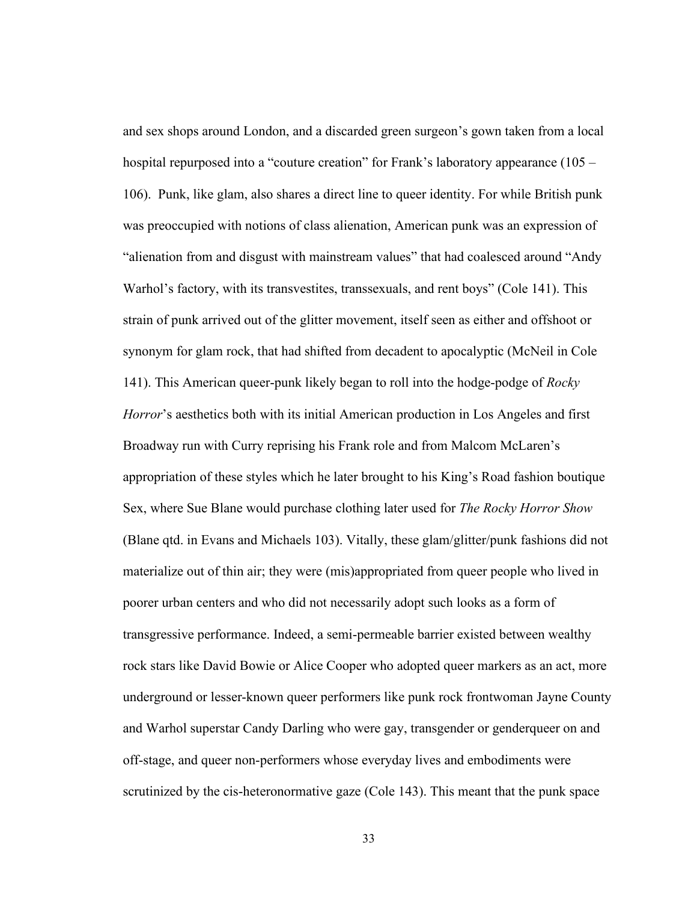and sex shops around London, and a discarded green surgeon's gown taken from a local hospital repurposed into a "couture creation" for Frank's laboratory appearance (105 – 106). Punk, like glam, also shares a direct line to queer identity. For while British punk was preoccupied with notions of class alienation, American punk was an expression of "alienation from and disgust with mainstream values" that had coalesced around "Andy Warhol's factory, with its transvestites, transsexuals, and rent boys" (Cole 141). This strain of punk arrived out of the glitter movement, itself seen as either and offshoot or synonym for glam rock, that had shifted from decadent to apocalyptic (McNeil in Cole 141). This American queer-punk likely began to roll into the hodge-podge of *Rocky Horror*'s aesthetics both with its initial American production in Los Angeles and first Broadway run with Curry reprising his Frank role and from Malcom McLaren's appropriation of these styles which he later brought to his King's Road fashion boutique Sex, where Sue Blane would purchase clothing later used for *The Rocky Horror Show* (Blane qtd. in Evans and Michaels 103). Vitally, these glam/glitter/punk fashions did not materialize out of thin air; they were (mis)appropriated from queer people who lived in poorer urban centers and who did not necessarily adopt such looks as a form of transgressive performance. Indeed, a semi-permeable barrier existed between wealthy rock stars like David Bowie or Alice Cooper who adopted queer markers as an act, more underground or lesser-known queer performers like punk rock frontwoman Jayne County and Warhol superstar Candy Darling who were gay, transgender or genderqueer on and off-stage, and queer non-performers whose everyday lives and embodiments were scrutinized by the cis-heteronormative gaze (Cole 143). This meant that the punk space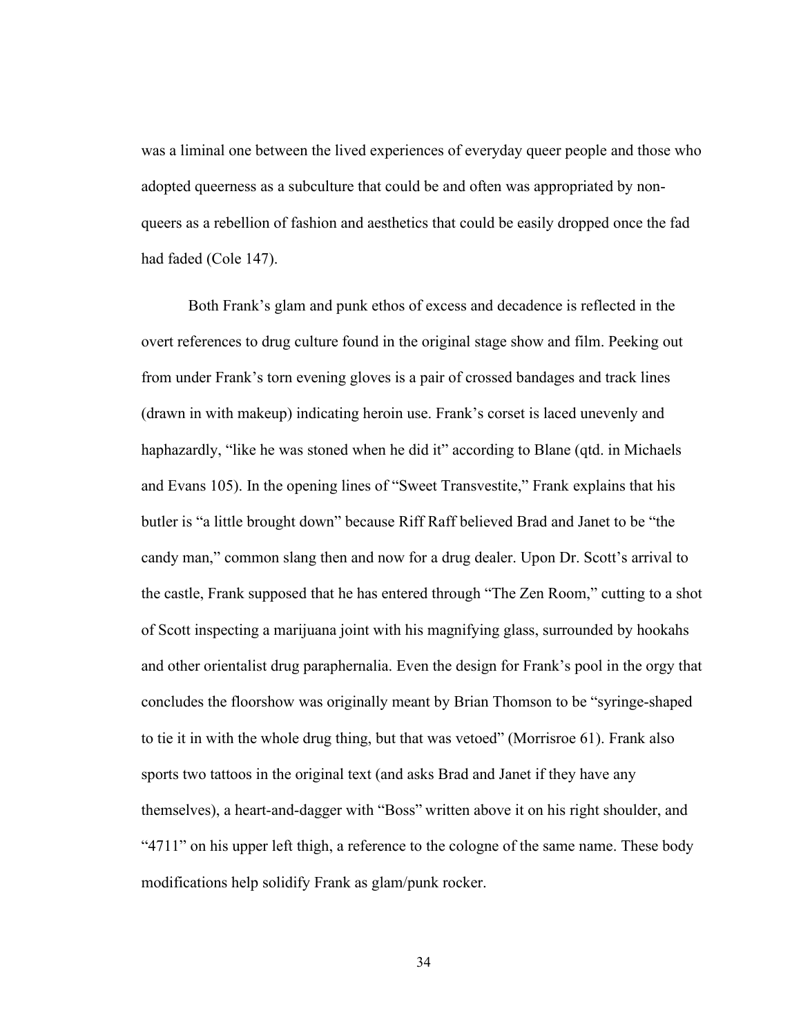was a liminal one between the lived experiences of everyday queer people and those who adopted queerness as a subculture that could be and often was appropriated by non-queers as a rebellion of fashion and aesthetics that could be easily dropped once the fad had faded (Cole 147).

Both Frank's glam and punk ethos of excess and decadence is reflected in the overt references to drug culture found in the original stage show and film. Peeking out from under Frank's torn evening gloves is a pair of crossed bandages and track lines (drawn in with makeup) indicating heroin use. Frank's corset is laced unevenly and haphazardly, "like he was stoned when he did it" according to Blane (qtd. in Michaels and Evans 105). In the opening lines of "Sweet Transvestite," Frank explains that his butler is "a little brought down" because Riff Raff believed Brad and Janet to be "the candy man," common slang then and now for a drug dealer. Upon Dr. Scott's arrival to the castle, Frank supposed that he has entered through "The Zen Room," cutting to a shot of Scott inspecting a marijuana joint with his magnifying glass, surrounded by hookahs and other orientalist drug paraphernalia. Even the design for Frank's pool in the orgy that concludes the floorshow was originally meant by Brian Thomson to be "syringe-shaped to tie it in with the whole drug thing, but that was vetoed" (Morrisroe 61). Frank also sports two tattoos in the original text (and asks Brad and Janet if they have any themselves), a heart-and-dagger with "Boss" written above it on his right shoulder, and "4711" on his upper left thigh, a reference to the cologne of the same name. These body modifications help solidify Frank as glam/punk rocker.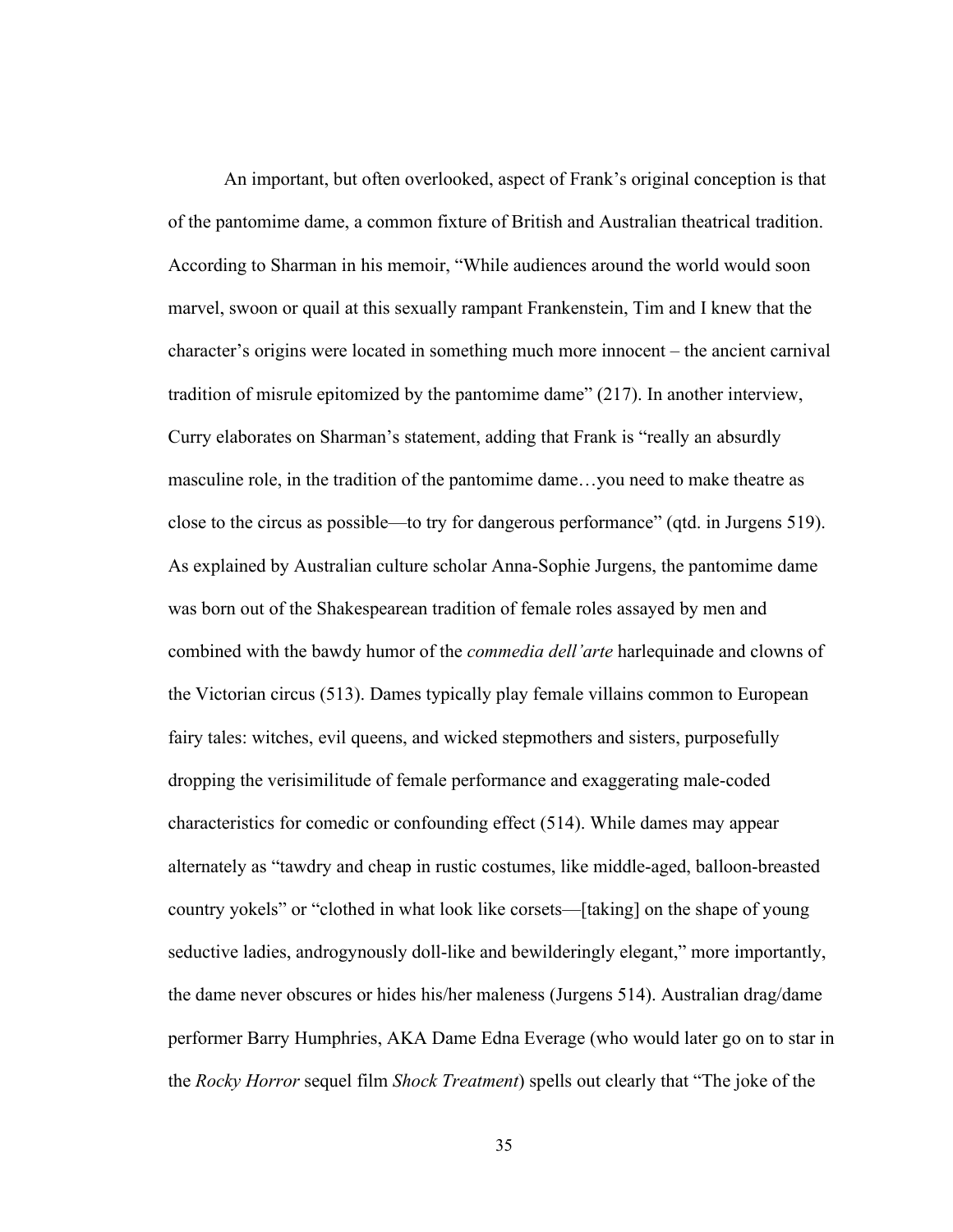An important, but often overlooked, aspect of Frank's original conception is that of the pantomime dame, a common fixture of British and Australian theatrical tradition. According to Sharman in his memoir, "While audiences around the world would soon marvel, swoon or quail at this sexually rampant Frankenstein, Tim and I knew that the character's origins were located in something much more innocent – the ancient carnival tradition of misrule epitomized by the pantomime dame" (217). In another interview, Curry elaborates on Sharman's statement, adding that Frank is "really an absurdly masculine role, in the tradition of the pantomime dame…you need to make theatre as close to the circus as possible—to try for dangerous performance" (qtd. in Jurgens 519). As explained by Australian culture scholar Anna-Sophie Jurgens, the pantomime dame was born out of the Shakespearean tradition of female roles assayed by men and combined with the bawdy humor of the *commedia dell'arte* harlequinade and clowns of the Victorian circus (513). Dames typically play female villains common to European fairy tales: witches, evil queens, and wicked stepmothers and sisters, purposefully dropping the verisimilitude of female performance and exaggerating male-coded characteristics for comedic or confounding effect (514). While dames may appear alternately as "tawdry and cheap in rustic costumes, like middle-aged, balloon-breasted country yokels" or "clothed in what look like corsets—[taking] on the shape of young seductive ladies, androgynously doll-like and bewilderingly elegant," more importantly, the dame never obscures or hides his/her maleness (Jurgens 514). Australian drag/dame performer Barry Humphries, AKA Dame Edna Everage (who would later go on to star in the *Rocky Horror* sequel film *Shock Treatment*) spells out clearly that "The joke of the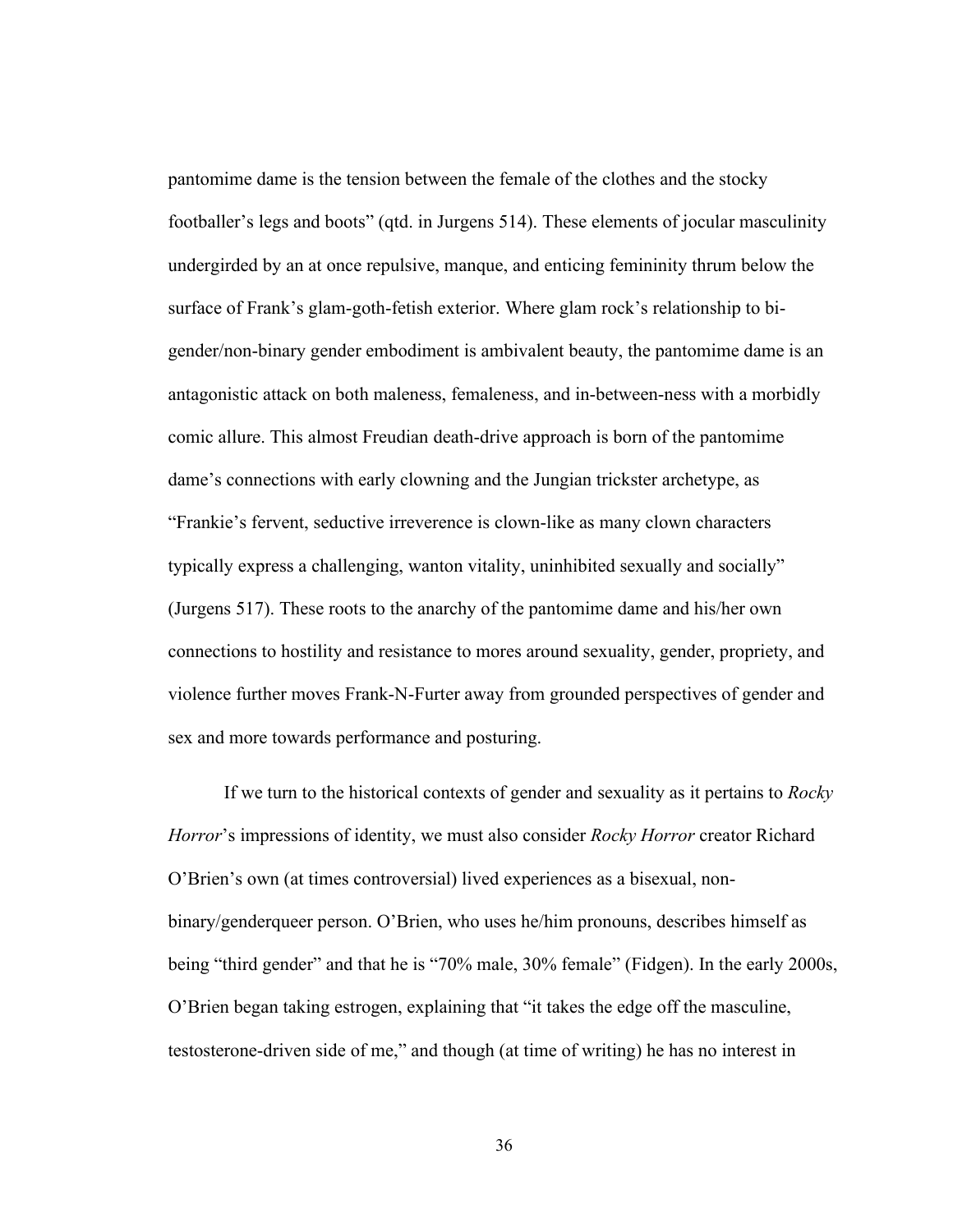pantomime dame is the tension between the female of the clothes and the stocky footballer's legs and boots" (qtd. in Jurgens 514). These elements of jocular masculinity undergirded by an at once repulsive, manque, and enticing femininity thrum below the surface of Frank's glam-goth-fetish exterior. Where glam rock's relationship to bi-gender/non-binary gender embodiment is ambivalent beauty, the pantomime dame is an antagonistic attack on both maleness, femaleness, and in-between-ness with a morbidly comic allure. This almost Freudian death-drive approach is born of the pantomime dame's connections with early clowning and the Jungian trickster archetype, as "Frankie's fervent, seductive irreverence is clown-like as many clown characters typically express a challenging, wanton vitality, uninhibited sexually and socially" (Jurgens 517). These roots to the anarchy of the pantomime dame and his/her own connections to hostility and resistance to mores around sexuality, gender, propriety, and violence further moves Frank-N-Furter away from grounded perspectives of gender and sex and more towards performance and posturing.

If we turn to the historical contexts of gender and sexuality as it pertains to *Rocky Horror*'s impressions of identity, we must also consider *Rocky Horror* creator Richard O'Brien's own (at times controversial) lived experiences as a bisexual, non-binary/genderqueer person. O'Brien, who uses he/him pronouns, describes himself as being "third gender" and that he is "70% male, 30% female" (Fidgen). In the early 2000s, O'Brien began taking estrogen, explaining that "it takes the edge off the masculine, testosterone-driven side of me," and though (at time of writing) he has no interest in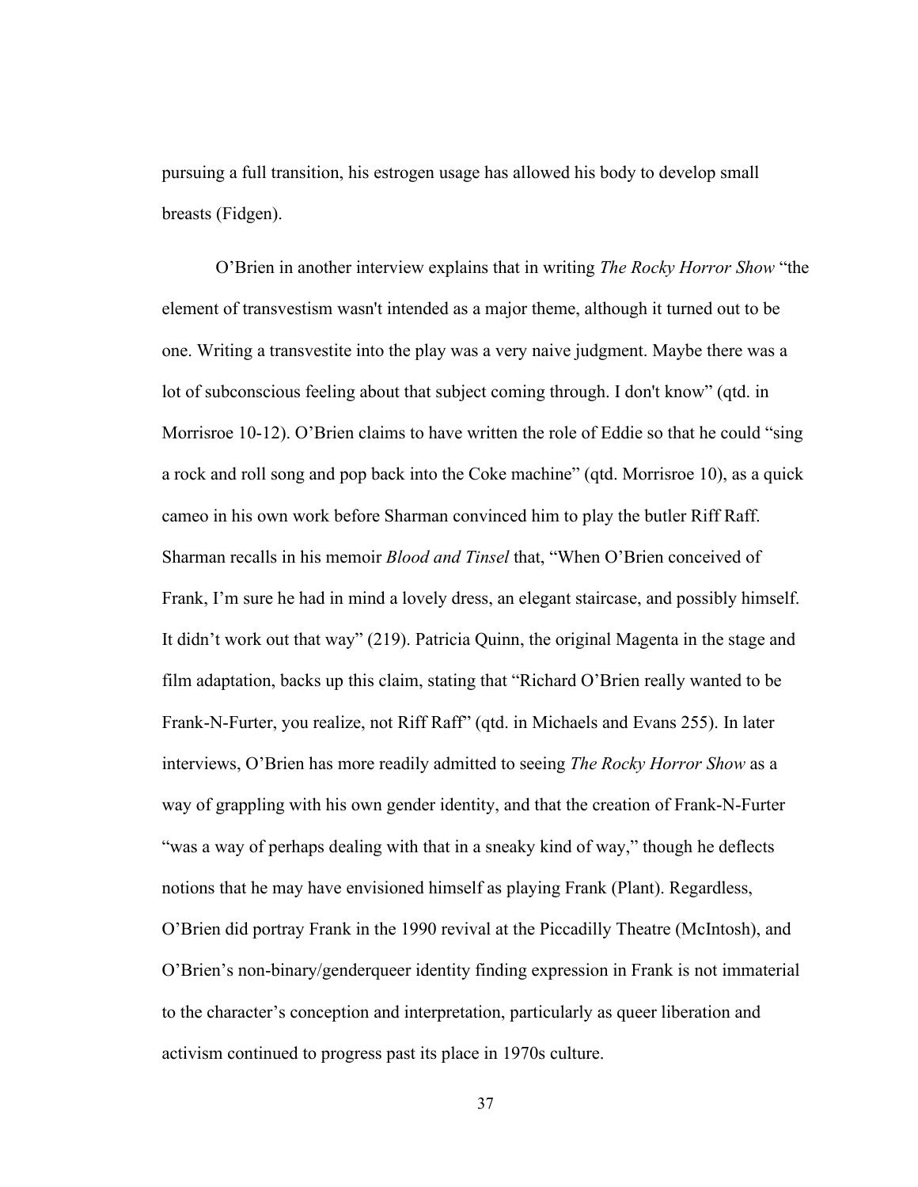pursuing a full transition, his estrogen usage has allowed his body to develop small breasts (Fidgen).

O'Brien in another interview explains that in writing *The Rocky Horror Show* "the element of transvestism wasn't intended as a major theme, although it turned out to be one. Writing a transvestite into the play was a very naive judgment. Maybe there was a lot of subconscious feeling about that subject coming through. I don't know" (qtd. in Morrisroe 10-12). O'Brien claims to have written the role of Eddie so that he could "sing a rock and roll song and pop back into the Coke machine" (qtd. Morrisroe 10), as a quick cameo in his own work before Sharman convinced him to play the butler Riff Raff. Sharman recalls in his memoir *Blood and Tinsel* that, "When O'Brien conceived of Frank, I'm sure he had in mind a lovely dress, an elegant staircase, and possibly himself. It didn't work out that way" (219). Patricia Quinn, the original Magenta in the stage and film adaptation, backs up this claim, stating that "Richard O'Brien really wanted to be Frank-N-Furter, you realize, not Riff Raff" (qtd. in Michaels and Evans 255). In later interviews, O'Brien has more readily admitted to seeing *The Rocky Horror Show* as a way of grappling with his own gender identity, and that the creation of Frank-N-Furter "was a way of perhaps dealing with that in a sneaky kind of way," though he deflects notions that he may have envisioned himself as playing Frank (Plant). Regardless, O'Brien did portray Frank in the 1990 revival at the Piccadilly Theatre (McIntosh), and O'Brien's non-binary/genderqueer identity finding expression in Frank is not immaterial to the character's conception and interpretation, particularly as queer liberation and activism continued to progress past its place in 1970s culture.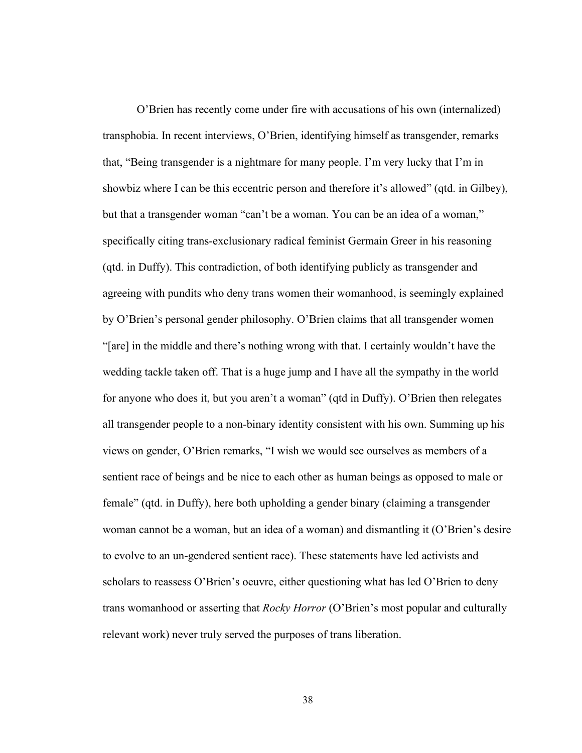O'Brien has recently come under fire with accusations of his own (internalized) transphobia. In recent interviews, O'Brien, identifying himself as transgender, remarks that, "Being transgender is a nightmare for many people. I'm very lucky that I'm in showbiz where I can be this eccentric person and therefore it's allowed" (qtd. in Gilbey), but that a transgender woman "can't be a woman. You can be an idea of a woman," specifically citing trans-exclusionary radical feminist Germain Greer in his reasoning (qtd. in Duffy). This contradiction, of both identifying publicly as transgender and agreeing with pundits who deny trans women their womanhood, is seemingly explained by O'Brien's personal gender philosophy. O'Brien claims that all transgender women "[are] in the middle and there's nothing wrong with that. I certainly wouldn't have the wedding tackle taken off. That is a huge jump and I have all the sympathy in the world for anyone who does it, but you aren't a woman" (qtd in Duffy). O'Brien then relegates all transgender people to a non-binary identity consistent with his own. Summing up his views on gender, O'Brien remarks, "I wish we would see ourselves as members of a sentient race of beings and be nice to each other as human beings as opposed to male or female" (qtd. in Duffy), here both upholding a gender binary (claiming a transgender woman cannot be a woman, but an idea of a woman) and dismantling it (O'Brien's desire to evolve to an un-gendered sentient race). These statements have led activists and scholars to reassess O'Brien's oeuvre, either questioning what has led O'Brien to deny trans womanhood or asserting that *Rocky Horror* (O'Brien's most popular and culturally relevant work) never truly served the purposes of trans liberation.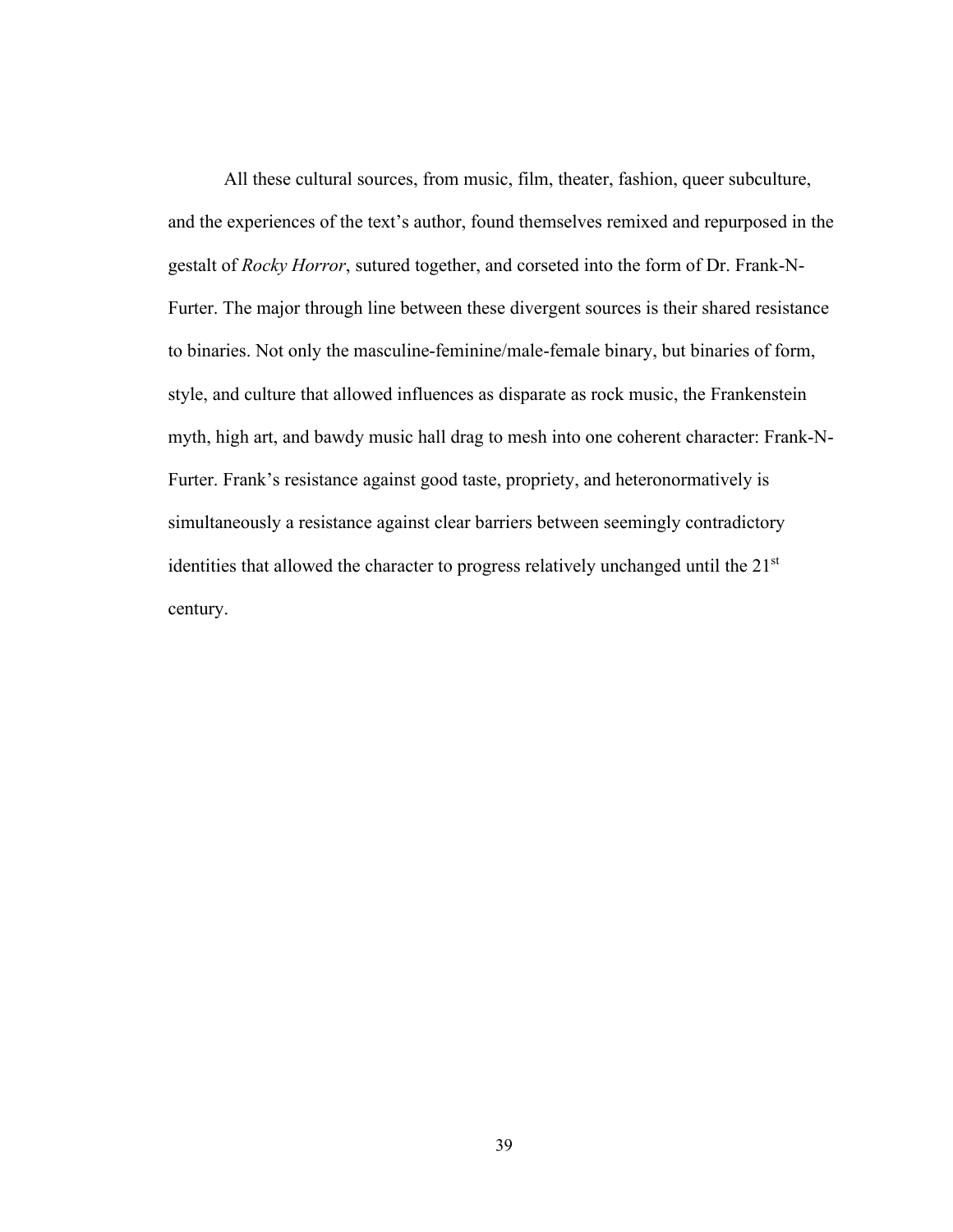All these cultural sources, from music, film, theater, fashion, queer subculture, and the experiences of the text's author, found themselves remixed and repurposed in the gestalt of *Rocky Horror*, sutured together, and corseted into the form of Dr. Frank-N-Furter. The major through line between these divergent sources is their shared resistance to binaries. Not only the masculine-feminine/male-female binary, but binaries of form, style, and culture that allowed influences as disparate as rock music, the Frankenstein myth, high art, and bawdy music hall drag to mesh into one coherent character: Frank-N-Furter. Frank's resistance against good taste, propriety, and heteronormatively is simultaneously a resistance against clear barriers between seemingly contradictory identities that allowed the character to progress relatively unchanged until the 21st century.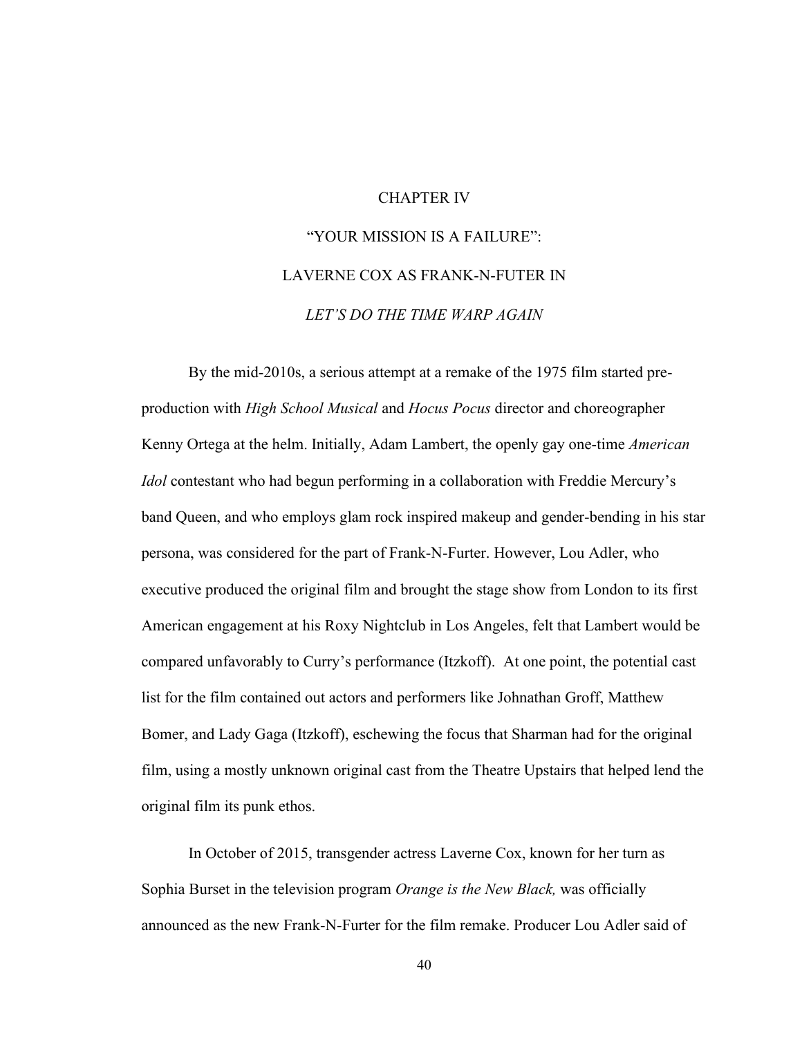# CHAPTER IV

## "YOUR MISSION IS A FAILURE": LAVERNE COX AS FRANK-N-FUTER IN *LET'S DO THE TIME WARP AGAIN*

By the mid-2010s, a serious attempt at a remake of the 1975 film started pre-production with *High School Musical* and *Hocus Pocus* director and choreographer Kenny Ortega at the helm. Initially, Adam Lambert, the openly gay one-time *American Idol* contestant who had begun performing in a collaboration with Freddie Mercury's band Queen, and who employs glam rock inspired makeup and gender-bending in his star persona, was considered for the part of Frank-N-Furter. However, Lou Adler, who executive produced the original film and brought the stage show from London to its first American engagement at his Roxy Nightclub in Los Angeles, felt that Lambert would be compared unfavorably to Curry's performance (Itzkoff). At one point, the potential cast list for the film contained out actors and performers like Johnathan Groff, Matthew Bomer, and Lady Gaga (Itzkoff), eschewing the focus that Sharman had for the original film, using a mostly unknown original cast from the Theatre Upstairs that helped lend the original film its punk ethos.

In October of 2015, transgender actress Laverne Cox, known for her turn as Sophia Burset in the television program *Orange is the New Black,* was officially announced as the new Frank-N-Furter for the film remake. Producer Lou Adler said of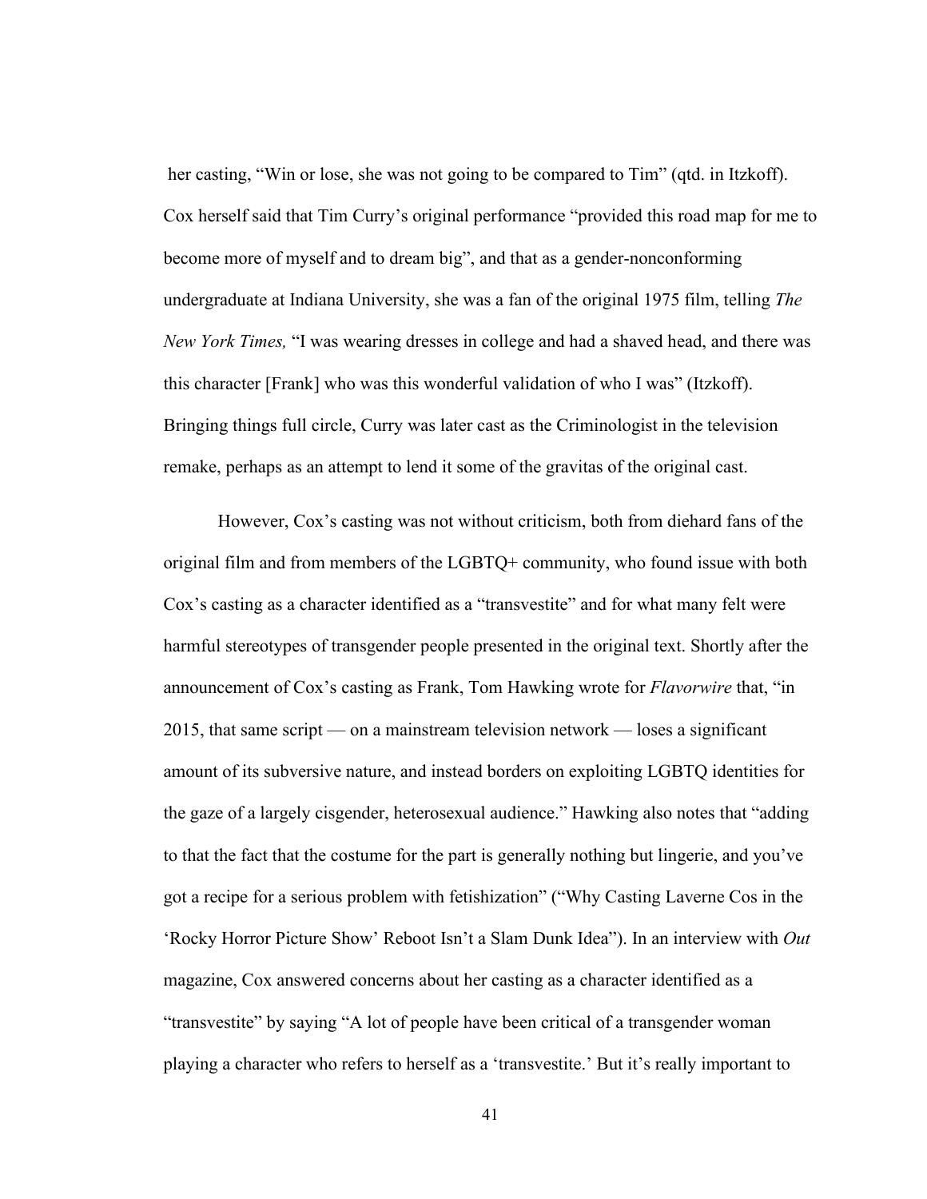her casting, "Win or lose, she was not going to be compared to Tim" (qtd. in Itzkoff). Cox herself said that Tim Curry's original performance "provided this road map for me to become more of myself and to dream big", and that as a gender-nonconforming undergraduate at Indiana University, she was a fan of the original 1975 film, telling *The New York Times,* "I was wearing dresses in college and had a shaved head, and there was this character [Frank] who was this wonderful validation of who I was" (Itzkoff). Bringing things full circle, Curry was later cast as the Criminologist in the television remake, perhaps as an attempt to lend it some of the gravitas of the original cast.

However, Cox's casting was not without criticism, both from diehard fans of the original film and from members of the LGBTQ+ community, who found issue with both Cox's casting as a character identified as a "transvestite" and for what many felt were harmful stereotypes of transgender people presented in the original text. Shortly after the announcement of Cox's casting as Frank, Tom Hawking wrote for *Flavorwire* that, "in 2015, that same script — on a mainstream television network — loses a significant amount of its subversive nature, and instead borders on exploiting LGBTQ identities for the gaze of a largely cisgender, heterosexual audience." Hawking also notes that "adding to that the fact that the costume for the part is generally nothing but lingerie, and you've got a recipe for a serious problem with fetishization" ("Why Casting Laverne Cos in the 'Rocky Horror Picture Show' Reboot Isn't a Slam Dunk Idea"). In an interview with *Out* magazine, Cox answered concerns about her casting as a character identified as a "transvestite" by saying "A lot of people have been critical of a transgender woman playing a character who refers to herself as a 'transvestite.' But it's really important to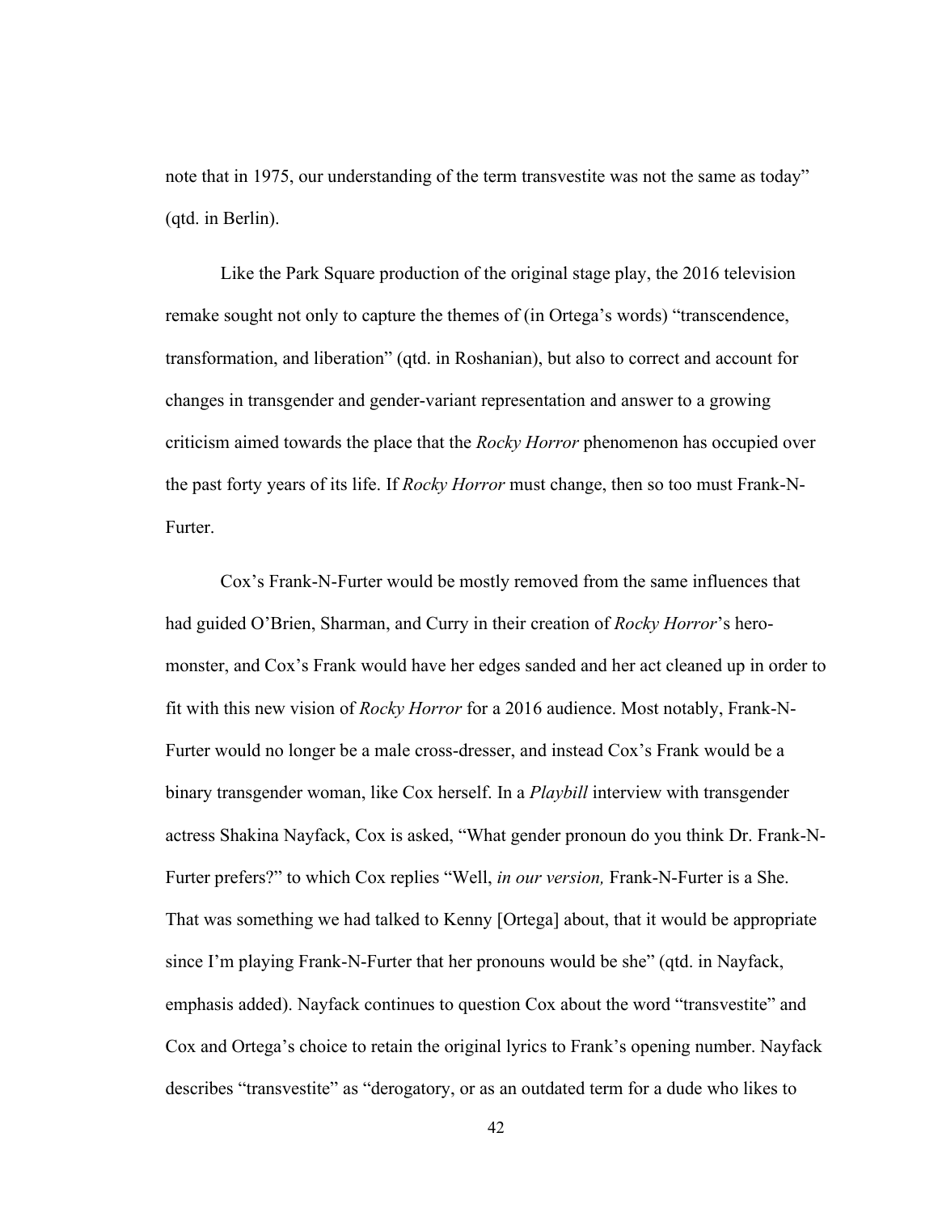note that in 1975, our understanding of the term transvestite was not the same as today" (qtd. in Berlin).

Like the Park Square production of the original stage play, the 2016 television remake sought not only to capture the themes of (in Ortega's words) "transcendence, transformation, and liberation" (qtd. in Roshanian), but also to correct and account for changes in transgender and gender-variant representation and answer to a growing criticism aimed towards the place that the *Rocky Horror* phenomenon has occupied over the past forty years of its life. If *Rocky Horror* must change, then so too must Frank-N-Furter.

Cox's Frank-N-Furter would be mostly removed from the same influences that had guided O'Brien, Sharman, and Curry in their creation of *Rocky Horror*'s hero-monster, and Cox's Frank would have her edges sanded and her act cleaned up in order to fit with this new vision of *Rocky Horror* for a 2016 audience. Most notably, Frank-N-Furter would no longer be a male cross-dresser, and instead Cox's Frank would be a binary transgender woman, like Cox herself. In a *Playbill* interview with transgender actress Shakina Nayfack, Cox is asked, "What gender pronoun do you think Dr. Frank-N-Furter prefers?" to which Cox replies "Well, *in our version,* Frank-N-Furter is a She. That was something we had talked to Kenny [Ortega] about, that it would be appropriate since I'm playing Frank-N-Furter that her pronouns would be she" (qtd. in Nayfack, emphasis added). Nayfack continues to question Cox about the word "transvestite" and Cox and Ortega's choice to retain the original lyrics to Frank's opening number. Nayfack describes "transvestite" as "derogatory, or as an outdated term for a dude who likes to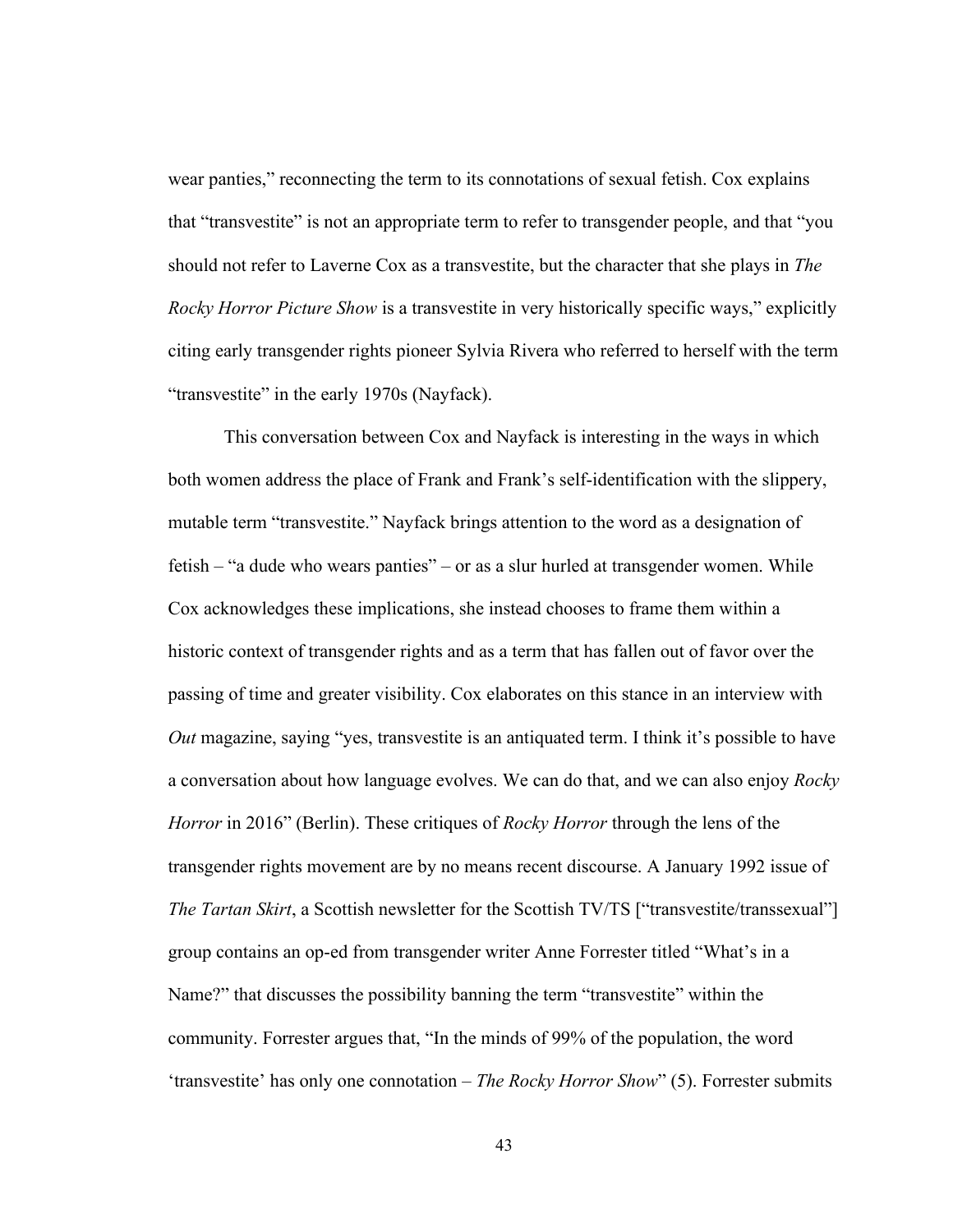wear panties," reconnecting the term to its connotations of sexual fetish. Cox explains that "transvestite" is not an appropriate term to refer to transgender people, and that "you should not refer to Laverne Cox as a transvestite, but the character that she plays in *The Rocky Horror Picture Show* is a transvestite in very historically specific ways," explicitly citing early transgender rights pioneer Sylvia Rivera who referred to herself with the term "transvestite" in the early 1970s (Nayfack).

This conversation between Cox and Nayfack is interesting in the ways in which both women address the place of Frank and Frank's self-identification with the slippery, mutable term "transvestite." Nayfack brings attention to the word as a designation of fetish – "a dude who wears panties" – or as a slur hurled at transgender women. While Cox acknowledges these implications, she instead chooses to frame them within a historic context of transgender rights and as a term that has fallen out of favor over the passing of time and greater visibility. Cox elaborates on this stance in an interview with *Out* magazine, saying "yes, transvestite is an antiquated term. I think it's possible to have a conversation about how language evolves. We can do that, and we can also enjoy *Rocky Horror* in 2016" (Berlin). These critiques of *Rocky Horror* through the lens of the transgender rights movement are by no means recent discourse. A January 1992 issue of *The Tartan Skirt*, a Scottish newsletter for the Scottish TV/TS ["transvestite/transsexual"] group contains an op-ed from transgender writer Anne Forrester titled "What's in a Name?" that discusses the possibility banning the term "transvestite" within the community. Forrester argues that, "In the minds of 99% of the population, the word 'transvestite' has only one connotation – *The Rocky Horror Show*" (5). Forrester submits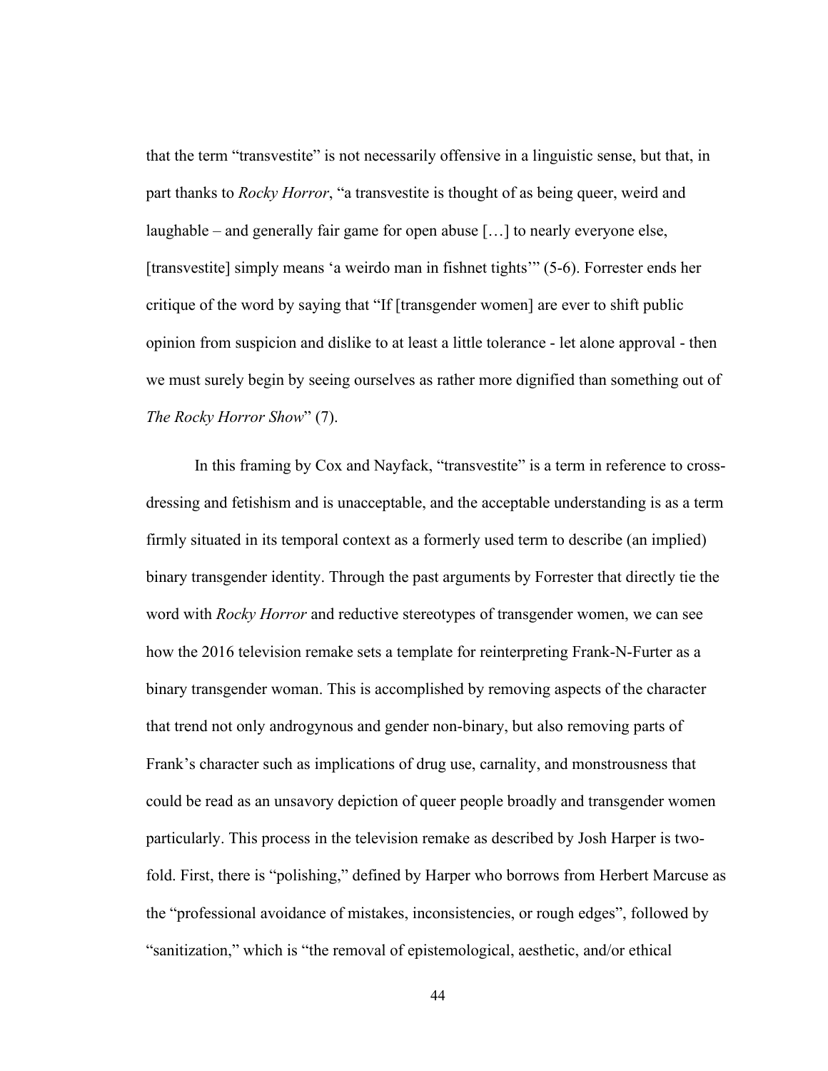that the term "transvestite" is not necessarily offensive in a linguistic sense, but that, in part thanks to *Rocky Horror*, "a transvestite is thought of as being queer, weird and laughable – and generally fair game for open abuse […] to nearly everyone else, [transvestite] simply means 'a weirdo man in fishnet tights'" (5-6). Forrester ends her critique of the word by saying that "If [transgender women] are ever to shift public opinion from suspicion and dislike to at least a little tolerance - let alone approval - then we must surely begin by seeing ourselves as rather more dignified than something out of *The Rocky Horror Show*" (7).

In this framing by Cox and Nayfack, "transvestite" is a term in reference to cross-dressing and fetishism and is unacceptable, and the acceptable understanding is as a term firmly situated in its temporal context as a formerly used term to describe (an implied) binary transgender identity. Through the past arguments by Forrester that directly tie the word with *Rocky Horror* and reductive stereotypes of transgender women, we can see how the 2016 television remake sets a template for reinterpreting Frank-N-Furter as a binary transgender woman. This is accomplished by removing aspects of the character that trend not only androgynous and gender non-binary, but also removing parts of Frank's character such as implications of drug use, carnality, and monstrousness that could be read as an unsavory depiction of queer people broadly and transgender women particularly. This process in the television remake as described by Josh Harper is two-fold. First, there is "polishing," defined by Harper who borrows from Herbert Marcuse as the "professional avoidance of mistakes, inconsistencies, or rough edges", followed by "sanitization," which is "the removal of epistemological, aesthetic, and/or ethical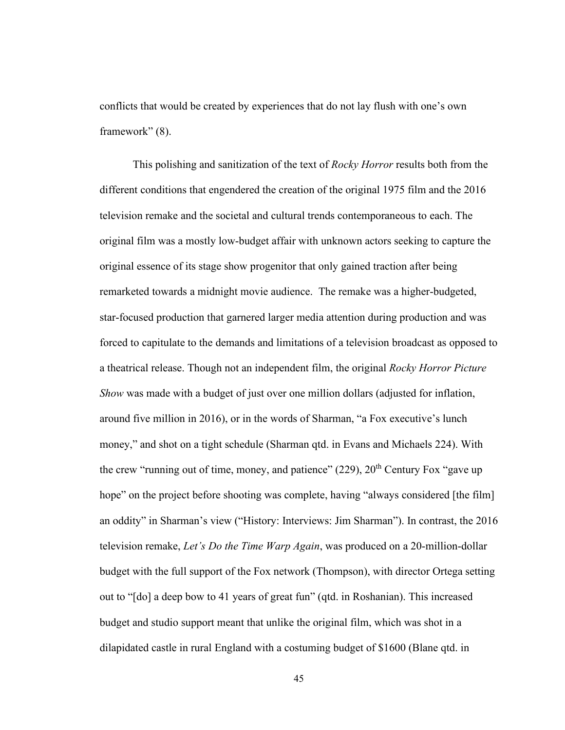conflicts that would be created by experiences that do not lay flush with one's own framework" (8).

This polishing and sanitization of the text of *Rocky Horror* results both from the different conditions that engendered the creation of the original 1975 film and the 2016 television remake and the societal and cultural trends contemporaneous to each. The original film was a mostly low-budget affair with unknown actors seeking to capture the original essence of its stage show progenitor that only gained traction after being remarketed towards a midnight movie audience. The remake was a higher-budgeted, star-focused production that garnered larger media attention during production and was forced to capitulate to the demands and limitations of a television broadcast as opposed to a theatrical release. Though not an independent film, the original *Rocky Horror Picture Show* was made with a budget of just over one million dollars (adjusted for inflation, around five million in 2016), or in the words of Sharman, "a Fox executive's lunch money," and shot on a tight schedule (Sharman qtd. in Evans and Michaels 224). With the crew "running out of time, money, and patience" (229), 20th Century Fox "gave up hope" on the project before shooting was complete, having "always considered [the film] an oddity" in Sharman's view ("History: Interviews: Jim Sharman"). In contrast, the 2016 television remake, *Let's Do the Time Warp Again*, was produced on a 20-million-dollar budget with the full support of the Fox network (Thompson), with director Ortega setting out to "[do] a deep bow to 41 years of great fun" (qtd. in Roshanian). This increased budget and studio support meant that unlike the original film, which was shot in a dilapidated castle in rural England with a costuming budget of $1600 (Blane qtd. in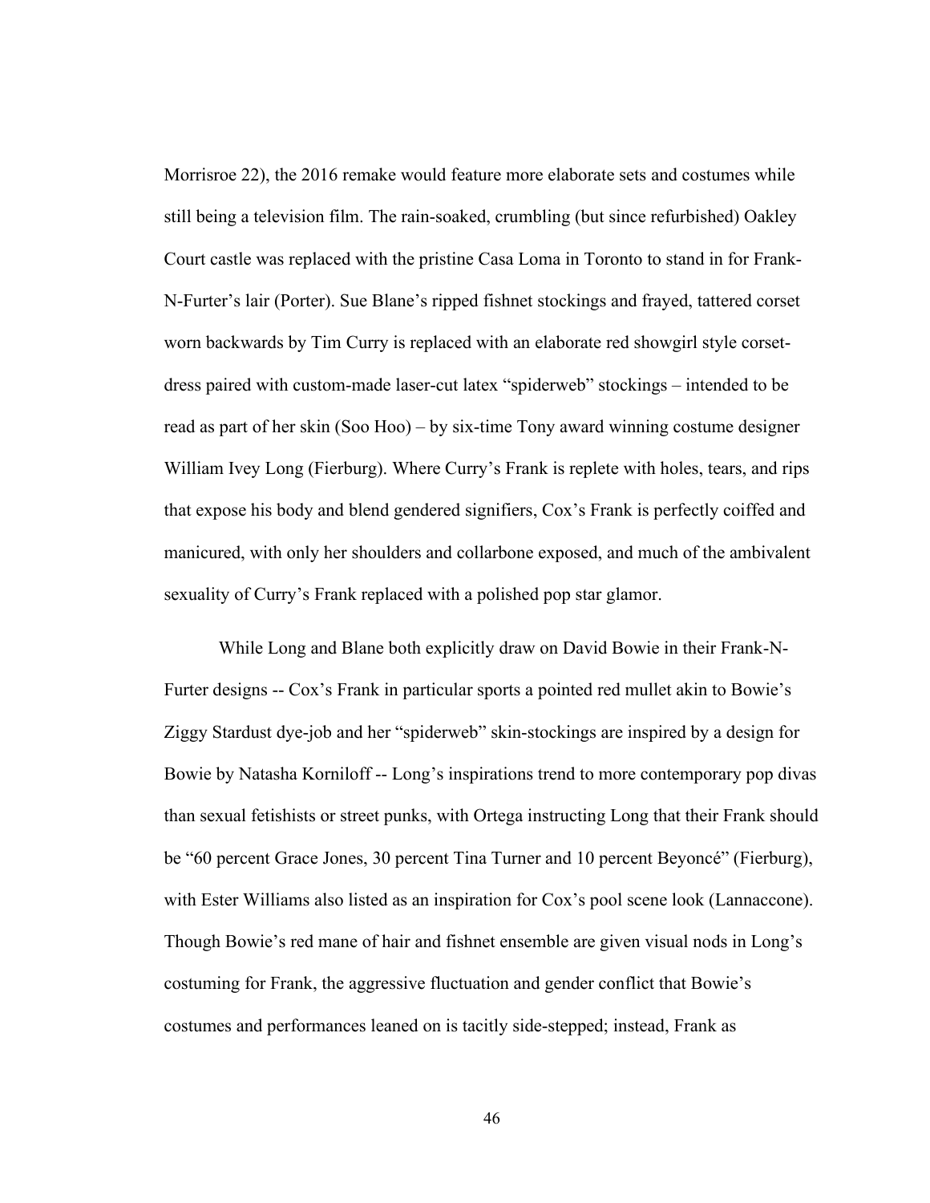Morrisroe 22), the 2016 remake would feature more elaborate sets and costumes while still being a television film. The rain-soaked, crumbling (but since refurbished) Oakley Court castle was replaced with the pristine Casa Loma in Toronto to stand in for Frank-N-Furter's lair (Porter). Sue Blane's ripped fishnet stockings and frayed, tattered corset worn backwards by Tim Curry is replaced with an elaborate red showgirl style corset-dress paired with custom-made laser-cut latex "spiderweb" stockings – intended to be read as part of her skin (Soo Hoo) – by six-time Tony award winning costume designer William Ivey Long (Fierburg). Where Curry's Frank is replete with holes, tears, and rips that expose his body and blend gendered signifiers, Cox's Frank is perfectly coiffed and manicured, with only her shoulders and collarbone exposed, and much of the ambivalent sexuality of Curry's Frank replaced with a polished pop star glamor.

While Long and Blane both explicitly draw on David Bowie in their Frank-N-Furter designs -- Cox's Frank in particular sports a pointed red mullet akin to Bowie's Ziggy Stardust dye-job and her "spiderweb" skin-stockings are inspired by a design for Bowie by Natasha Korniloff -- Long's inspirations trend to more contemporary pop divas than sexual fetishists or street punks, with Ortega instructing Long that their Frank should be "60 percent Grace Jones, 30 percent Tina Turner and 10 percent Beyoncé" (Fierburg), with Ester Williams also listed as an inspiration for Cox's pool scene look (Lannaccone). Though Bowie's red mane of hair and fishnet ensemble are given visual nods in Long's costuming for Frank, the aggressive fluctuation and gender conflict that Bowie's costumes and performances leaned on is tacitly side-stepped; instead, Frank as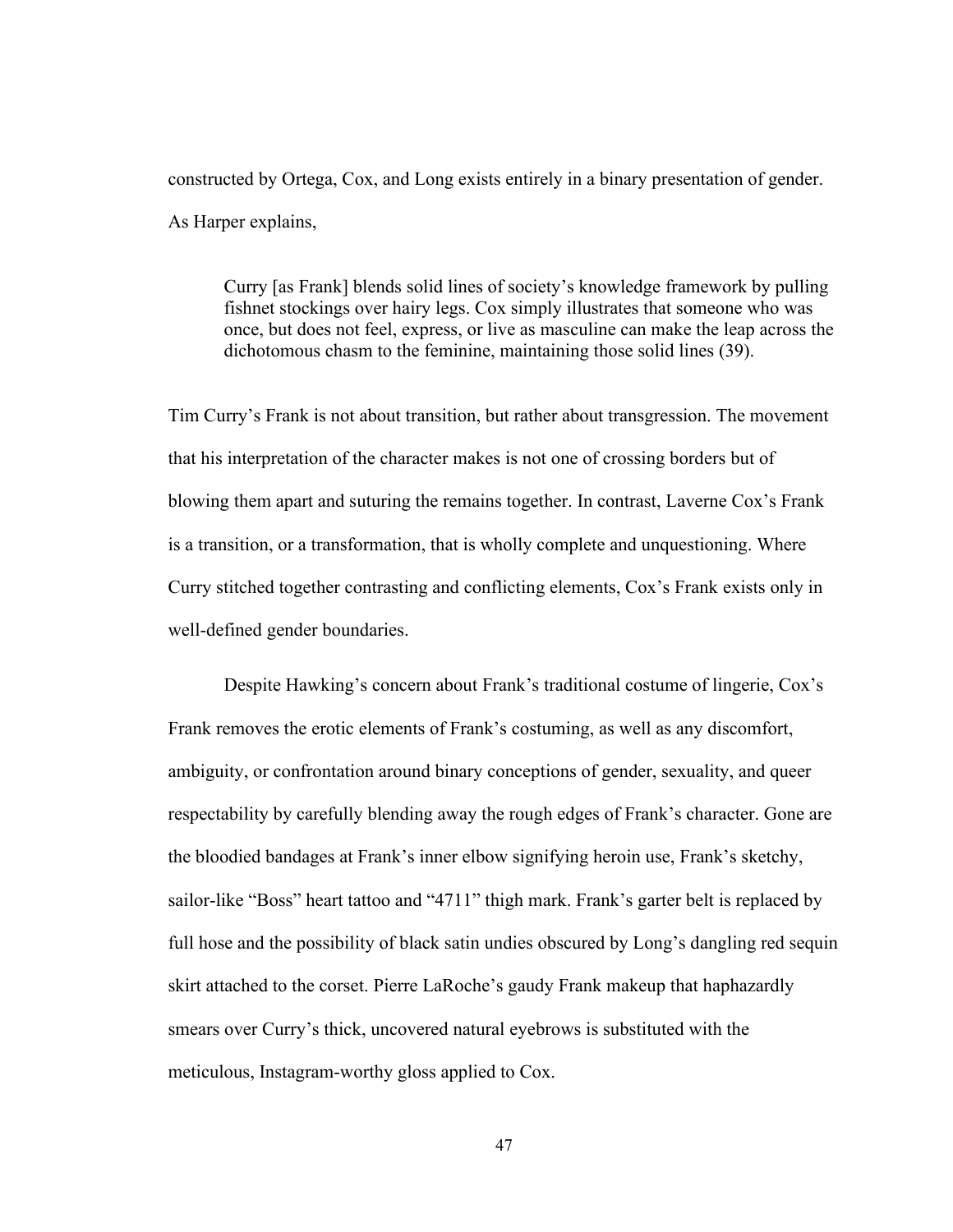constructed by Ortega, Cox, and Long exists entirely in a binary presentation of gender. As Harper explains,

> Curry [as Frank] blends solid lines of society's knowledge framework by pulling fishnet stockings over hairy legs. Cox simply illustrates that someone who was once, but does not feel, express, or live as masculine can make the leap across the dichotomous chasm to the feminine, maintaining those solid lines (39).

Tim Curry's Frank is not about transition, but rather about transgression. The movement that his interpretation of the character makes is not one of crossing borders but of blowing them apart and suturing the remains together. In contrast, Laverne Cox's Frank is a transition, or a transformation, that is wholly complete and unquestioning. Where Curry stitched together contrasting and conflicting elements, Cox's Frank exists only in well-defined gender boundaries.

Despite Hawking's concern about Frank's traditional costume of lingerie, Cox's Frank removes the erotic elements of Frank's costuming, as well as any discomfort, ambiguity, or confrontation around binary conceptions of gender, sexuality, and queer respectability by carefully blending away the rough edges of Frank's character. Gone are the bloodied bandages at Frank's inner elbow signifying heroin use, Frank's sketchy, sailor-like "Boss" heart tattoo and "4711" thigh mark. Frank's garter belt is replaced by full hose and the possibility of black satin undies obscured by Long's dangling red sequin skirt attached to the corset. Pierre LaRoche's gaudy Frank makeup that haphazardly smears over Curry's thick, uncovered natural eyebrows is substituted with the meticulous, Instagram-worthy gloss applied to Cox.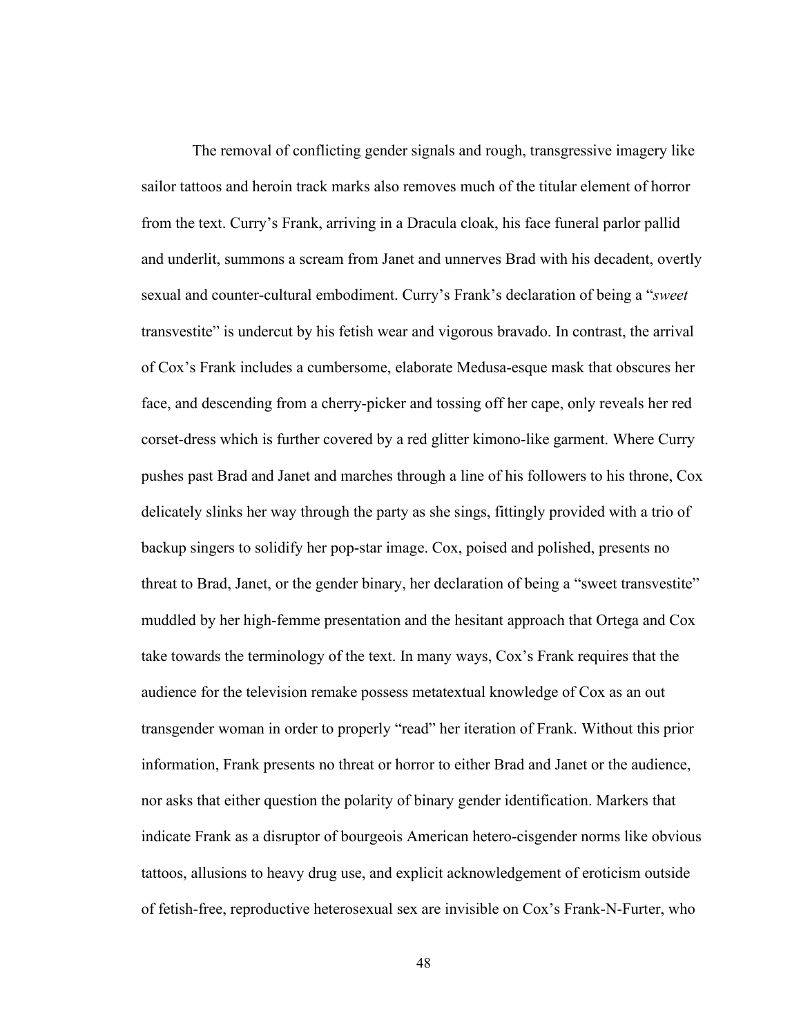The removal of conflicting gender signals and rough, transgressive imagery like sailor tattoos and heroin track marks also removes much of the titular element of horror from the text. Curry's Frank, arriving in a Dracula cloak, his face funeral parlor pallid and underlit, summons a scream from Janet and unnerves Brad with his decadent, overtly sexual and counter-cultural embodiment. Curry's Frank's declaration of being a "*sweet* transvestite" is undercut by his fetish wear and vigorous bravado. In contrast, the arrival of Cox's Frank includes a cumbersome, elaborate Medusa-esque mask that obscures her face, and descending from a cherry-picker and tossing off her cape, only reveals her red corset-dress which is further covered by a red glitter kimono-like garment. Where Curry pushes past Brad and Janet and marches through a line of his followers to his throne, Cox delicately slinks her way through the party as she sings, fittingly provided with a trio of backup singers to solidify her pop-star image. Cox, poised and polished, presents no threat to Brad, Janet, or the gender binary, her declaration of being a "sweet transvestite" muddled by her high-femme presentation and the hesitant approach that Ortega and Cox take towards the terminology of the text. In many ways, Cox's Frank requires that the audience for the television remake possess metatextual knowledge of Cox as an out transgender woman in order to properly "read" her iteration of Frank. Without this prior information, Frank presents no threat or horror to either Brad and Janet or the audience, nor asks that either question the polarity of binary gender identification. Markers that indicate Frank as a disruptor of bourgeois American hetero-cisgender norms like obvious tattoos, allusions to heavy drug use, and explicit acknowledgement of eroticism outside of fetish-free, reproductive heterosexual sex are invisible on Cox's Frank-N-Furter, who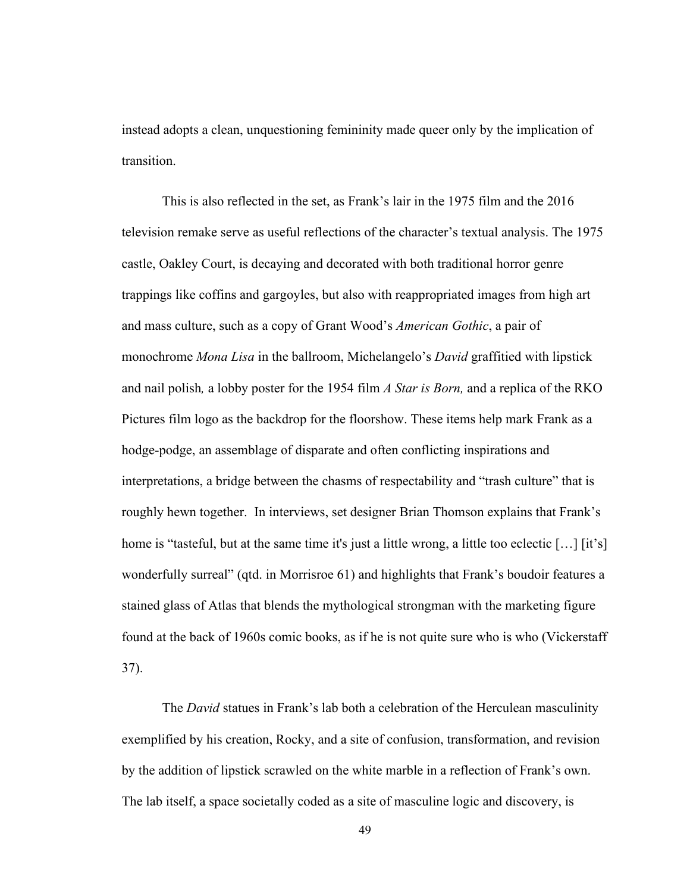instead adopts a clean, unquestioning femininity made queer only by the implication of transition.

This is also reflected in the set, as Frank's lair in the 1975 film and the 2016 television remake serve as useful reflections of the character's textual analysis. The 1975 castle, Oakley Court, is decaying and decorated with both traditional horror genre trappings like coffins and gargoyles, but also with reappropriated images from high art and mass culture, such as a copy of Grant Wood's *American Gothic*, a pair of monochrome *Mona Lisa* in the ballroom, Michelangelo's *David* graffitied with lipstick and nail polish, a lobby poster for the 1954 film *A Star is Born,* and a replica of the RKO Pictures film logo as the backdrop for the floorshow. These items help mark Frank as a hodge-podge, an assemblage of disparate and often conflicting inspirations and interpretations, a bridge between the chasms of respectability and "trash culture" that is roughly hewn together. In interviews, set designer Brian Thomson explains that Frank's home is "tasteful, but at the same time it's just a little wrong, a little too eclectic […] [it's] wonderfully surreal" (qtd. in Morrisroe 61) and highlights that Frank's boudoir features a stained glass of Atlas that blends the mythological strongman with the marketing figure found at the back of 1960s comic books, as if he is not quite sure who is who (Vickerstaff 37).

The *David* statues in Frank's lab both a celebration of the Herculean masculinity exemplified by his creation, Rocky, and a site of confusion, transformation, and revision by the addition of lipstick scrawled on the white marble in a reflection of Frank's own. The lab itself, a space societally coded as a site of masculine logic and discovery, is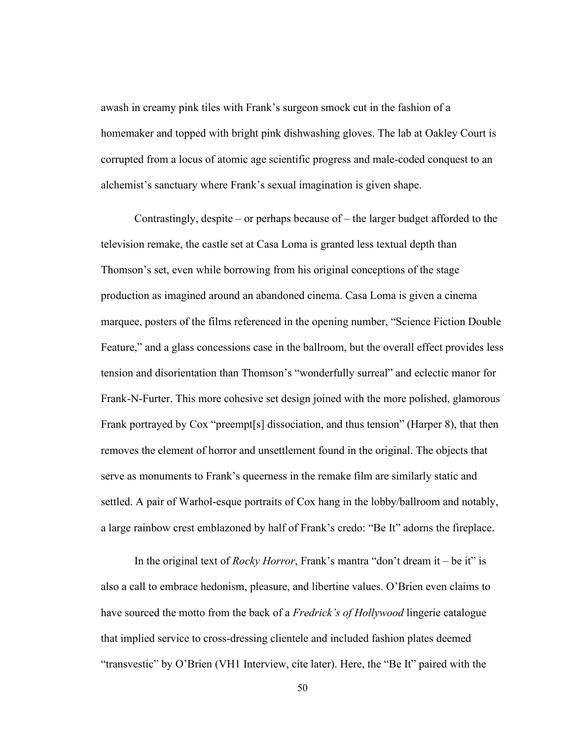awash in creamy pink tiles with Frank's surgeon smock cut in the fashion of a homemaker and topped with bright pink dishwashing gloves. The lab at Oakley Court is corrupted from a locus of atomic age scientific progress and male-coded conquest to an alchemist's sanctuary where Frank's sexual imagination is given shape.

Contrastingly, despite – or perhaps because of – the larger budget afforded to the television remake, the castle set at Casa Loma is granted less textual depth than Thomson's set, even while borrowing from his original conceptions of the stage production as imagined around an abandoned cinema. Casa Loma is given a cinema marquee, posters of the films referenced in the opening number, "Science Fiction Double Feature," and a glass concessions case in the ballroom, but the overall effect provides less tension and disorientation than Thomson's "wonderfully surreal" and eclectic manor for Frank-N-Furter. This more cohesive set design joined with the more polished, glamorous Frank portrayed by Cox "preempt[s] dissociation, and thus tension" (Harper 8), that then removes the element of horror and unsettlement found in the original. The objects that serve as monuments to Frank's queerness in the remake film are similarly static and settled. A pair of Warhol-esque portraits of Cox hang in the lobby/ballroom and notably, a large rainbow crest emblazoned by half of Frank's credo: "Be It" adorns the fireplace.

In the original text of *Rocky Horror*, Frank's mantra "don't dream it – be it" is also a call to embrace hedonism, pleasure, and libertine values. O'Brien even claims to have sourced the motto from the back of a *Fredrick's of Hollywood* lingerie catalogue that implied service to cross-dressing clientele and included fashion plates deemed "transvestic" by O'Brien (VH1 Interview, cite later). Here, the "Be It" paired with the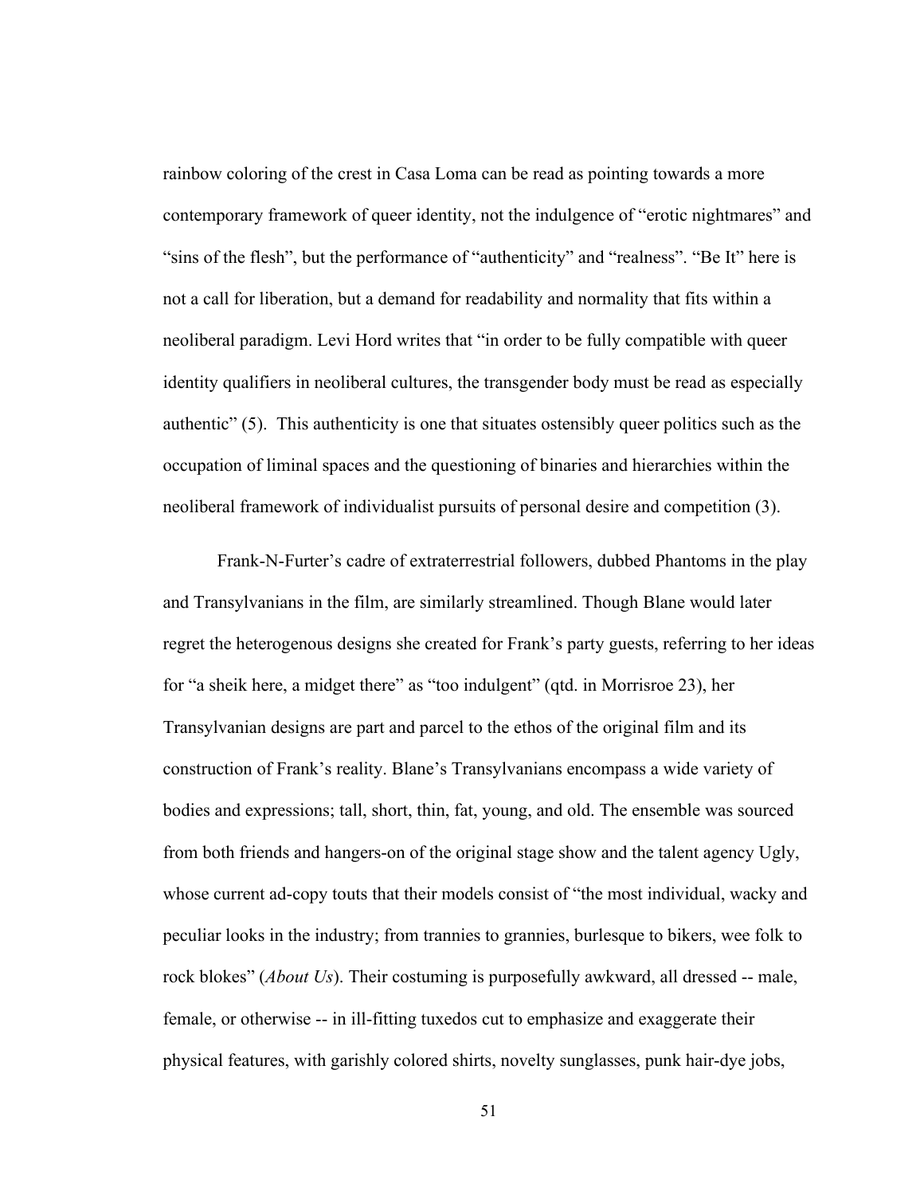rainbow coloring of the crest in Casa Loma can be read as pointing towards a more contemporary framework of queer identity, not the indulgence of "erotic nightmares" and "sins of the flesh", but the performance of "authenticity" and "realness". "Be It" here is not a call for liberation, but a demand for readability and normality that fits within a neoliberal paradigm. Levi Hord writes that "in order to be fully compatible with queer identity qualifiers in neoliberal cultures, the transgender body must be read as especially authentic" (5). This authenticity is one that situates ostensibly queer politics such as the occupation of liminal spaces and the questioning of binaries and hierarchies within the neoliberal framework of individualist pursuits of personal desire and competition (3).

Frank-N-Furter's cadre of extraterrestrial followers, dubbed Phantoms in the play and Transylvanians in the film, are similarly streamlined. Though Blane would later regret the heterogenous designs she created for Frank's party guests, referring to her ideas for "a sheik here, a midget there" as "too indulgent" (qtd. in Morrisroe 23), her Transylvanian designs are part and parcel to the ethos of the original film and its construction of Frank's reality. Blane's Transylvanians encompass a wide variety of bodies and expressions; tall, short, thin, fat, young, and old. The ensemble was sourced from both friends and hangers-on of the original stage show and the talent agency Ugly, whose current ad-copy touts that their models consist of "the most individual, wacky and peculiar looks in the industry; from trannies to grannies, burlesque to bikers, wee folk to rock blokes" (*About Us*). Their costuming is purposefully awkward, all dressed -- male, female, or otherwise -- in ill-fitting tuxedos cut to emphasize and exaggerate their physical features, with garishly colored shirts, novelty sunglasses, punk hair-dye jobs,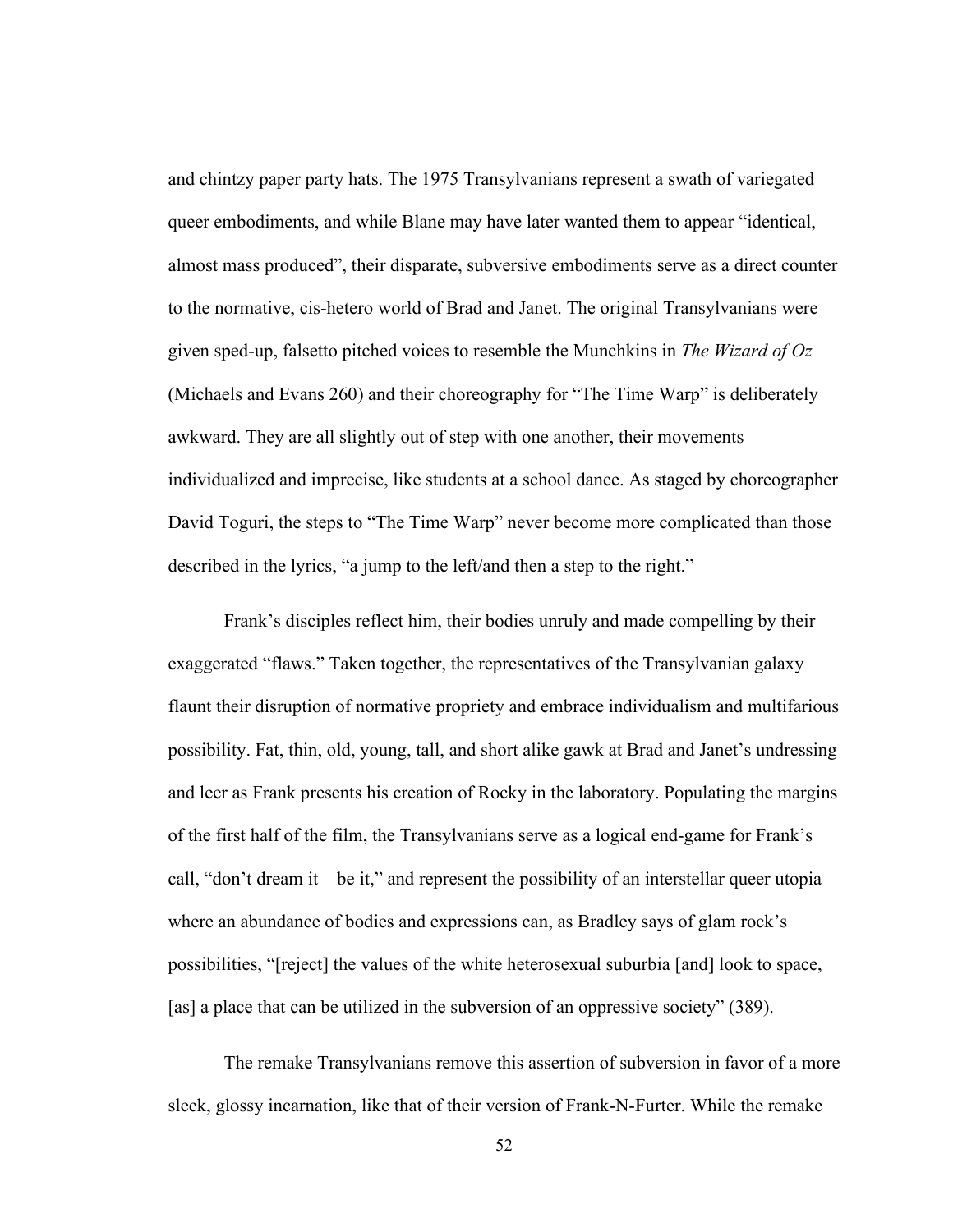and chintzy paper party hats. The 1975 Transylvanians represent a swath of variegated queer embodiments, and while Blane may have later wanted them to appear "identical, almost mass produced", their disparate, subversive embodiments serve as a direct counter to the normative, cis-hetero world of Brad and Janet. The original Transylvanians were given sped-up, falsetto pitched voices to resemble the Munchkins in *The Wizard of Oz* (Michaels and Evans 260) and their choreography for "The Time Warp" is deliberately awkward. They are all slightly out of step with one another, their movements individualized and imprecise, like students at a school dance. As staged by choreographer David Toguri, the steps to "The Time Warp" never become more complicated than those described in the lyrics, "a jump to the left/and then a step to the right."

Frank's disciples reflect him, their bodies unruly and made compelling by their exaggerated "flaws." Taken together, the representatives of the Transylvanian galaxy flaunt their disruption of normative propriety and embrace individualism and multifarious possibility. Fat, thin, old, young, tall, and short alike gawk at Brad and Janet's undressing and leer as Frank presents his creation of Rocky in the laboratory. Populating the margins of the first half of the film, the Transylvanians serve as a logical end-game for Frank's call, "don't dream it – be it," and represent the possibility of an interstellar queer utopia where an abundance of bodies and expressions can, as Bradley says of glam rock's possibilities, "[reject] the values of the white heterosexual suburbia [and] look to space, [as] a place that can be utilized in the subversion of an oppressive society" (389).

The remake Transylvanians remove this assertion of subversion in favor of a more sleek, glossy incarnation, like that of their version of Frank-N-Furter. While the remake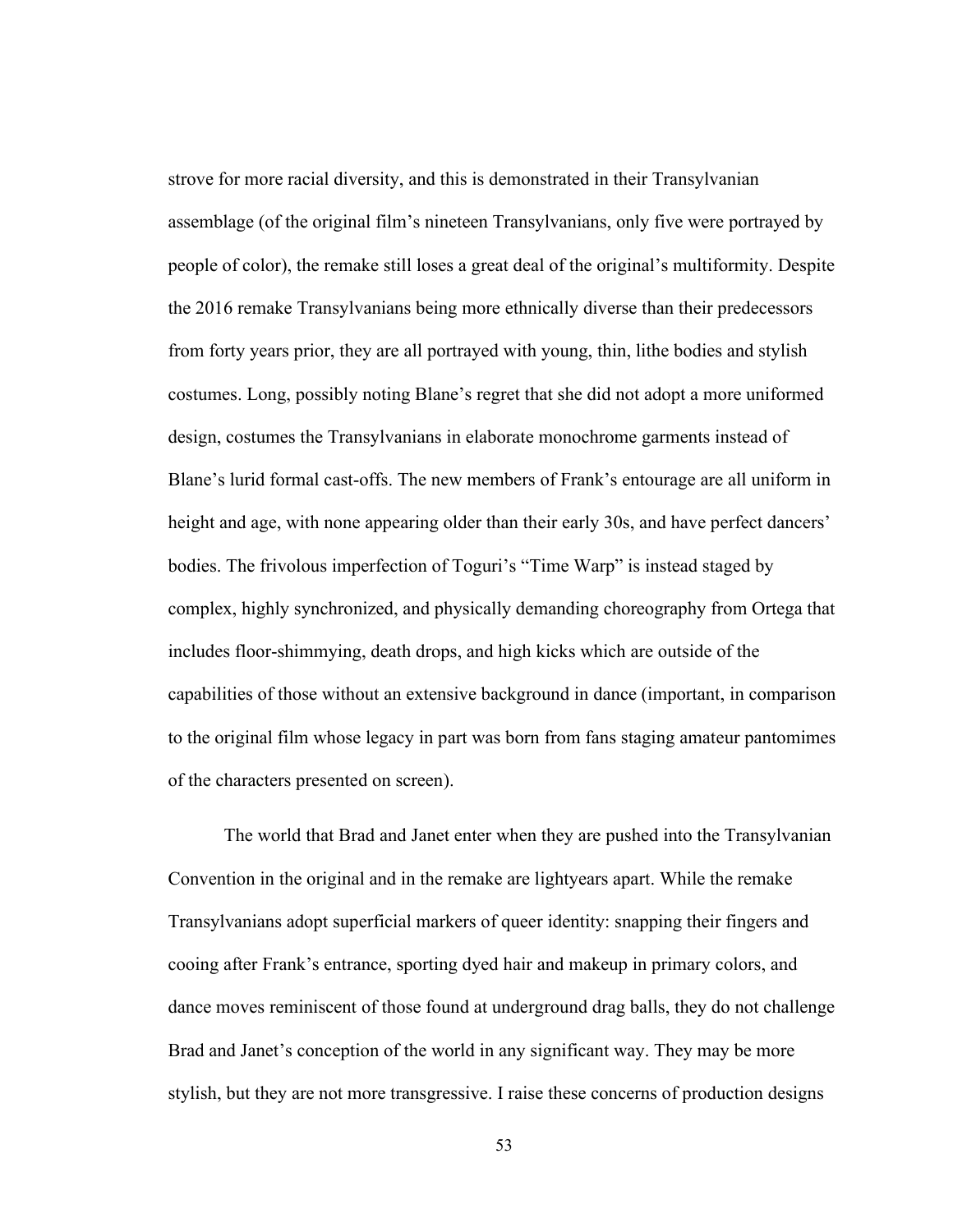strove for more racial diversity, and this is demonstrated in their Transylvanian assemblage (of the original film's nineteen Transylvanians, only five were portrayed by people of color), the remake still loses a great deal of the original's multiformity. Despite the 2016 remake Transylvanians being more ethnically diverse than their predecessors from forty years prior, they are all portrayed with young, thin, lithe bodies and stylish costumes. Long, possibly noting Blane's regret that she did not adopt a more uniformed design, costumes the Transylvanians in elaborate monochrome garments instead of Blane's lurid formal cast-offs. The new members of Frank's entourage are all uniform in height and age, with none appearing older than their early 30s, and have perfect dancers' bodies. The frivolous imperfection of Toguri's "Time Warp" is instead staged by complex, highly synchronized, and physically demanding choreography from Ortega that includes floor-shimmying, death drops, and high kicks which are outside of the capabilities of those without an extensive background in dance (important, in comparison to the original film whose legacy in part was born from fans staging amateur pantomimes of the characters presented on screen).

The world that Brad and Janet enter when they are pushed into the Transylvanian Convention in the original and in the remake are lightyears apart. While the remake Transylvanians adopt superficial markers of queer identity: snapping their fingers and cooing after Frank's entrance, sporting dyed hair and makeup in primary colors, and dance moves reminiscent of those found at underground drag balls, they do not challenge Brad and Janet's conception of the world in any significant way. They may be more stylish, but they are not more transgressive. I raise these concerns of production designs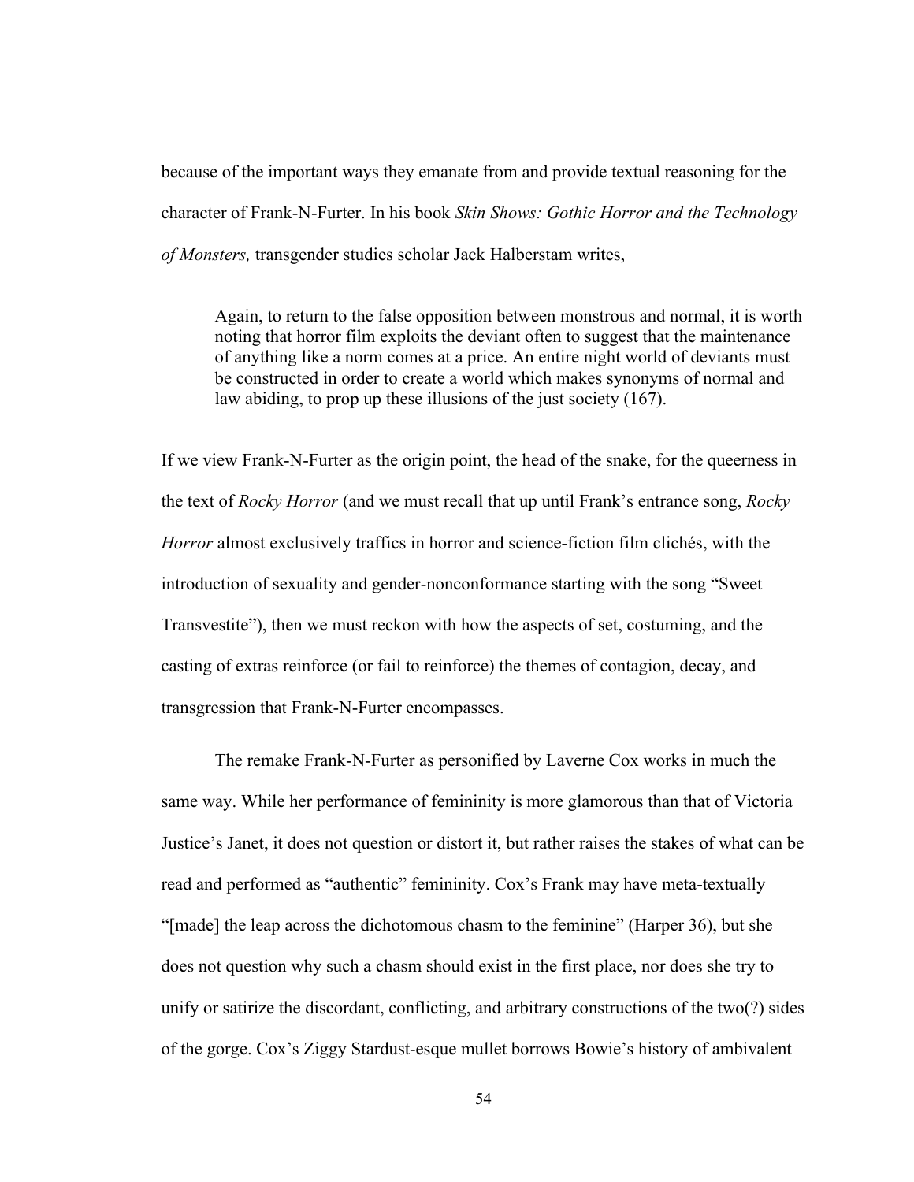because of the important ways they emanate from and provide textual reasoning for the character of Frank-N-Furter. In his book *Skin Shows: Gothic Horror and the Technology of Monsters,* transgender studies scholar Jack Halberstam writes,

> Again, to return to the false opposition between monstrous and normal, it is worth noting that horror film exploits the deviant often to suggest that the maintenance of anything like a norm comes at a price. An entire night world of deviants must be constructed in order to create a world which makes synonyms of normal and law abiding, to prop up these illusions of the just society (167).

If we view Frank-N-Furter as the origin point, the head of the snake, for the queerness in the text of *Rocky Horror* (and we must recall that up until Frank's entrance song, *Rocky Horror* almost exclusively traffics in horror and science-fiction film clichés, with the introduction of sexuality and gender-nonconformance starting with the song "Sweet Transvestite"), then we must reckon with how the aspects of set, costuming, and the casting of extras reinforce (or fail to reinforce) the themes of contagion, decay, and transgression that Frank-N-Furter encompasses.

The remake Frank-N-Furter as personified by Laverne Cox works in much the same way. While her performance of femininity is more glamorous than that of Victoria Justice's Janet, it does not question or distort it, but rather raises the stakes of what can be read and performed as "authentic" femininity. Cox's Frank may have meta-textually "[made] the leap across the dichotomous chasm to the feminine" (Harper 36), but she does not question why such a chasm should exist in the first place, nor does she try to unify or satirize the discordant, conflicting, and arbitrary constructions of the two(?) sides of the gorge. Cox's Ziggy Stardust-esque mullet borrows Bowie's history of ambivalent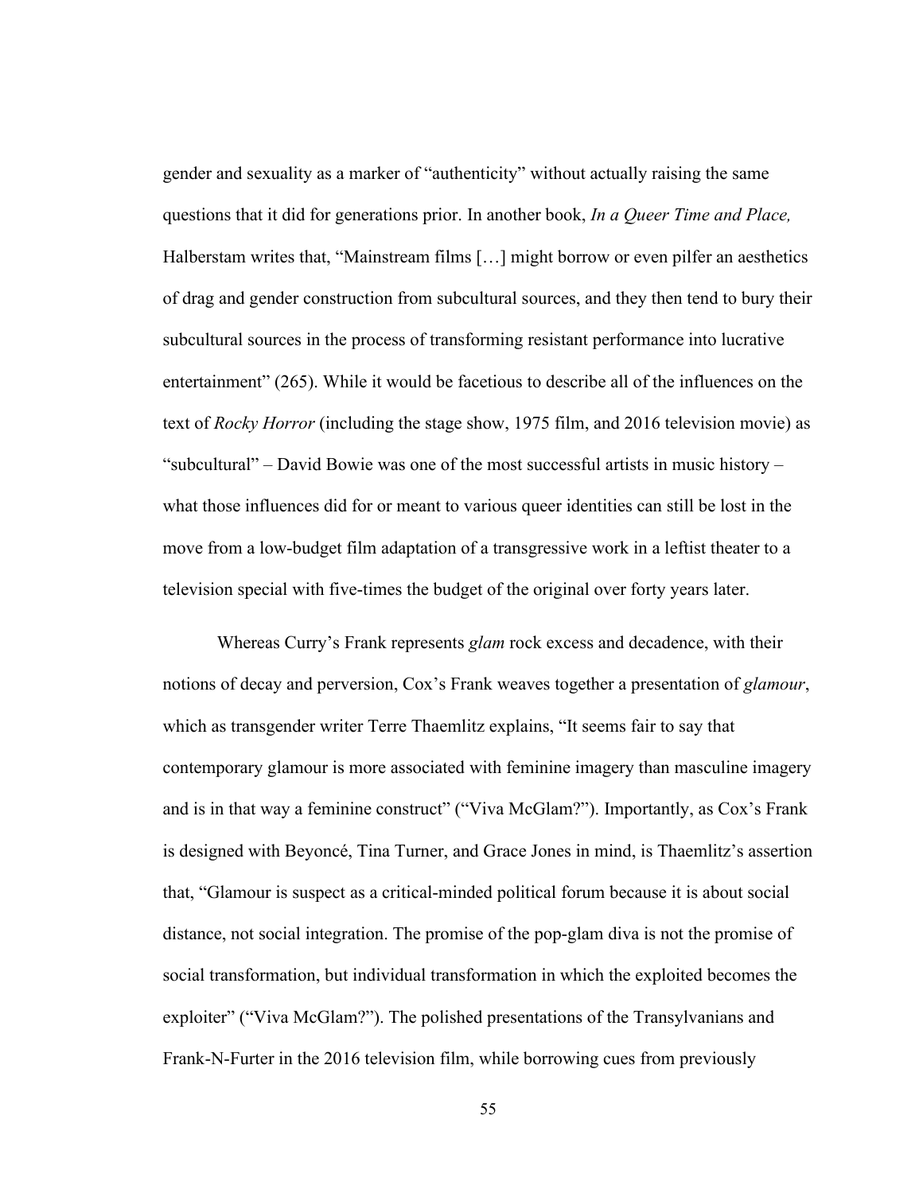gender and sexuality as a marker of "authenticity" without actually raising the same questions that it did for generations prior. In another book, *In a Queer Time and Place,* Halberstam writes that, "Mainstream films […] might borrow or even pilfer an aesthetics of drag and gender construction from subcultural sources, and they then tend to bury their subcultural sources in the process of transforming resistant performance into lucrative entertainment" (265). While it would be facetious to describe all of the influences on the text of *Rocky Horror* (including the stage show, 1975 film, and 2016 television movie) as "subcultural" – David Bowie was one of the most successful artists in music history – what those influences did for or meant to various queer identities can still be lost in the move from a low-budget film adaptation of a transgressive work in a leftist theater to a television special with five-times the budget of the original over forty years later.

Whereas Curry's Frank represents *glam* rock excess and decadence, with their notions of decay and perversion, Cox's Frank weaves together a presentation of *glamour*, which as transgender writer Terre Thaemlitz explains, "It seems fair to say that contemporary glamour is more associated with feminine imagery than masculine imagery and is in that way a feminine construct" ("Viva McGlam?"). Importantly, as Cox's Frank is designed with Beyoncé, Tina Turner, and Grace Jones in mind, is Thaemlitz's assertion that, "Glamour is suspect as a critical-minded political forum because it is about social distance, not social integration. The promise of the pop-glam diva is not the promise of social transformation, but individual transformation in which the exploited becomes the exploiter" ("Viva McGlam?"). The polished presentations of the Transylvanians and Frank-N-Furter in the 2016 television film, while borrowing cues from previously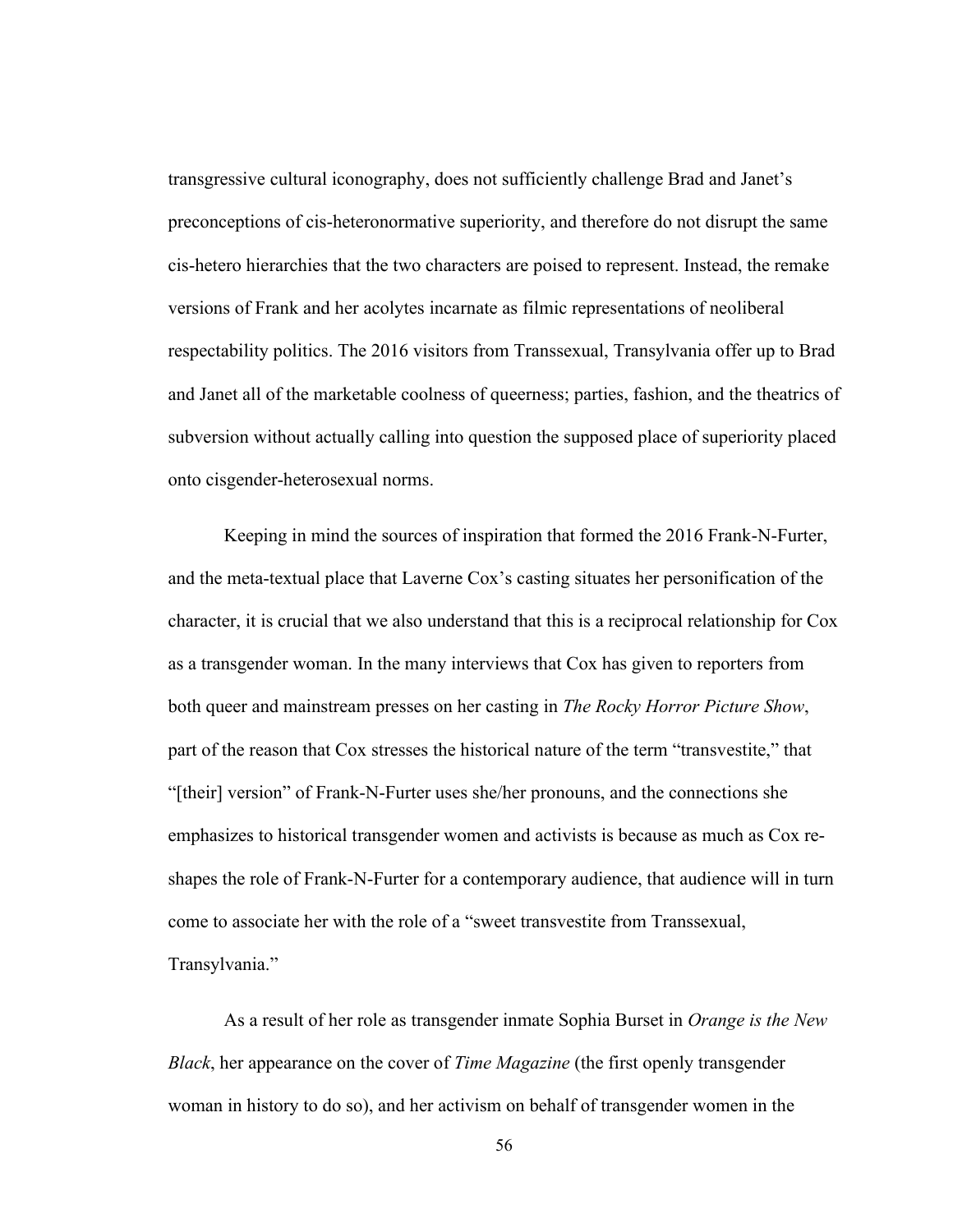transgressive cultural iconography, does not sufficiently challenge Brad and Janet's preconceptions of cis-heteronormative superiority, and therefore do not disrupt the same cis-hetero hierarchies that the two characters are poised to represent. Instead, the remake versions of Frank and her acolytes incarnate as filmic representations of neoliberal respectability politics. The 2016 visitors from Transsexual, Transylvania offer up to Brad and Janet all of the marketable coolness of queerness; parties, fashion, and the theatrics of subversion without actually calling into question the supposed place of superiority placed onto cisgender-heterosexual norms.

Keeping in mind the sources of inspiration that formed the 2016 Frank-N-Furter, and the meta-textual place that Laverne Cox's casting situates her personification of the character, it is crucial that we also understand that this is a reciprocal relationship for Cox as a transgender woman. In the many interviews that Cox has given to reporters from both queer and mainstream presses on her casting in *The Rocky Horror Picture Show*, part of the reason that Cox stresses the historical nature of the term "transvestite," that "[their] version" of Frank-N-Furter uses she/her pronouns, and the connections she emphasizes to historical transgender women and activists is because as much as Cox re-shapes the role of Frank-N-Furter for a contemporary audience, that audience will in turn come to associate her with the role of a "sweet transvestite from Transsexual, Transylvania."

As a result of her role as transgender inmate Sophia Burset in *Orange is the New Black*, her appearance on the cover of *Time Magazine* (the first openly transgender woman in history to do so), and her activism on behalf of transgender women in the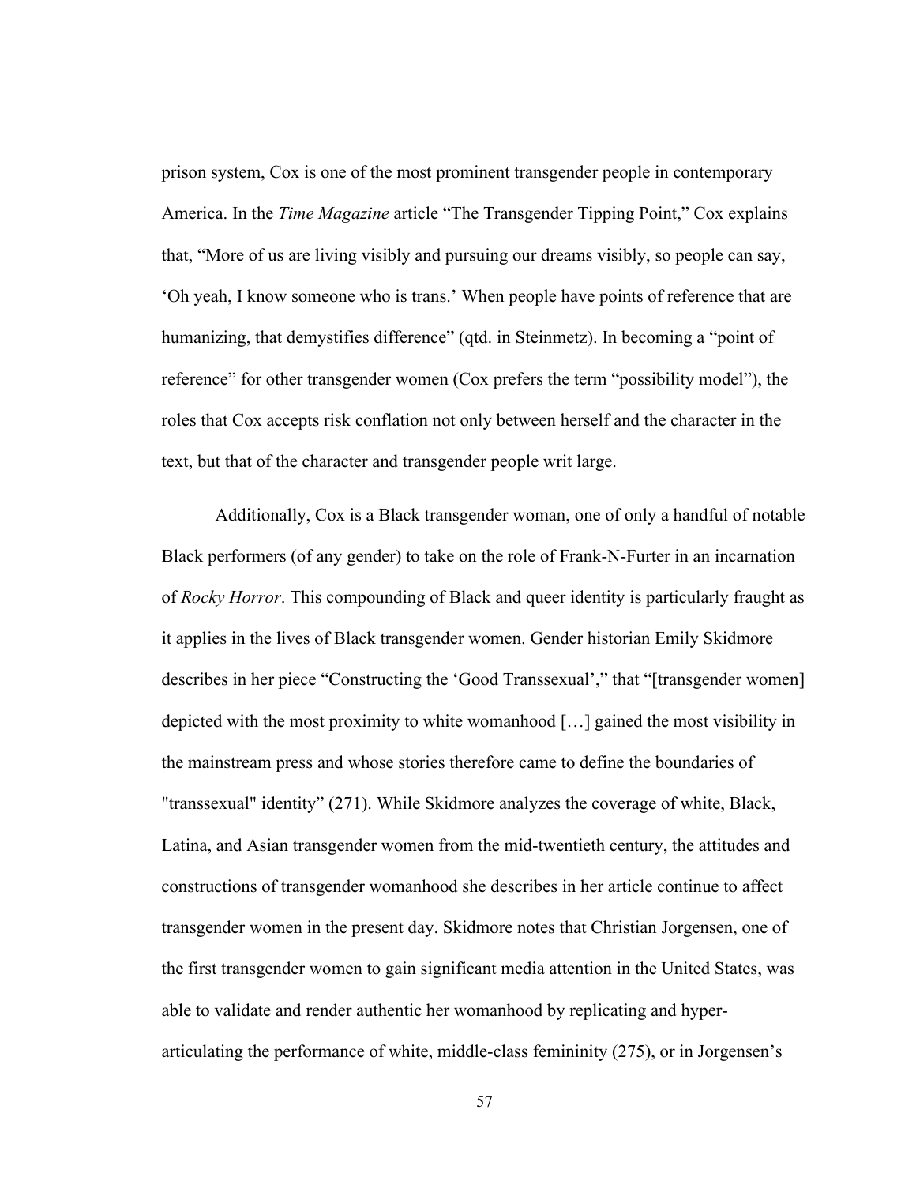prison system, Cox is one of the most prominent transgender people in contemporary America. In the *Time Magazine* article "The Transgender Tipping Point," Cox explains that, "More of us are living visibly and pursuing our dreams visibly, so people can say, 'Oh yeah, I know someone who is trans.' When people have points of reference that are humanizing, that demystifies difference" (qtd. in Steinmetz). In becoming a "point of reference" for other transgender women (Cox prefers the term "possibility model"), the roles that Cox accepts risk conflation not only between herself and the character in the text, but that of the character and transgender people writ large.

Additionally, Cox is a Black transgender woman, one of only a handful of notable Black performers (of any gender) to take on the role of Frank-N-Furter in an incarnation of *Rocky Horror*. This compounding of Black and queer identity is particularly fraught as it applies in the lives of Black transgender women. Gender historian Emily Skidmore describes in her piece "Constructing the 'Good Transsexual'," that "[transgender women] depicted with the most proximity to white womanhood […] gained the most visibility in the mainstream press and whose stories therefore came to define the boundaries of "transsexual" identity" (271). While Skidmore analyzes the coverage of white, Black, Latina, and Asian transgender women from the mid-twentieth century, the attitudes and constructions of transgender womanhood she describes in her article continue to affect transgender women in the present day. Skidmore notes that Christian Jorgensen, one of the first transgender women to gain significant media attention in the United States, was able to validate and render authentic her womanhood by replicating and hyper-articulating the performance of white, middle-class femininity (275), or in Jorgensen's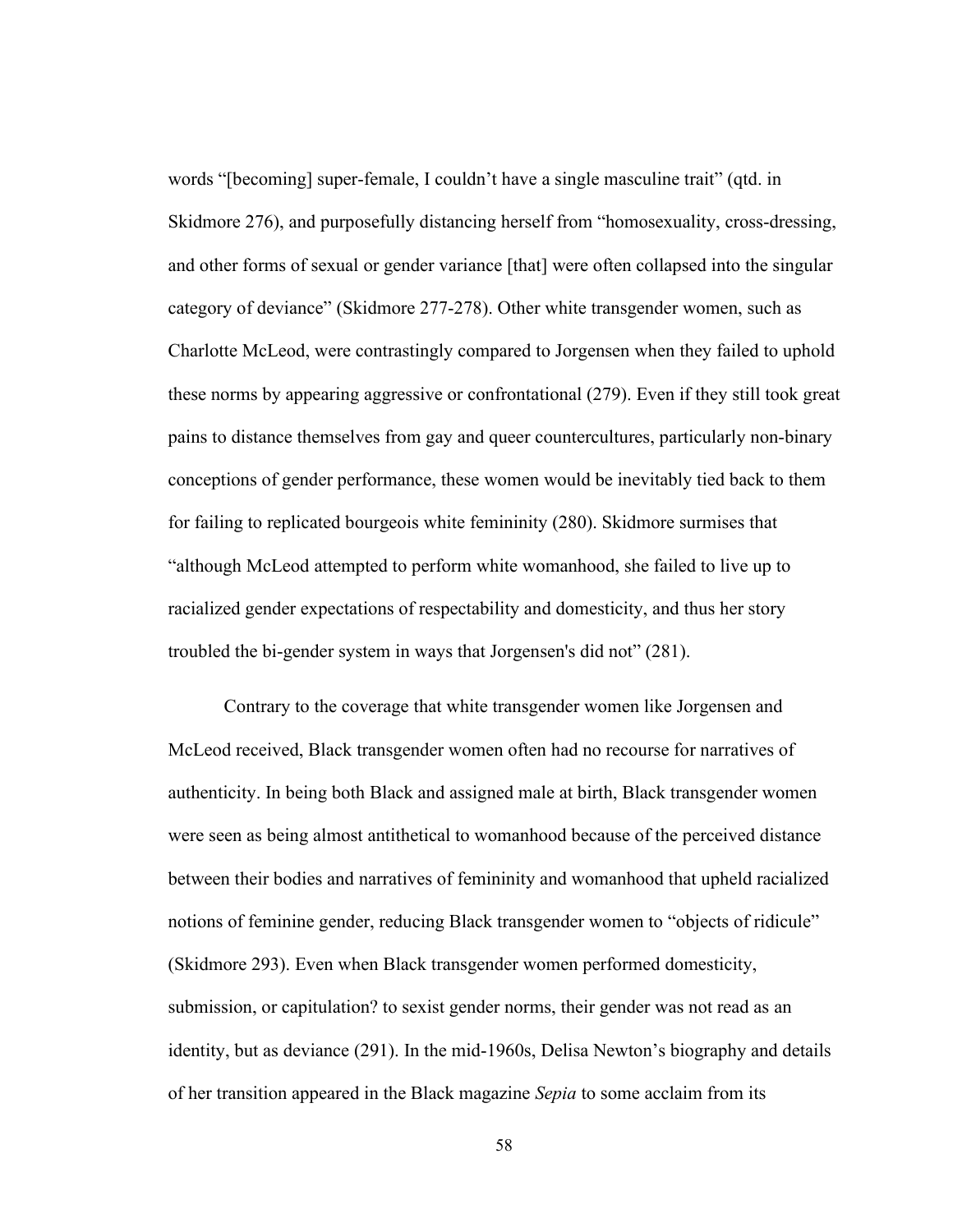words "[becoming] super-female, I couldn't have a single masculine trait" (qtd. in Skidmore 276), and purposefully distancing herself from "homosexuality, cross-dressing, and other forms of sexual or gender variance [that] were often collapsed into the singular category of deviance" (Skidmore 277-278). Other white transgender women, such as Charlotte McLeod, were contrastingly compared to Jorgensen when they failed to uphold these norms by appearing aggressive or confrontational (279). Even if they still took great pains to distance themselves from gay and queer countercultures, particularly non-binary conceptions of gender performance, these women would be inevitably tied back to them for failing to replicated bourgeois white femininity (280). Skidmore surmises that "although McLeod attempted to perform white womanhood, she failed to live up to racialized gender expectations of respectability and domesticity, and thus her story troubled the bi-gender system in ways that Jorgensen's did not" (281).

Contrary to the coverage that white transgender women like Jorgensen and McLeod received, Black transgender women often had no recourse for narratives of authenticity. In being both Black and assigned male at birth, Black transgender women were seen as being almost antithetical to womanhood because of the perceived distance between their bodies and narratives of femininity and womanhood that upheld racialized notions of feminine gender, reducing Black transgender women to "objects of ridicule" (Skidmore 293). Even when Black transgender women performed domesticity, submission, or capitulation? to sexist gender norms, their gender was not read as an identity, but as deviance (291). In the mid-1960s, Delisa Newton's biography and details of her transition appeared in the Black magazine *Sepia* to some acclaim from its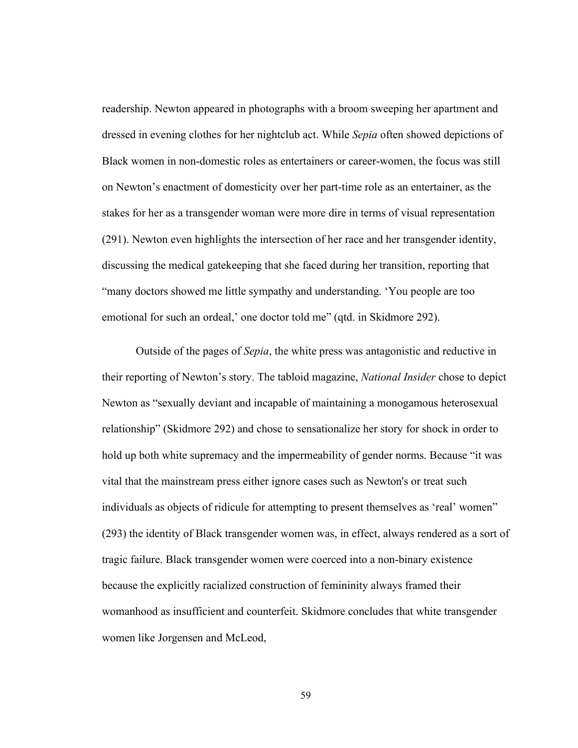readership. Newton appeared in photographs with a broom sweeping her apartment and dressed in evening clothes for her nightclub act. While *Sepia* often showed depictions of Black women in non-domestic roles as entertainers or career-women, the focus was still on Newton's enactment of domesticity over her part-time role as an entertainer, as the stakes for her as a transgender woman were more dire in terms of visual representation (291). Newton even highlights the intersection of her race and her transgender identity, discussing the medical gatekeeping that she faced during her transition, reporting that "many doctors showed me little sympathy and understanding. 'You people are too emotional for such an ordeal,' one doctor told me" (qtd. in Skidmore 292).

Outside of the pages of *Sepia*, the white press was antagonistic and reductive in their reporting of Newton's story. The tabloid magazine, *National Insider* chose to depict Newton as "sexually deviant and incapable of maintaining a monogamous heterosexual relationship" (Skidmore 292) and chose to sensationalize her story for shock in order to hold up both white supremacy and the impermeability of gender norms. Because "it was vital that the mainstream press either ignore cases such as Newton's or treat such individuals as objects of ridicule for attempting to present themselves as 'real' women" (293) the identity of Black transgender women was, in effect, always rendered as a sort of tragic failure. Black transgender women were coerced into a non-binary existence because the explicitly racialized construction of femininity always framed their womanhood as insufficient and counterfeit. Skidmore concludes that white transgender women like Jorgensen and McLeod,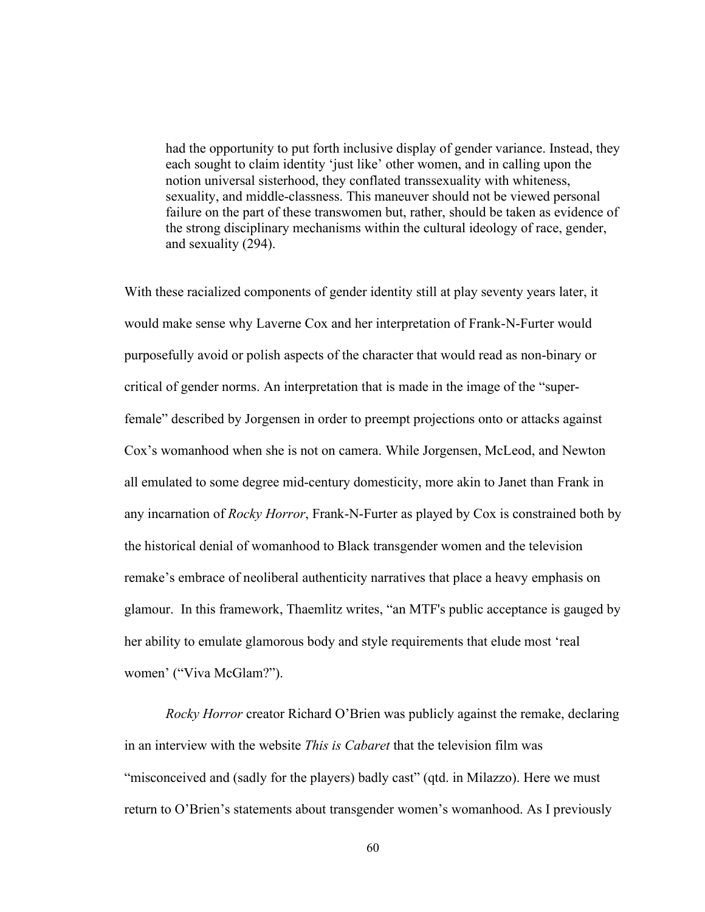> had the opportunity to put forth inclusive display of gender variance. Instead, they each sought to claim identity 'just like' other women, and in calling upon the notion universal sisterhood, they conflated transsexuality with whiteness, sexuality, and middle-classness. This maneuver should not be viewed personal failure on the part of these transwomen but, rather, should be taken as evidence of the strong disciplinary mechanisms within the cultural ideology of race, gender, and sexuality (294).

With these racialized components of gender identity still at play seventy years later, it would make sense why Laverne Cox and her interpretation of Frank-N-Furter would purposefully avoid or polish aspects of the character that would read as non-binary or critical of gender norms. An interpretation that is made in the image of the "super-female" described by Jorgensen in order to preempt projections onto or attacks against Cox's womanhood when she is not on camera. While Jorgensen, McLeod, and Newton all emulated to some degree mid-century domesticity, more akin to Janet than Frank in any incarnation of *Rocky Horror*, Frank-N-Furter as played by Cox is constrained both by the historical denial of womanhood to Black transgender women and the television remake's embrace of neoliberal authenticity narratives that place a heavy emphasis on glamour. In this framework, Thaemlitz writes, "an MTF's public acceptance is gauged by her ability to emulate glamorous body and style requirements that elude most 'real women' ("Viva McGlam?").

*Rocky Horror* creator Richard O'Brien was publicly against the remake, declaring in an interview with the website *This is Cabaret* that the television film was "misconceived and (sadly for the players) badly cast" (qtd. in Milazzo). Here we must return to O'Brien's statements about transgender women's womanhood. As I previously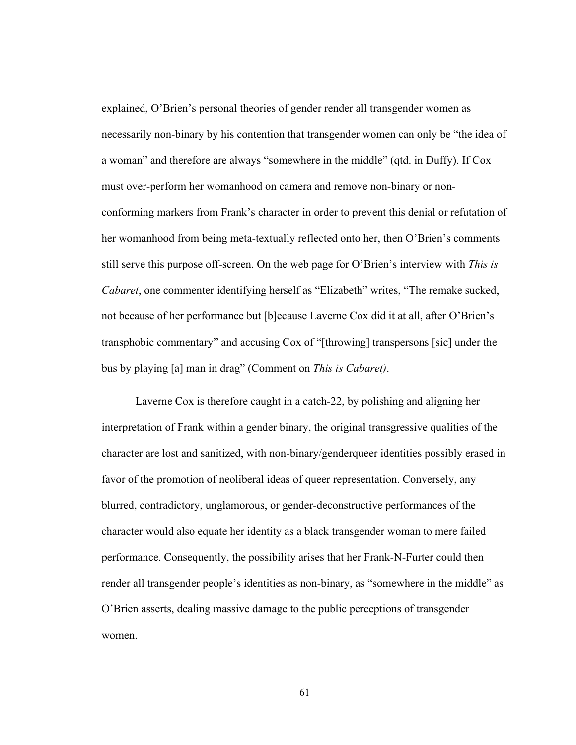explained, O'Brien's personal theories of gender render all transgender women as necessarily non-binary by his contention that transgender women can only be "the idea of a woman" and therefore are always "somewhere in the middle" (qtd. in Duffy). If Cox must over-perform her womanhood on camera and remove non-binary or non-conforming markers from Frank's character in order to prevent this denial or refutation of her womanhood from being meta-textually reflected onto her, then O'Brien's comments still serve this purpose off-screen. On the web page for O'Brien's interview with *This is Cabaret*, one commenter identifying herself as "Elizabeth" writes, "The remake sucked, not because of her performance but [b]ecause Laverne Cox did it at all, after O'Brien's transphobic commentary" and accusing Cox of "[throwing] transpersons [sic] under the bus by playing [a] man in drag" (Comment on *This is Cabaret)*.

Laverne Cox is therefore caught in a catch-22, by polishing and aligning her interpretation of Frank within a gender binary, the original transgressive qualities of the character are lost and sanitized, with non-binary/genderqueer identities possibly erased in favor of the promotion of neoliberal ideas of queer representation. Conversely, any blurred, contradictory, unglamorous, or gender-deconstructive performances of the character would also equate her identity as a black transgender woman to mere failed performance. Consequently, the possibility arises that her Frank-N-Furter could then render all transgender people's identities as non-binary, as "somewhere in the middle" as O'Brien asserts, dealing massive damage to the public perceptions of transgender women.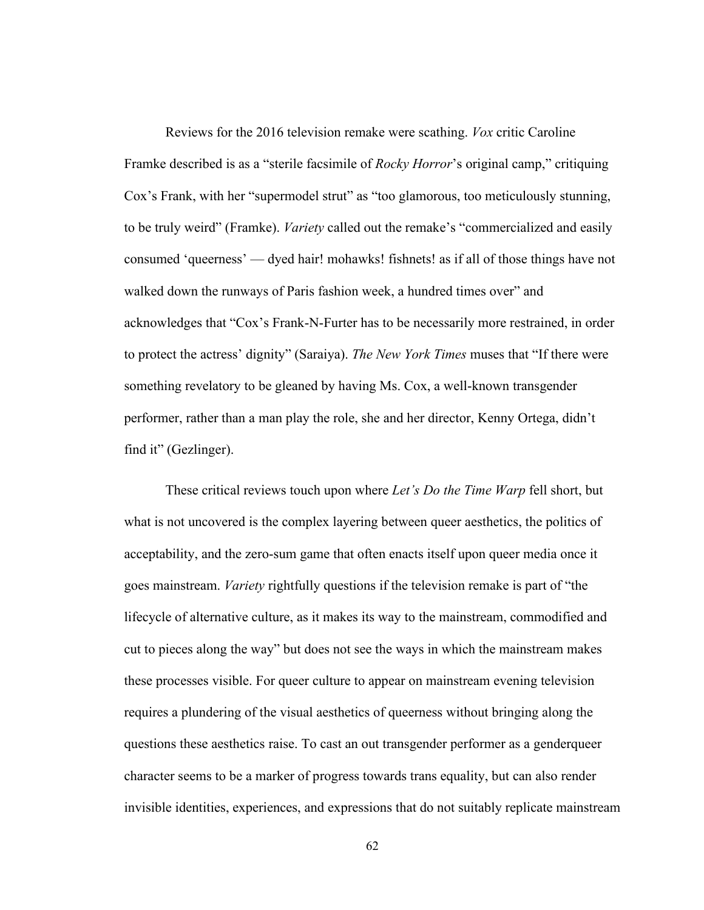Reviews for the 2016 television remake were scathing. *Vox* critic Caroline Framke described is as a "sterile facsimile of *Rocky Horror*'s original camp," critiquing Cox's Frank, with her "supermodel strut" as "too glamorous, too meticulously stunning, to be truly weird" (Framke). *Variety* called out the remake's "commercialized and easily consumed 'queerness' — dyed hair! mohawks! fishnets! as if all of those things have not walked down the runways of Paris fashion week, a hundred times over" and acknowledges that "Cox's Frank-N-Furter has to be necessarily more restrained, in order to protect the actress' dignity" (Saraiya). *The New York Times* muses that "If there were something revelatory to be gleaned by having Ms. Cox, a well-known transgender performer, rather than a man play the role, she and her director, Kenny Ortega, didn't find it" (Gezlinger).

These critical reviews touch upon where *Let's Do the Time Warp* fell short, but what is not uncovered is the complex layering between queer aesthetics, the politics of acceptability, and the zero-sum game that often enacts itself upon queer media once it goes mainstream. *Variety* rightfully questions if the television remake is part of "the lifecycle of alternative culture, as it makes its way to the mainstream, commodified and cut to pieces along the way" but does not see the ways in which the mainstream makes these processes visible. For queer culture to appear on mainstream evening television requires a plundering of the visual aesthetics of queerness without bringing along the questions these aesthetics raise. To cast an out transgender performer as a genderqueer character seems to be a marker of progress towards trans equality, but can also render invisible identities, experiences, and expressions that do not suitably replicate mainstream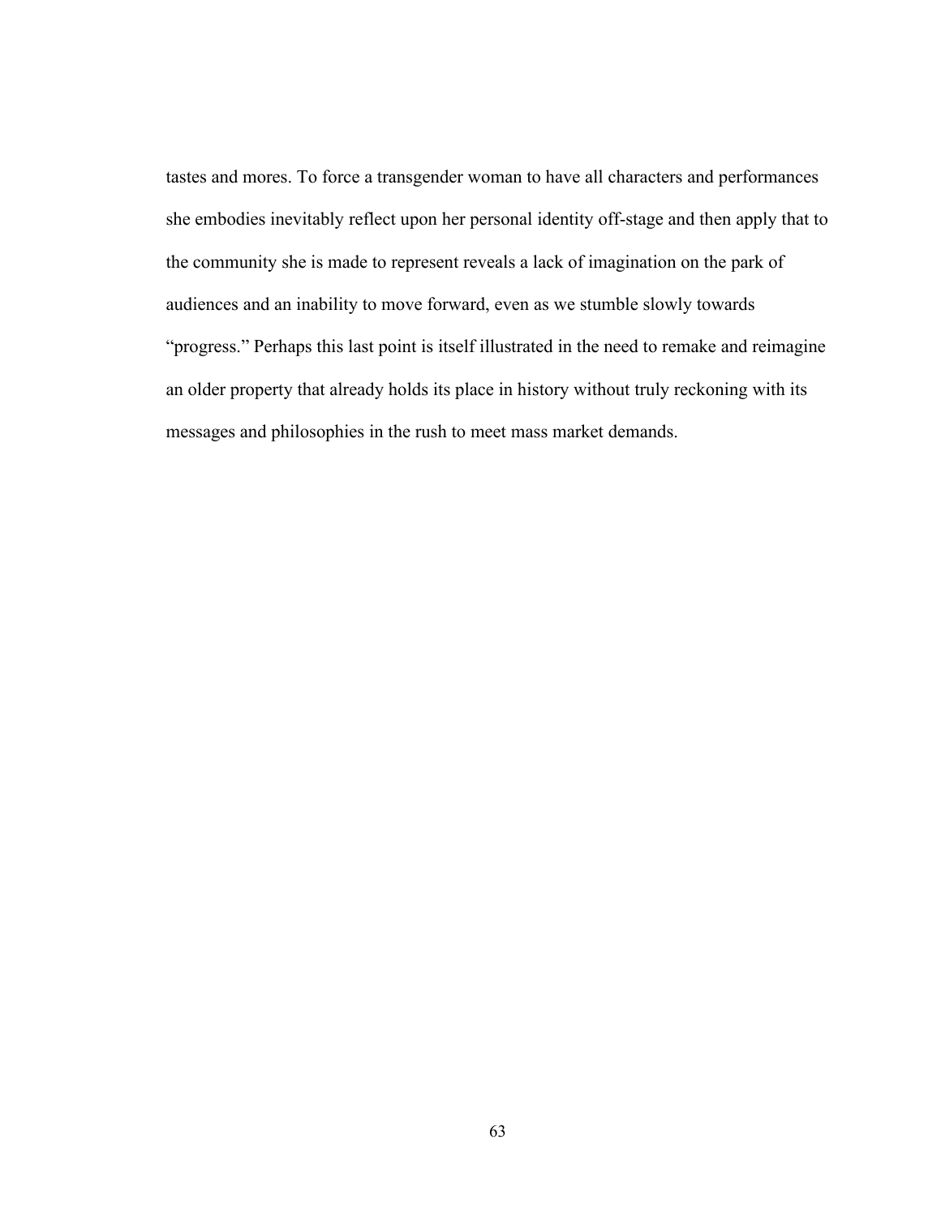tastes and mores. To force a transgender woman to have all characters and performances she embodies inevitably reflect upon her personal identity off-stage and then apply that to the community she is made to represent reveals a lack of imagination on the park of audiences and an inability to move forward, even as we stumble slowly towards "progress." Perhaps this last point is itself illustrated in the need to remake and reimagine an older property that already holds its place in history without truly reckoning with its messages and philosophies in the rush to meet mass market demands.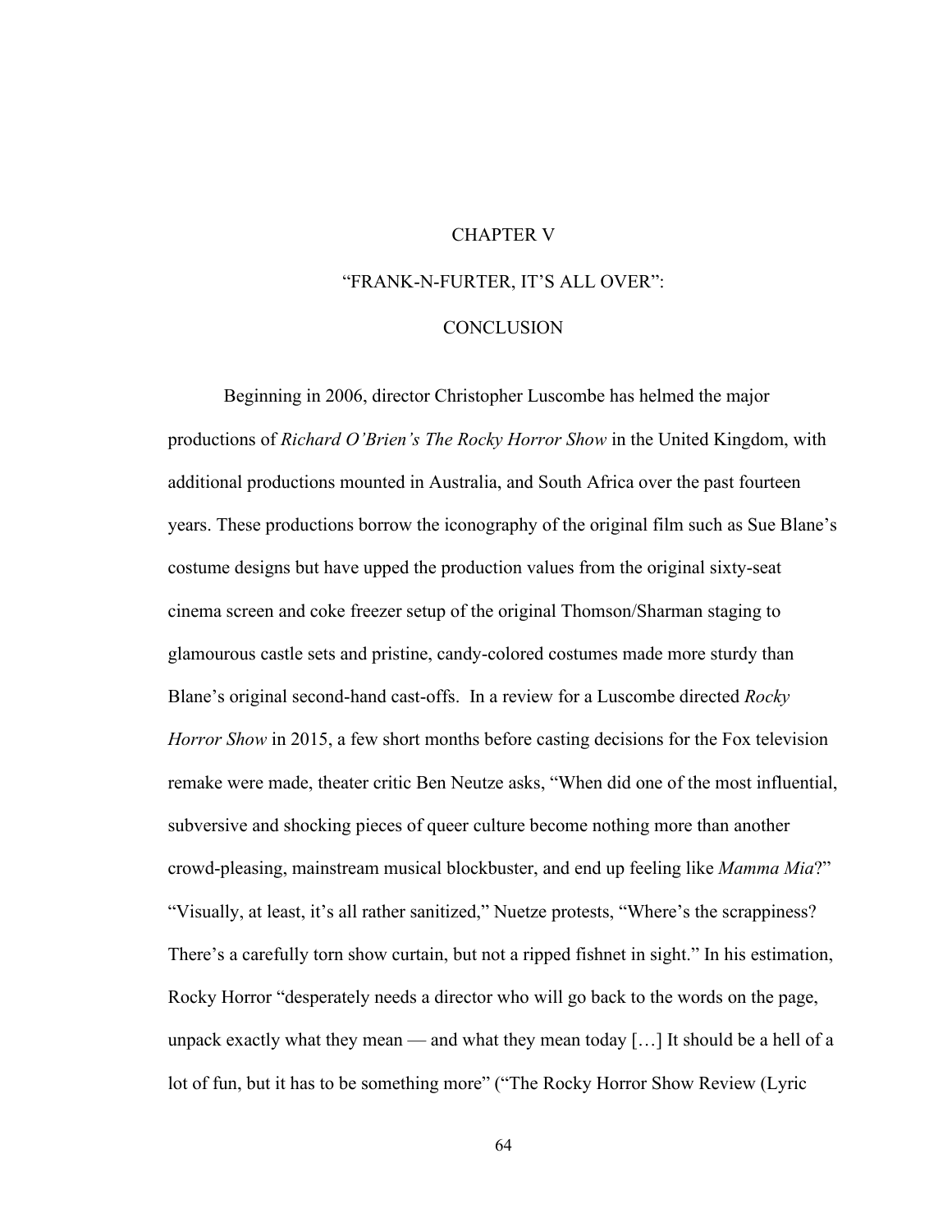# CHAPTER V

# "FRANK-N-FURTER, IT'S ALL OVER":

# CONCLUSION

Beginning in 2006, director Christopher Luscombe has helmed the major productions of *Richard O'Brien's The Rocky Horror Show* in the United Kingdom, with additional productions mounted in Australia, and South Africa over the past fourteen years. These productions borrow the iconography of the original film such as Sue Blane's costume designs but have upped the production values from the original sixty-seat cinema screen and coke freezer setup of the original Thomson/Sharman staging to glamourous castle sets and pristine, candy-colored costumes made more sturdy than Blane's original second-hand cast-offs. In a review for a Luscombe directed *Rocky Horror Show* in 2015, a few short months before casting decisions for the Fox television remake were made, theater critic Ben Neutze asks, "When did one of the most influential, subversive and shocking pieces of queer culture become nothing more than another crowd-pleasing, mainstream musical blockbuster, and end up feeling like *Mamma Mia*?" "Visually, at least, it's all rather sanitized," Nuetze protests, "Where's the scrappiness? There's a carefully torn show curtain, but not a ripped fishnet in sight." In his estimation, Rocky Horror "desperately needs a director who will go back to the words on the page, unpack exactly what they mean — and what they mean today […] It should be a hell of a lot of fun, but it has to be something more" ("The Rocky Horror Show Review (Lyric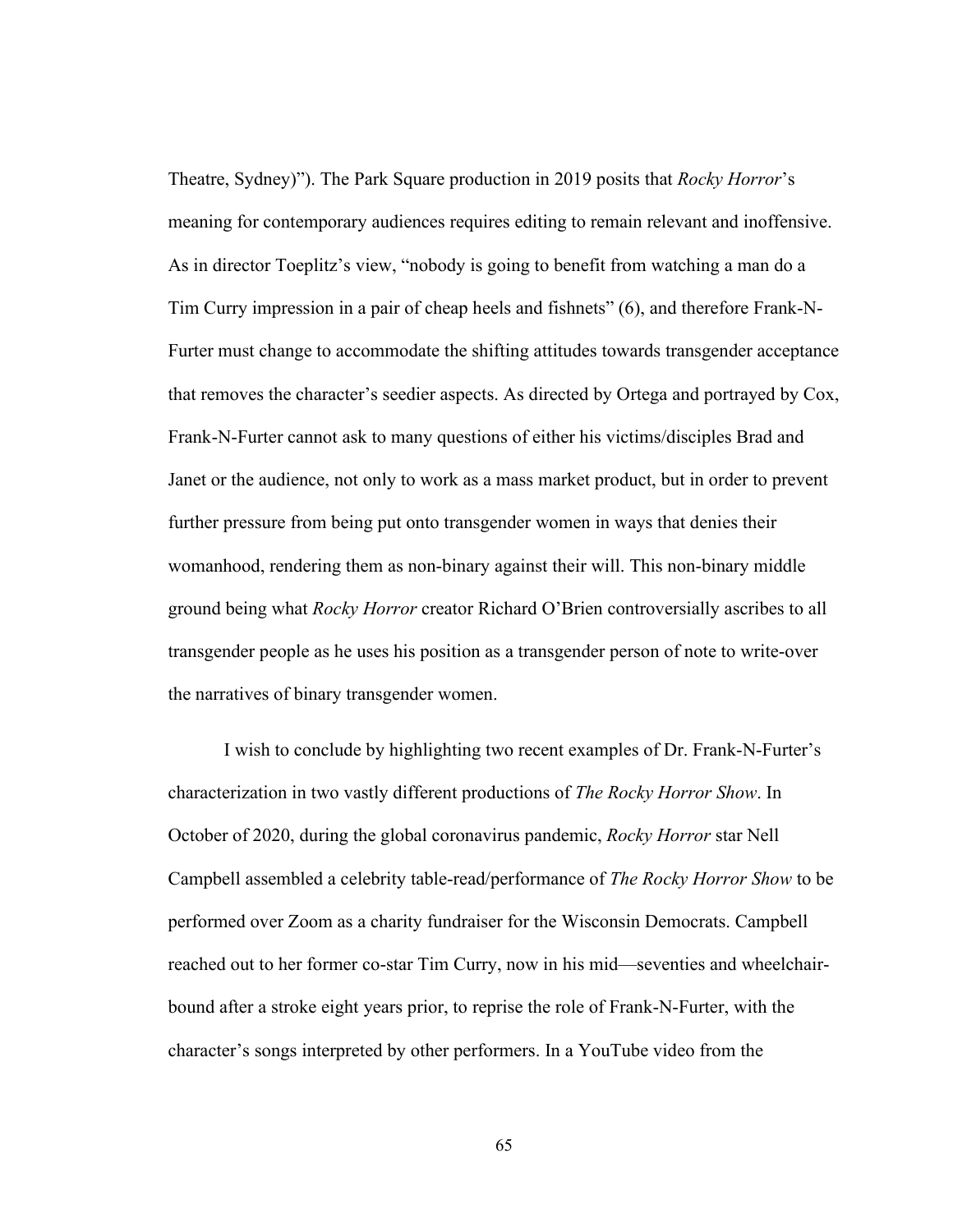Theatre, Sydney)"). The Park Square production in 2019 posits that *Rocky Horror*'s meaning for contemporary audiences requires editing to remain relevant and inoffensive. As in director Toeplitz's view, "nobody is going to benefit from watching a man do a Tim Curry impression in a pair of cheap heels and fishnets" (6), and therefore Frank-N-Furter must change to accommodate the shifting attitudes towards transgender acceptance that removes the character's seedier aspects. As directed by Ortega and portrayed by Cox, Frank-N-Furter cannot ask to many questions of either his victims/disciples Brad and Janet or the audience, not only to work as a mass market product, but in order to prevent further pressure from being put onto transgender women in ways that denies their womanhood, rendering them as non-binary against their will. This non-binary middle ground being what *Rocky Horror* creator Richard O'Brien controversially ascribes to all transgender people as he uses his position as a transgender person of note to write-over the narratives of binary transgender women.

I wish to conclude by highlighting two recent examples of Dr. Frank-N-Furter's characterization in two vastly different productions of *The Rocky Horror Show*. In October of 2020, during the global coronavirus pandemic, *Rocky Horror* star Nell Campbell assembled a celebrity table-read/performance of *The Rocky Horror Show* to be performed over Zoom as a charity fundraiser for the Wisconsin Democrats. Campbell reached out to her former co-star Tim Curry, now in his mid—seventies and wheelchair-bound after a stroke eight years prior, to reprise the role of Frank-N-Furter, with the character's songs interpreted by other performers. In a YouTube video from the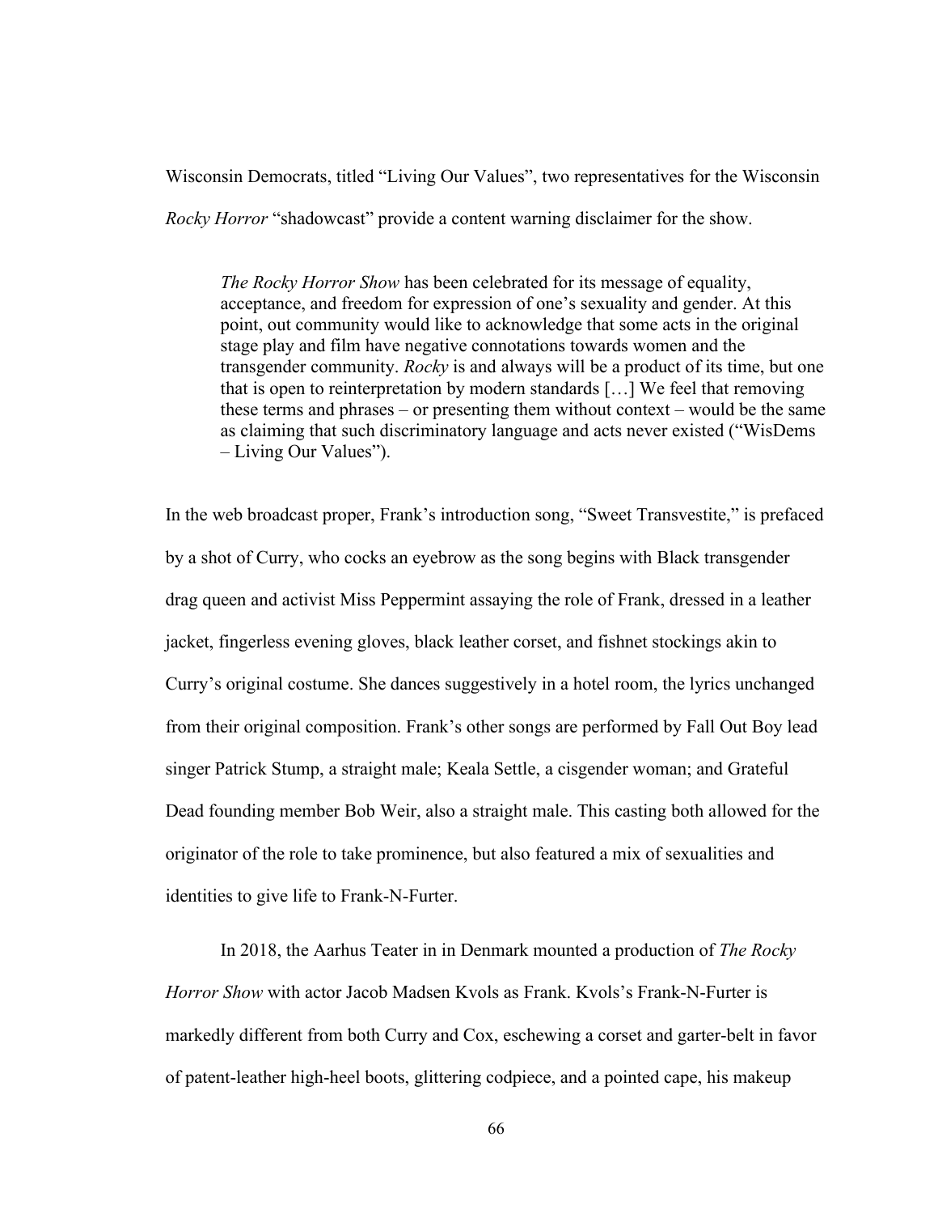Wisconsin Democrats, titled "Living Our Values", two representatives for the Wisconsin *Rocky Horror* "shadowcast" provide a content warning disclaimer for the show.

> *The Rocky Horror Show* has been celebrated for its message of equality, acceptance, and freedom for expression of one's sexuality and gender. At this point, out community would like to acknowledge that some acts in the original stage play and film have negative connotations towards women and the transgender community. *Rocky* is and always will be a product of its time, but one that is open to reinterpretation by modern standards […] We feel that removing these terms and phrases – or presenting them without context – would be the same as claiming that such discriminatory language and acts never existed ("WisDems – Living Our Values").

In the web broadcast proper, Frank's introduction song, "Sweet Transvestite," is prefaced by a shot of Curry, who cocks an eyebrow as the song begins with Black transgender drag queen and activist Miss Peppermint assaying the role of Frank, dressed in a leather jacket, fingerless evening gloves, black leather corset, and fishnet stockings akin to Curry's original costume. She dances suggestively in a hotel room, the lyrics unchanged from their original composition. Frank's other songs are performed by Fall Out Boy lead singer Patrick Stump, a straight male; Keala Settle, a cisgender woman; and Grateful Dead founding member Bob Weir, also a straight male. This casting both allowed for the originator of the role to take prominence, but also featured a mix of sexualities and identities to give life to Frank-N-Furter.

In 2018, the Aarhus Teater in in Denmark mounted a production of *The Rocky Horror Show* with actor Jacob Madsen Kvols as Frank. Kvols's Frank-N-Furter is markedly different from both Curry and Cox, eschewing a corset and garter-belt in favor of patent-leather high-heel boots, glittering codpiece, and a pointed cape, his makeup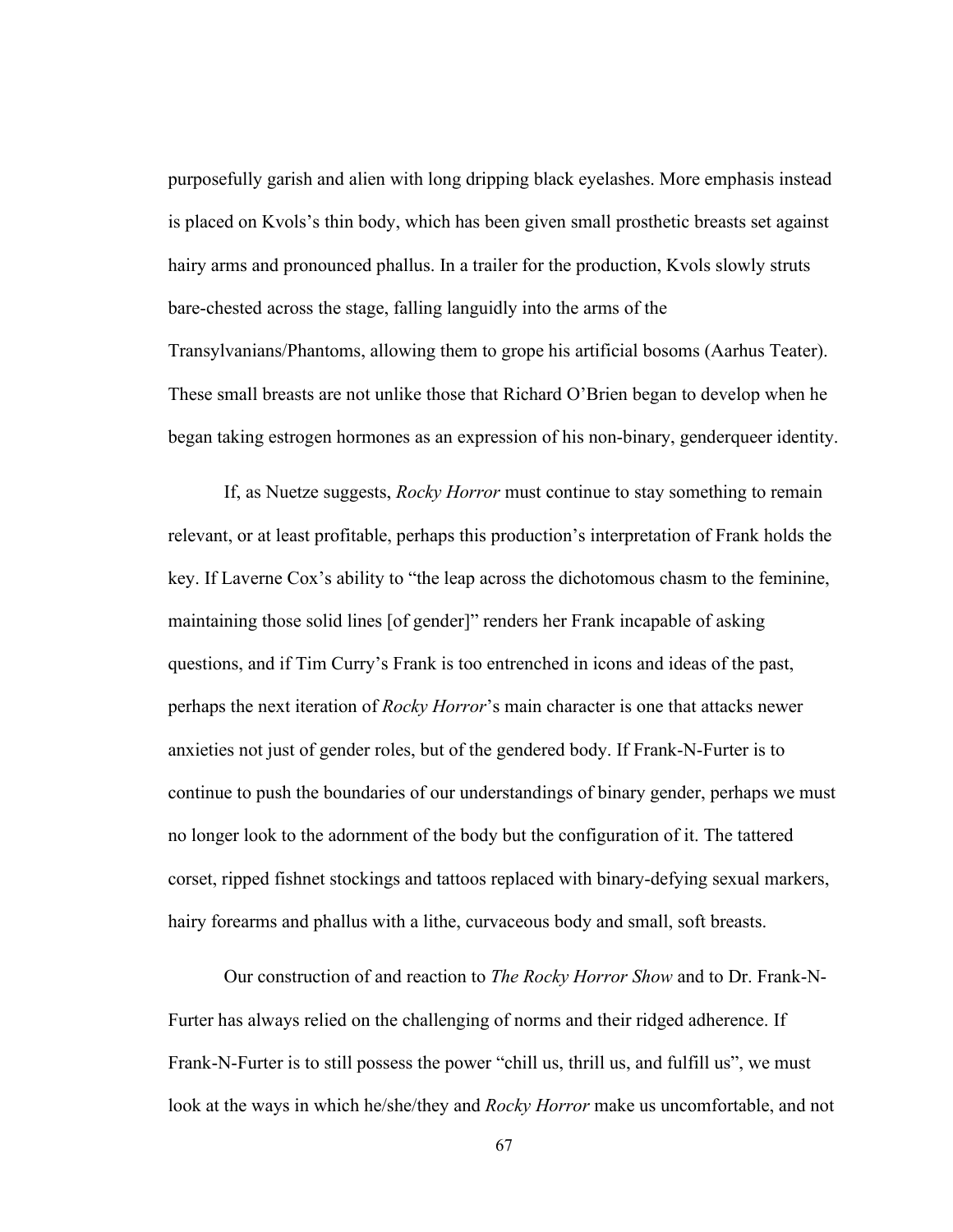purposefully garish and alien with long dripping black eyelashes. More emphasis instead is placed on Kvols's thin body, which has been given small prosthetic breasts set against hairy arms and pronounced phallus. In a trailer for the production, Kvols slowly struts bare-chested across the stage, falling languidly into the arms of the Transylvanians/Phantoms, allowing them to grope his artificial bosoms (Aarhus Teater). These small breasts are not unlike those that Richard O'Brien began to develop when he began taking estrogen hormones as an expression of his non-binary, genderqueer identity.

If, as Nuetze suggests, *Rocky Horror* must continue to stay something to remain relevant, or at least profitable, perhaps this production's interpretation of Frank holds the key. If Laverne Cox's ability to "the leap across the dichotomous chasm to the feminine, maintaining those solid lines [of gender]" renders her Frank incapable of asking questions, and if Tim Curry's Frank is too entrenched in icons and ideas of the past, perhaps the next iteration of *Rocky Horror*'s main character is one that attacks newer anxieties not just of gender roles, but of the gendered body. If Frank-N-Furter is to continue to push the boundaries of our understandings of binary gender, perhaps we must no longer look to the adornment of the body but the configuration of it. The tattered corset, ripped fishnet stockings and tattoos replaced with binary-defying sexual markers, hairy forearms and phallus with a lithe, curvaceous body and small, soft breasts.

Our construction of and reaction to *The Rocky Horror Show* and to Dr. Frank-N-Furter has always relied on the challenging of norms and their ridged adherence. If Frank-N-Furter is to still possess the power "chill us, thrill us, and fulfill us", we must look at the ways in which he/she/they and *Rocky Horror* make us uncomfortable, and not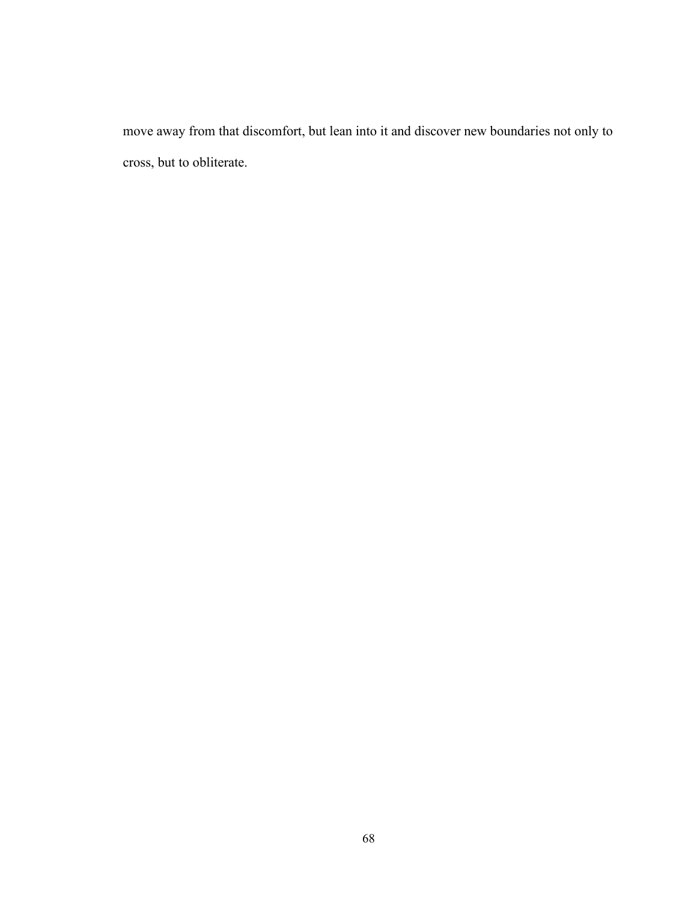move away from that discomfort, but lean into it and discover new boundaries not only to cross, but to obliterate.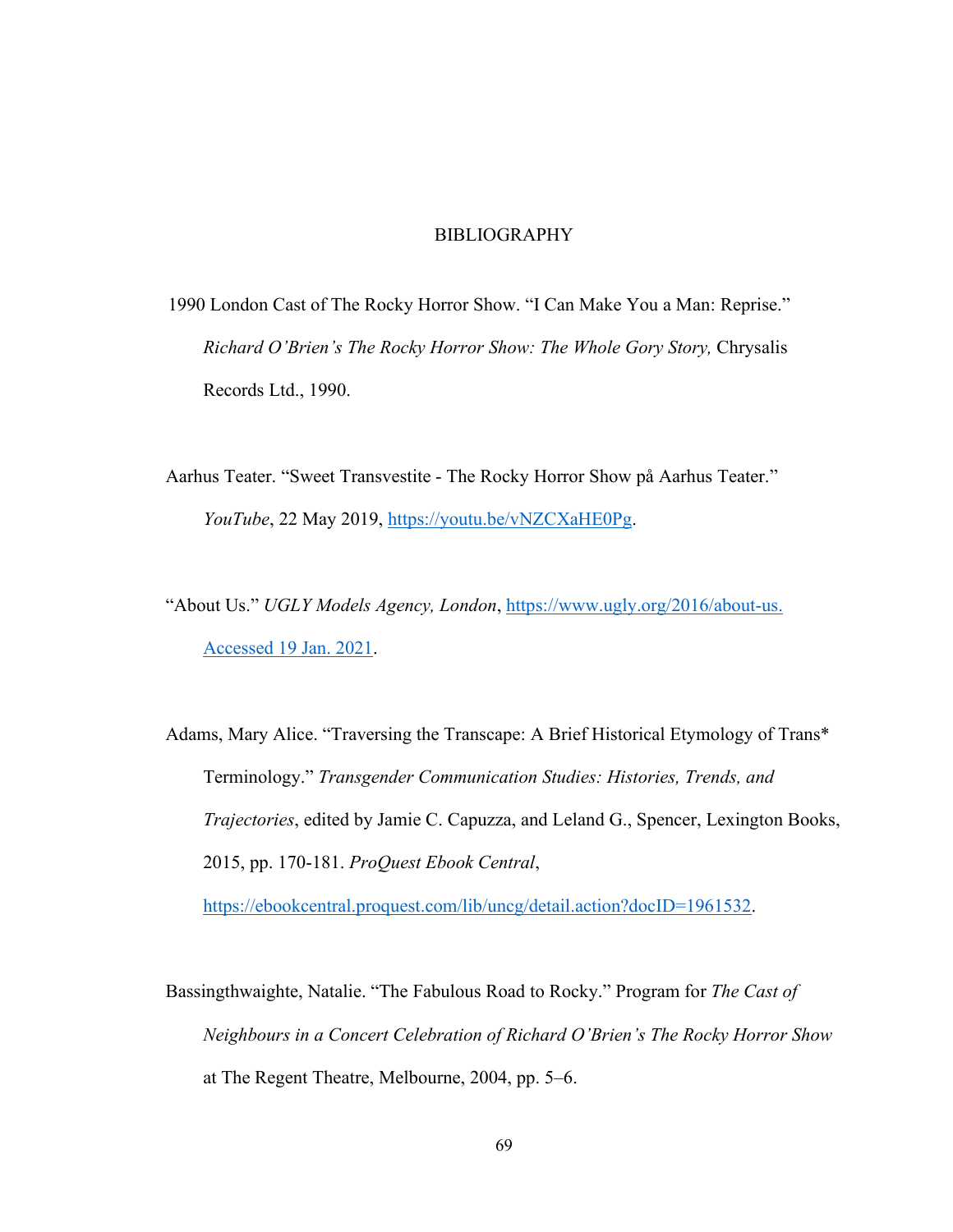# BIBLIOGRAPHY

1990 London Cast of The Rocky Horror Show. "I Can Make You a Man: Reprise." *Richard O'Brien's The Rocky Horror Show: The Whole Gory Story,* Chrysalis Records Ltd., 1990.

Aarhus Teater. "Sweet Transvestite - The Rocky Horror Show på Aarhus Teater." *YouTube*, 22 May 2019, https://youtu.be/vNZCXaHE0Pg.

"About Us." *UGLY Models Agency, London*, https://www.ugly.org/2016/about-us. Accessed 19 Jan. 2021.

Adams, Mary Alice. "Traversing the Transcape: A Brief Historical Etymology of Trans* Terminology." *Transgender Communication Studies: Histories, Trends, and Trajectories*, edited by Jamie C. Capuzza, and Leland G., Spencer, Lexington Books, 2015, pp. 170-181. *ProQuest Ebook Central*, https://ebookcentral.proquest.com/lib/uncg/detail.action?docID=1961532.

Bassingthwaighte, Natalie. "The Fabulous Road to Rocky." Program for *The Cast of Neighbours in a Concert Celebration of Richard O'Brien's The Rocky Horror Show* at The Regent Theatre, Melbourne, 2004, pp. 5–6.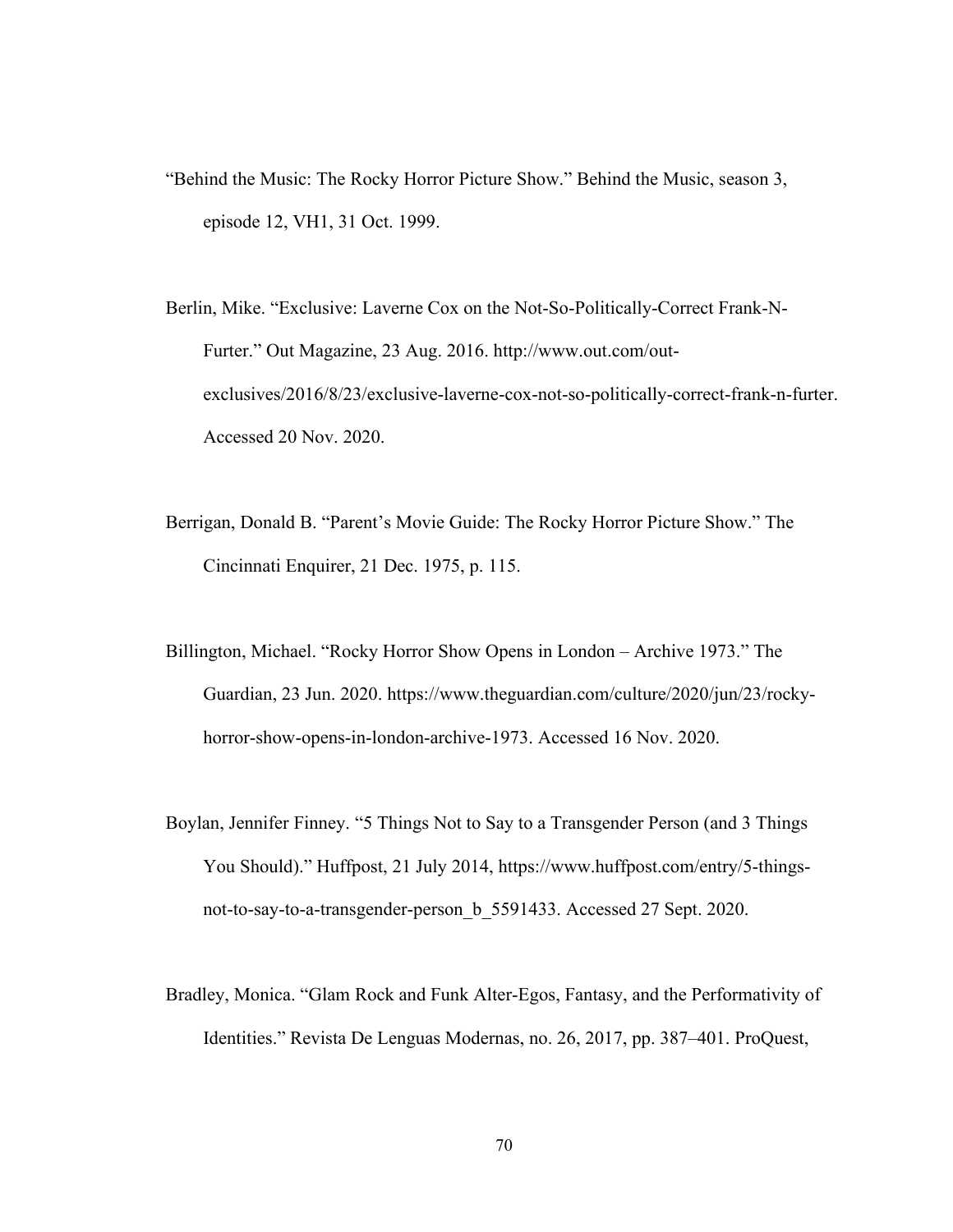"Behind the Music: The Rocky Horror Picture Show." Behind the Music, season 3, episode 12, VH1, 31 Oct. 1999.

Berlin, Mike. "Exclusive: Laverne Cox on the Not-So-Politically-Correct Frank-N-Furter." Out Magazine, 23 Aug. 2016. http://www.out.com/out-exclusives/2016/8/23/exclusive-laverne-cox-not-so-politically-correct-frank-n-furter. Accessed 20 Nov. 2020.

Berrigan, Donald B. "Parent's Movie Guide: The Rocky Horror Picture Show." The Cincinnati Enquirer, 21 Dec. 1975, p. 115.

Billington, Michael. "Rocky Horror Show Opens in London – Archive 1973." The Guardian, 23 Jun. 2020. https://www.theguardian.com/culture/2020/jun/23/rocky-horror-show-opens-in-london-archive-1973. Accessed 16 Nov. 2020.

Boylan, Jennifer Finney. "5 Things Not to Say to a Transgender Person (and 3 Things You Should)." Huffpost, 21 July 2014, https://www.huffpost.com/entry/5-things-not-to-say-to-a-transgender-person_b_5591433. Accessed 27 Sept. 2020.

Bradley, Monica. "Glam Rock and Funk Alter-Egos, Fantasy, and the Performativity of Identities." Revista De Lenguas Modernas, no. 26, 2017, pp. 387–401. ProQuest,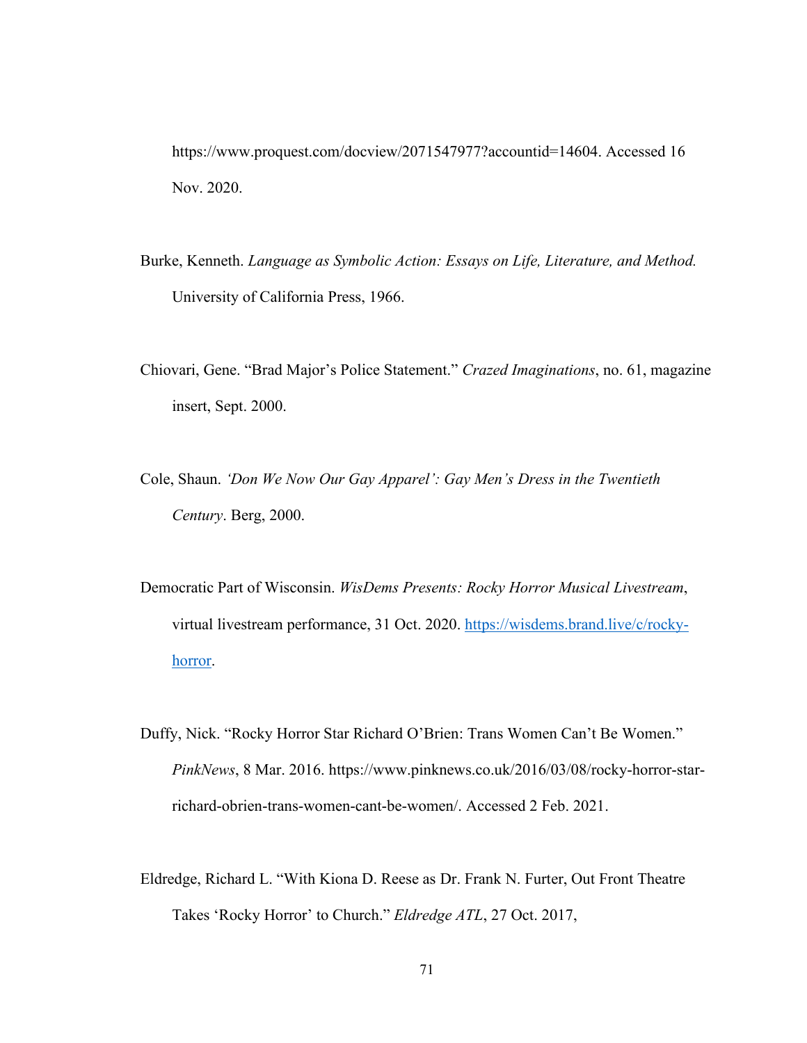https://www.proquest.com/docview/2071547977?accountid=14604. Accessed 16 Nov. 2020.

Burke, Kenneth. *Language as Symbolic Action: Essays on Life, Literature, and Method.* University of California Press, 1966.

Chiovari, Gene. "Brad Major's Police Statement." *Crazed Imaginations*, no. 61, magazine insert, Sept. 2000.

Cole, Shaun. *'Don We Now Our Gay Apparel': Gay Men's Dress in the Twentieth Century*. Berg, 2000.

Democratic Part of Wisconsin. *WisDems Presents: Rocky Horror Musical Livestream*, virtual livestream performance, 31 Oct. 2020. https://wisdems.brand.live/c/rocky-horror.

Duffy, Nick. "Rocky Horror Star Richard O'Brien: Trans Women Can't Be Women." *PinkNews*, 8 Mar. 2016. https://www.pinknews.co.uk/2016/03/08/rocky-horror-star-richard-obrien-trans-women-cant-be-women/. Accessed 2 Feb. 2021.

Eldredge, Richard L. "With Kiona D. Reese as Dr. Frank N. Furter, Out Front Theatre Takes 'Rocky Horror' to Church." *Eldredge ATL*, 27 Oct. 2017,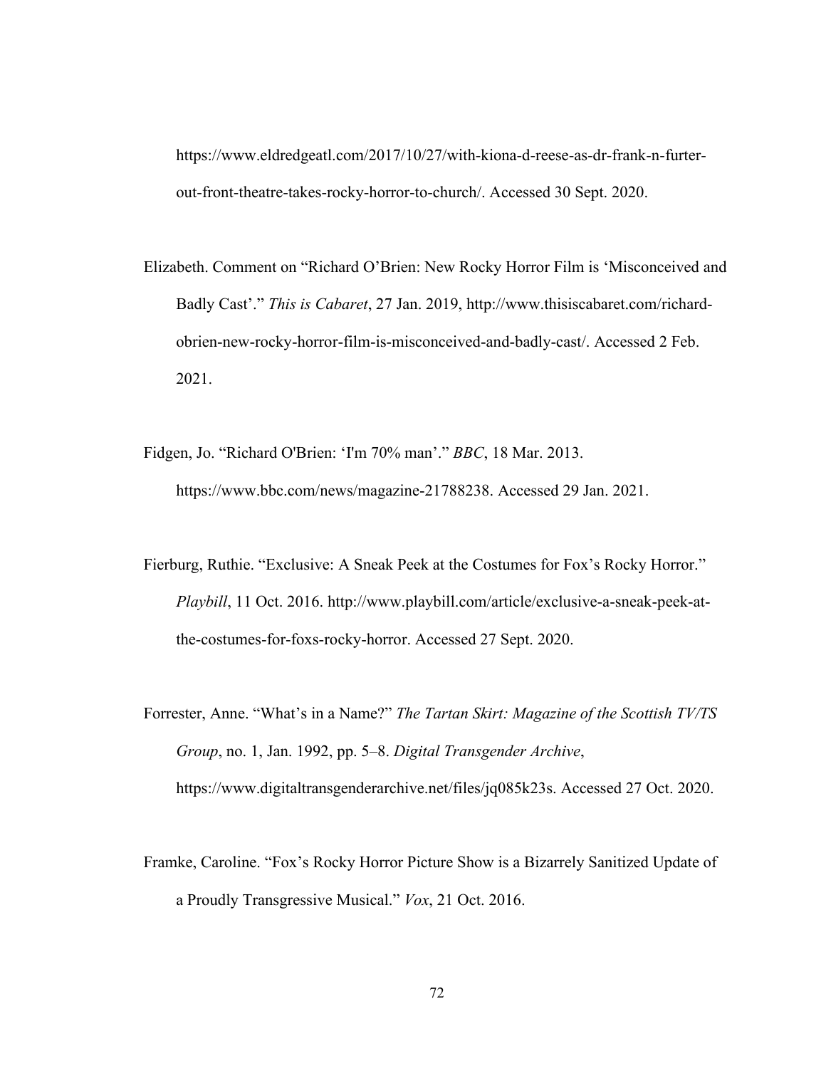https://www.eldredgeatl.com/2017/10/27/with-kiona-d-reese-as-dr-frank-n-furter-out-front-theatre-takes-rocky-horror-to-church/. Accessed 30 Sept. 2020.

Elizabeth. Comment on "Richard O'Brien: New Rocky Horror Film is 'Misconceived and Badly Cast'." *This is Cabaret*, 27 Jan. 2019, http://www.thisiscabaret.com/richard-obrien-new-rocky-horror-film-is-misconceived-and-badly-cast/. Accessed 2 Feb. 2021.

Fidgen, Jo. "Richard O'Brien: 'I'm 70% man'." *BBC*, 18 Mar. 2013. https://www.bbc.com/news/magazine-21788238. Accessed 29 Jan. 2021.

Fierburg, Ruthie. "Exclusive: A Sneak Peek at the Costumes for Fox's Rocky Horror." *Playbill*, 11 Oct. 2016. http://www.playbill.com/article/exclusive-a-sneak-peek-at-the-costumes-for-foxs-rocky-horror. Accessed 27 Sept. 2020.

Forrester, Anne. "What's in a Name?" *The Tartan Skirt: Magazine of the Scottish TV/TS Group*, no. 1, Jan. 1992, pp. 5–8. *Digital Transgender Archive*, https://www.digitaltransgenderarchive.net/files/jq085k23s. Accessed 27 Oct. 2020.

Framke, Caroline. "Fox's Rocky Horror Picture Show is a Bizarrely Sanitized Update of a Proudly Transgressive Musical." *Vox*, 21 Oct. 2016.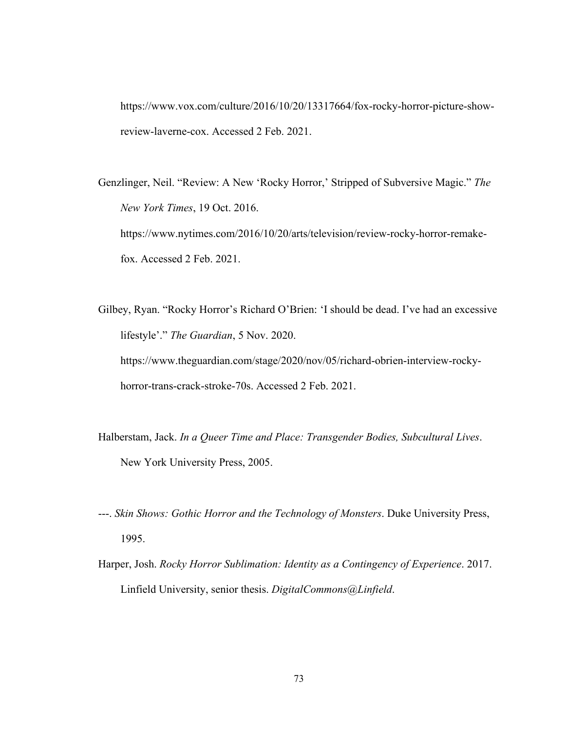https://www.vox.com/culture/2016/10/20/13317664/fox-rocky-horror-picture-show-review-laverne-cox. Accessed 2 Feb. 2021.

Genzlinger, Neil. "Review: A New 'Rocky Horror,' Stripped of Subversive Magic." *The New York Times*, 19 Oct. 2016. https://www.nytimes.com/2016/10/20/arts/television/review-rocky-horror-remake-fox. Accessed 2 Feb. 2021.

Gilbey, Ryan. "Rocky Horror's Richard O'Brien: 'I should be dead. I've had an excessive lifestyle'." *The Guardian*, 5 Nov. 2020. https://www.theguardian.com/stage/2020/nov/05/richard-obrien-interview-rocky-horror-trans-crack-stroke-70s. Accessed 2 Feb. 2021.

Halberstam, Jack. *In a Queer Time and Place: Transgender Bodies, Subcultural Lives*. New York University Press, 2005.

---. *Skin Shows: Gothic Horror and the Technology of Monsters*. Duke University Press, 1995.

Harper, Josh. *Rocky Horror Sublimation: Identity as a Contingency of Experience*. 2017. Linfield University, senior thesis. *DigitalCommons@Linfield*.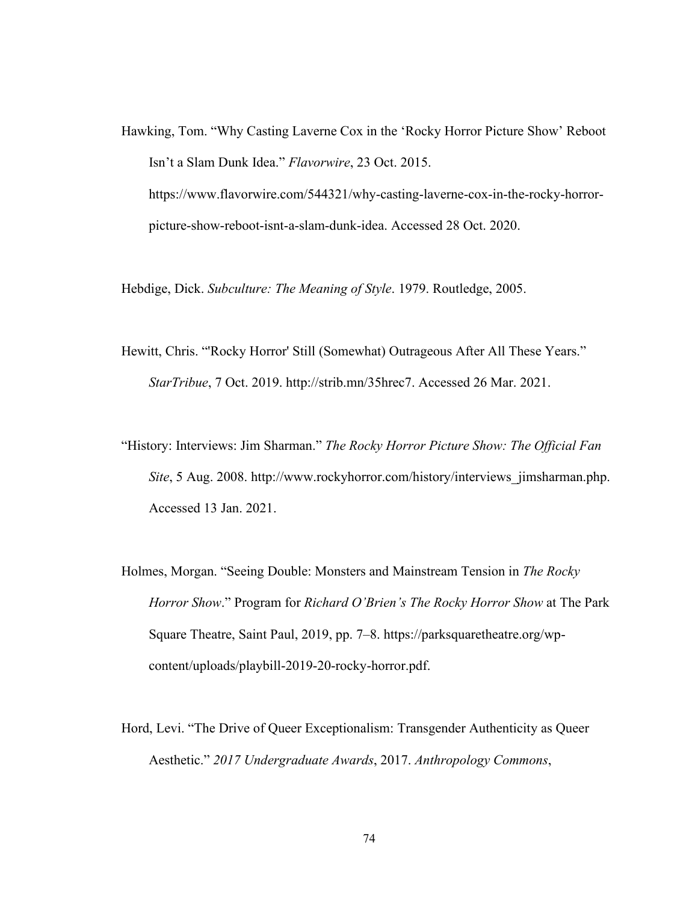Hawking, Tom. "Why Casting Laverne Cox in the 'Rocky Horror Picture Show' Reboot Isn't a Slam Dunk Idea." *Flavorwire*, 23 Oct. 2015. https://www.flavorwire.com/544321/why-casting-laverne-cox-in-the-rocky-horror-picture-show-reboot-isnt-a-slam-dunk-idea. Accessed 28 Oct. 2020.

Hebdige, Dick. *Subculture: The Meaning of Style*. 1979. Routledge, 2005.

Hewitt, Chris. "'Rocky Horror' Still (Somewhat) Outrageous After All These Years." *StarTribue*, 7 Oct. 2019. http://strib.mn/35hrec7. Accessed 26 Mar. 2021.

"History: Interviews: Jim Sharman." *The Rocky Horror Picture Show: The Official Fan Site*, 5 Aug. 2008. http://www.rockyhorror.com/history/interviews_jimsharman.php. Accessed 13 Jan. 2021.

Holmes, Morgan. "Seeing Double: Monsters and Mainstream Tension in *The Rocky Horror Show*." Program for *Richard O'Brien's The Rocky Horror Show* at The Park Square Theatre, Saint Paul, 2019, pp. 7–8. https://parksquaretheatre.org/wp-content/uploads/playbill-2019-20-rocky-horror.pdf.

Hord, Levi. "The Drive of Queer Exceptionalism: Transgender Authenticity as Queer Aesthetic." *2017 Undergraduate Awards*, 2017. *Anthropology Commons*,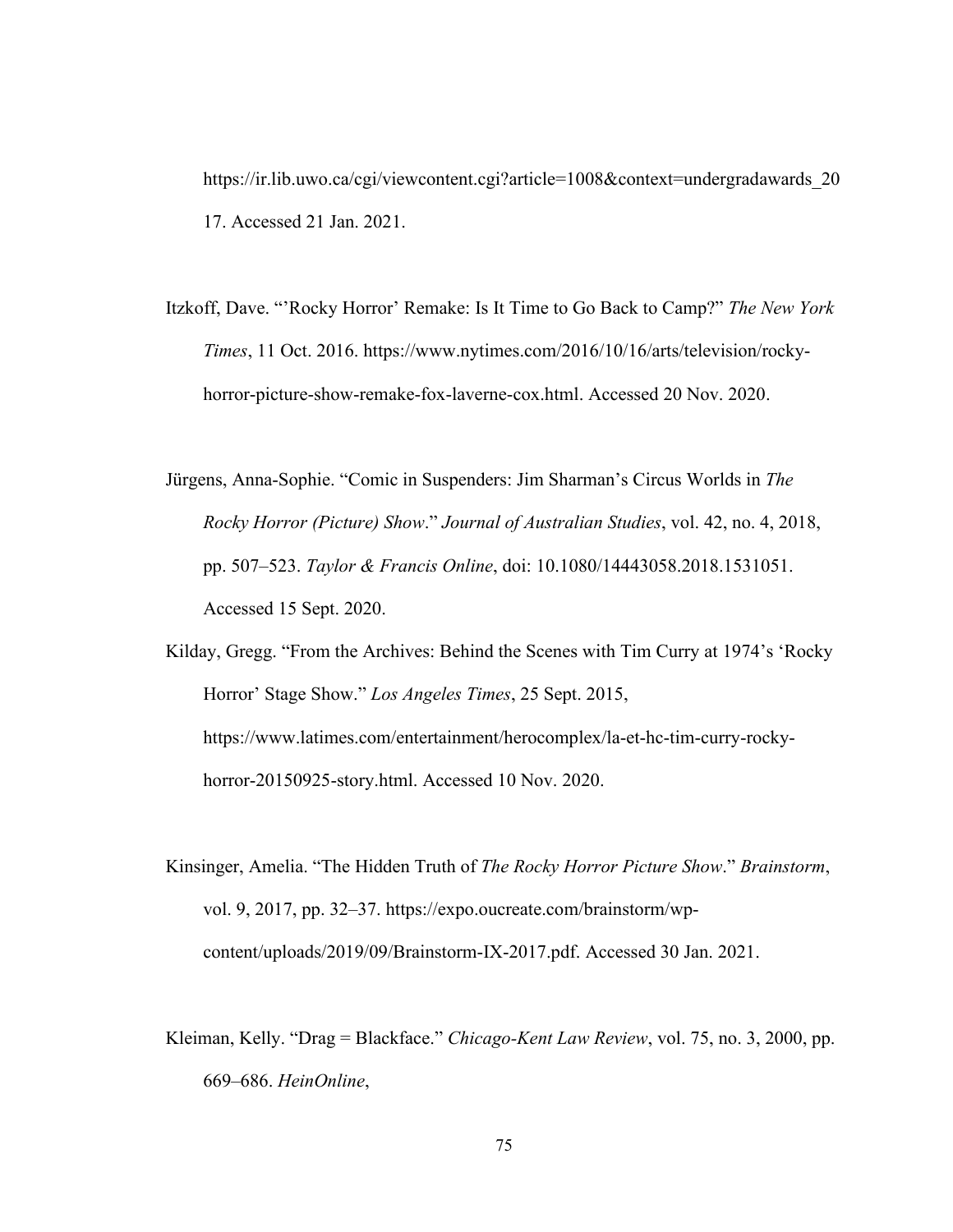https://ir.lib.uwo.ca/cgi/viewcontent.cgi?article=1008&context=undergradawards_2017. Accessed 21 Jan. 2021.

Itzkoff, Dave. "'Rocky Horror' Remake: Is It Time to Go Back to Camp?" *The New York Times*, 11 Oct. 2016. https://www.nytimes.com/2016/10/16/arts/television/rocky-horror-picture-show-remake-fox-laverne-cox.html. Accessed 20 Nov. 2020.

Jürgens, Anna-Sophie. "Comic in Suspenders: Jim Sharman's Circus Worlds in *The Rocky Horror (Picture) Show*." *Journal of Australian Studies*, vol. 42, no. 4, 2018, pp. 507–523. *Taylor & Francis Online*, doi: 10.1080/14443058.2018.1531051. Accessed 15 Sept. 2020.

Kilday, Gregg. "From the Archives: Behind the Scenes with Tim Curry at 1974's 'Rocky Horror' Stage Show." *Los Angeles Times*, 25 Sept. 2015, https://www.latimes.com/entertainment/herocomplex/la-et-hc-tim-curry-rocky-horror-20150925-story.html. Accessed 10 Nov. 2020.

Kinsinger, Amelia. "The Hidden Truth of *The Rocky Horror Picture Show*." *Brainstorm*, vol. 9, 2017, pp. 32–37. https://expo.oucreate.com/brainstorm/wp-content/uploads/2019/09/Brainstorm-IX-2017.pdf. Accessed 30 Jan. 2021.

Kleiman, Kelly. "Drag = Blackface." *Chicago-Kent Law Review*, vol. 75, no. 3, 2000, pp. 669–686. *HeinOnline*,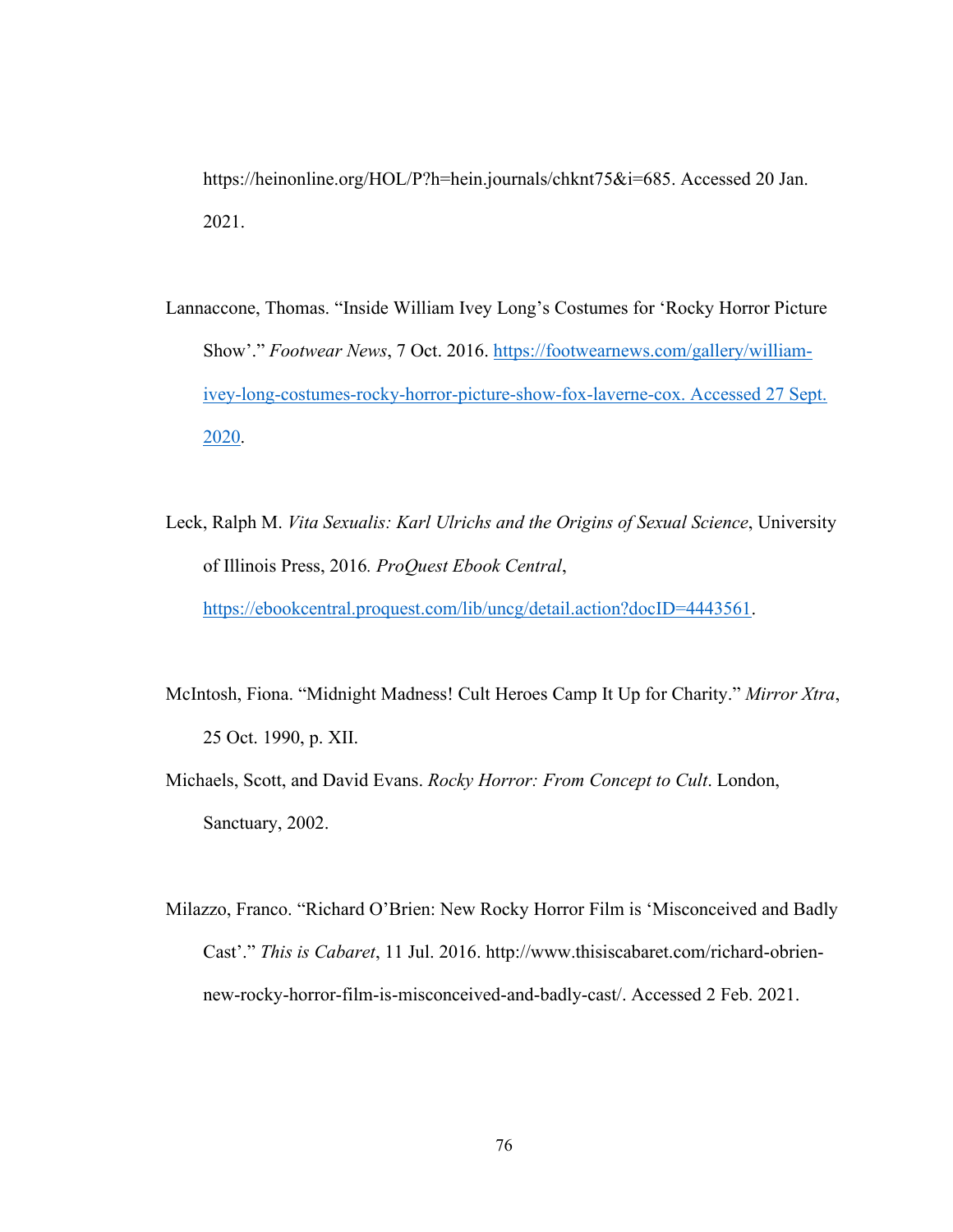https://heinonline.org/HOL/P?h=hein.journals/chknt75&i=685. Accessed 20 Jan. 2021.

Lannaccone, Thomas. "Inside William Ivey Long's Costumes for 'Rocky Horror Picture Show'." *Footwear News*, 7 Oct. 2016. https://footwearnews.com/gallery/william-ivey-long-costumes-rocky-horror-picture-show-fox-laverne-cox. Accessed 27 Sept. 2020.

Leck, Ralph M. *Vita Sexualis: Karl Ulrichs and the Origins of Sexual Science*, University of Illinois Press, 2016. *ProQuest Ebook Central*, https://ebookcentral.proquest.com/lib/uncg/detail.action?docID=4443561.

McIntosh, Fiona. "Midnight Madness! Cult Heroes Camp It Up for Charity." *Mirror Xtra*, 25 Oct. 1990, p. XII.

Michaels, Scott, and David Evans. *Rocky Horror: From Concept to Cult*. London, Sanctuary, 2002.

Milazzo, Franco. "Richard O'Brien: New Rocky Horror Film is 'Misconceived and Badly Cast'." *This is Cabaret*, 11 Jul. 2016. http://www.thisiscabaret.com/richard-obrien-new-rocky-horror-film-is-misconceived-and-badly-cast/. Accessed 2 Feb. 2021.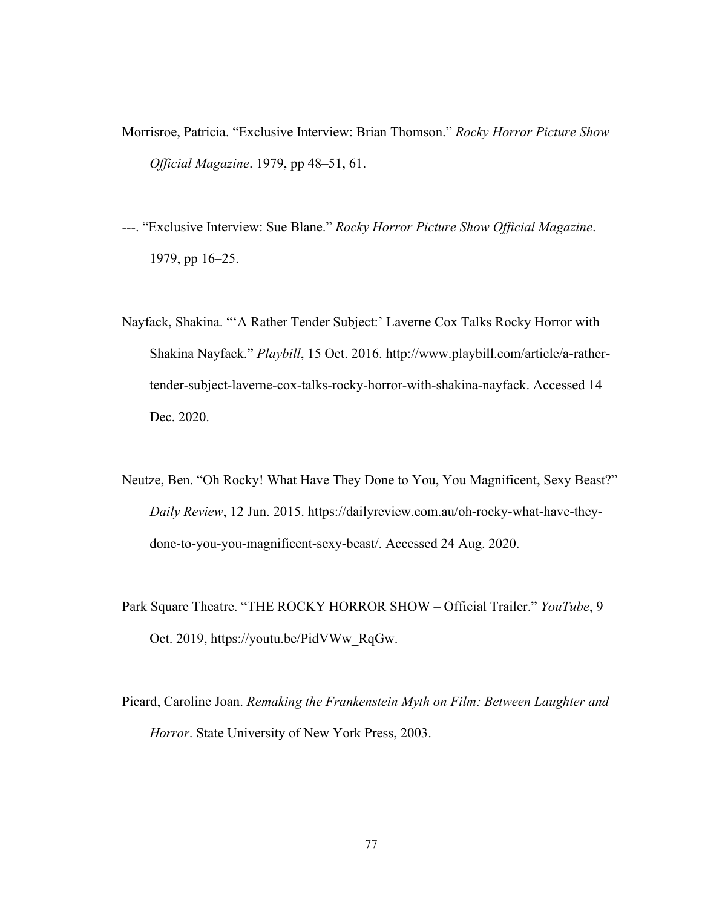Morrisroe, Patricia. "Exclusive Interview: Brian Thomson." *Rocky Horror Picture Show Official Magazine*. 1979, pp 48–51, 61.

---. "Exclusive Interview: Sue Blane." *Rocky Horror Picture Show Official Magazine*. 1979, pp 16–25.

Nayfack, Shakina. "'A Rather Tender Subject:' Laverne Cox Talks Rocky Horror with Shakina Nayfack." *Playbill*, 15 Oct. 2016. http://www.playbill.com/article/a-rather-tender-subject-laverne-cox-talks-rocky-horror-with-shakina-nayfack. Accessed 14 Dec. 2020.

Neutze, Ben. "Oh Rocky! What Have They Done to You, You Magnificent, Sexy Beast?" *Daily Review*, 12 Jun. 2015. https://dailyreview.com.au/oh-rocky-what-have-they-done-to-you-you-magnificent-sexy-beast/. Accessed 24 Aug. 2020.

Park Square Theatre. "THE ROCKY HORROR SHOW – Official Trailer." *YouTube*, 9 Oct. 2019, https://youtu.be/PidVWw_RqGw.

Picard, Caroline Joan. *Remaking the Frankenstein Myth on Film: Between Laughter and Horror*. State University of New York Press, 2003.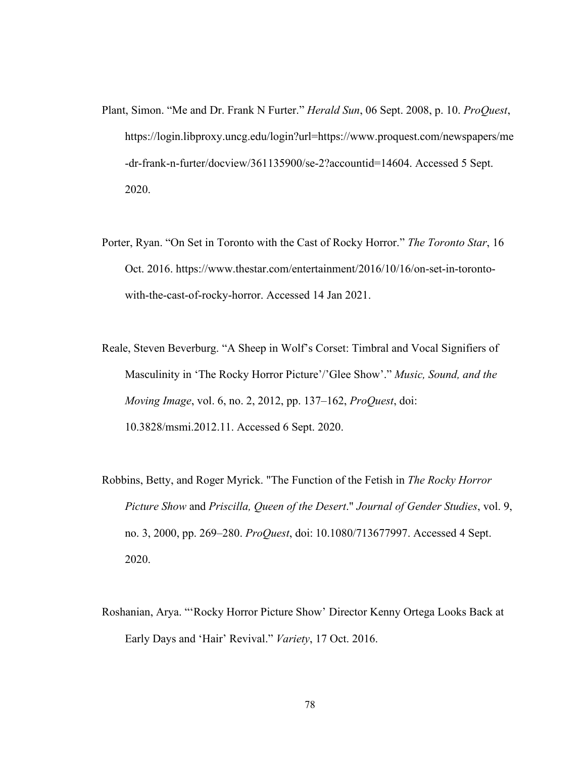Plant, Simon. "Me and Dr. Frank N Furter." *Herald Sun*, 06 Sept. 2008, p. 10. *ProQuest*, https://login.libproxy.uncg.edu/login?url=https://www.proquest.com/newspapers/me-dr-frank-n-furter/docview/361135900/se-2?accountid=14604. Accessed 5 Sept. 2020.

Porter, Ryan. "On Set in Toronto with the Cast of Rocky Horror." *The Toronto Star*, 16 Oct. 2016. https://www.thestar.com/entertainment/2016/10/16/on-set-in-toronto-with-the-cast-of-rocky-horror. Accessed 14 Jan 2021.

Reale, Steven Beverburg. "A Sheep in Wolf's Corset: Timbral and Vocal Signifiers of Masculinity in 'The Rocky Horror Picture'/'Glee Show'." *Music, Sound, and the Moving Image*, vol. 6, no. 2, 2012, pp. 137–162, *ProQuest*, doi: 10.3828/msmi.2012.11. Accessed 6 Sept. 2020.

Robbins, Betty, and Roger Myrick. "The Function of the Fetish in *The Rocky Horror Picture Show* and *Priscilla, Queen of the Desert*." *Journal of Gender Studies*, vol. 9, no. 3, 2000, pp. 269–280. *ProQuest*, doi: 10.1080/713677997. Accessed 4 Sept. 2020.

Roshanian, Arya. "'Rocky Horror Picture Show' Director Kenny Ortega Looks Back at Early Days and 'Hair' Revival." *Variety*, 17 Oct. 2016.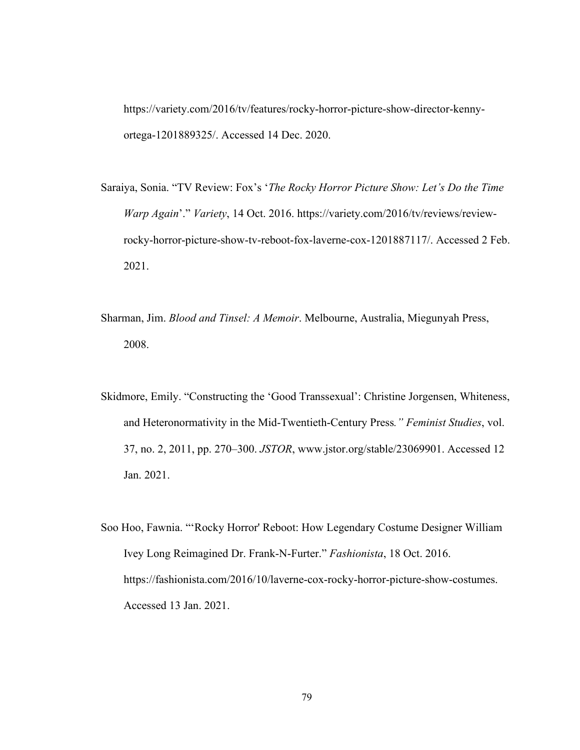https://variety.com/2016/tv/features/rocky-horror-picture-show-director-kenny-ortega-1201889325/. Accessed 14 Dec. 2020.

Saraiya, Sonia. "TV Review: Fox's '*The Rocky Horror Picture Show: Let's Do the Time Warp Again*'." *Variety*, 14 Oct. 2016. https://variety.com/2016/tv/reviews/review-rocky-horror-picture-show-tv-reboot-fox-laverne-cox-1201887117/. Accessed 2 Feb. 2021.

Sharman, Jim. *Blood and Tinsel: A Memoir*. Melbourne, Australia, Miegunyah Press, 2008.

Skidmore, Emily. "Constructing the 'Good Transsexual': Christine Jorgensen, Whiteness, and Heteronormativity in the Mid-Twentieth-Century Press*." Feminist Studies*, vol. 37, no. 2, 2011, pp. 270–300. *JSTOR*, www.jstor.org/stable/23069901. Accessed 12 Jan. 2021.

Soo Hoo, Fawnia. "'Rocky Horror' Reboot: How Legendary Costume Designer William Ivey Long Reimagined Dr. Frank-N-Furter." *Fashionista*, 18 Oct. 2016. https://fashionista.com/2016/10/laverne-cox-rocky-horror-picture-show-costumes. Accessed 13 Jan. 2021.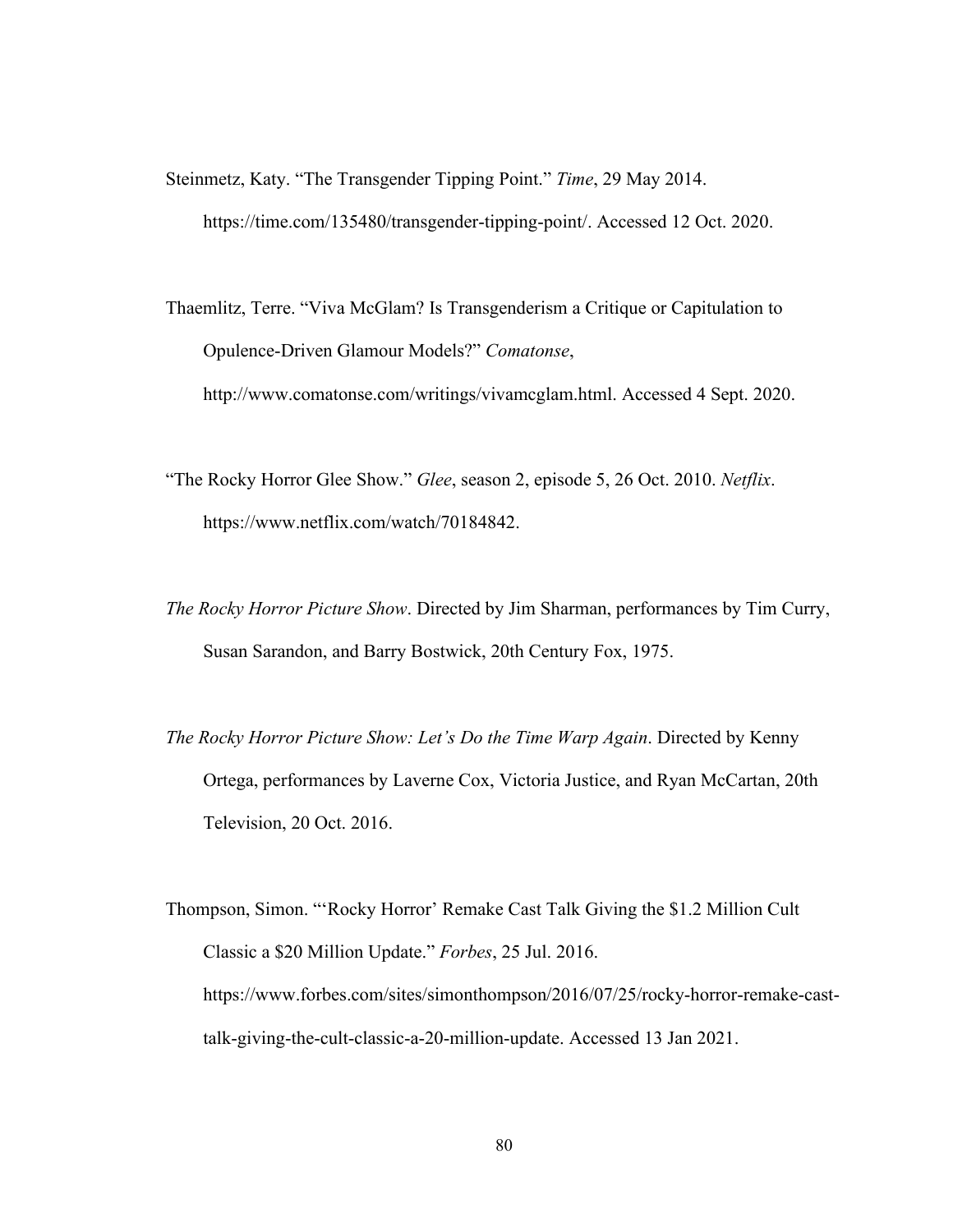Steinmetz, Katy. "The Transgender Tipping Point." *Time*, 29 May 2014. https://time.com/135480/transgender-tipping-point/. Accessed 12 Oct. 2020.

Thaemlitz, Terre. "Viva McGlam? Is Transgenderism a Critique or Capitulation to Opulence-Driven Glamour Models?" *Comatonse*, http://www.comatonse.com/writings/vivamcglam.html. Accessed 4 Sept. 2020.

"The Rocky Horror Glee Show." *Glee*, season 2, episode 5, 26 Oct. 2010. *Netflix*. https://www.netflix.com/watch/70184842.

*The Rocky Horror Picture Show*. Directed by Jim Sharman, performances by Tim Curry, Susan Sarandon, and Barry Bostwick, 20th Century Fox, 1975.

*The Rocky Horror Picture Show: Let's Do the Time Warp Again*. Directed by Kenny Ortega, performances by Laverne Cox, Victoria Justice, and Ryan McCartan, 20th Television, 20 Oct. 2016.

Thompson, Simon. "'Rocky Horror' Remake Cast Talk Giving the $1.2 Million Cult Classic a $20 Million Update." *Forbes*, 25 Jul. 2016. https://www.forbes.com/sites/simonthompson/2016/07/25/rocky-horror-remake-cast-talk-giving-the-cult-classic-a-20-million-update. Accessed 13 Jan 2021.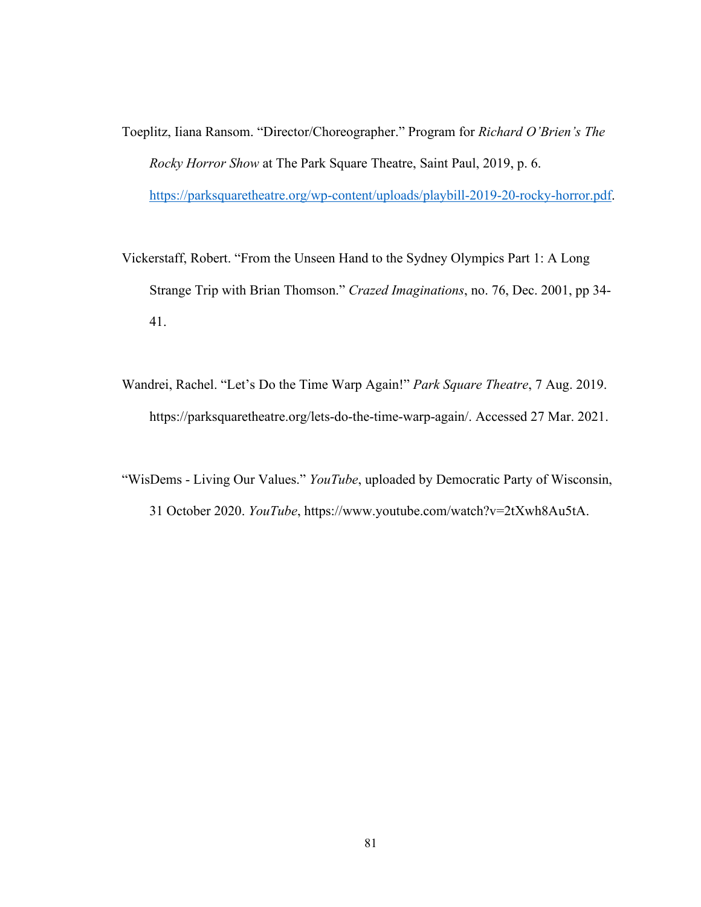Toeplitz, Iiana Ransom. "Director/Choreographer." Program for *Richard O'Brien's The Rocky Horror Show* at The Park Square Theatre, Saint Paul, 2019, p. 6. https://parksquaretheatre.org/wp-content/uploads/playbill-2019-20-rocky-horror.pdf.

Vickerstaff, Robert. "From the Unseen Hand to the Sydney Olympics Part 1: A Long Strange Trip with Brian Thomson." *Crazed Imaginations*, no. 76, Dec. 2001, pp 34-41.

Wandrei, Rachel. "Let's Do the Time Warp Again!" *Park Square Theatre*, 7 Aug. 2019. https://parksquaretheatre.org/lets-do-the-time-warp-again/. Accessed 27 Mar. 2021.

"WisDems - Living Our Values." *YouTube*, uploaded by Democratic Party of Wisconsin, 31 October 2020. *YouTube*, https://www.youtube.com/watch?v=2tXwh8Au5tA.